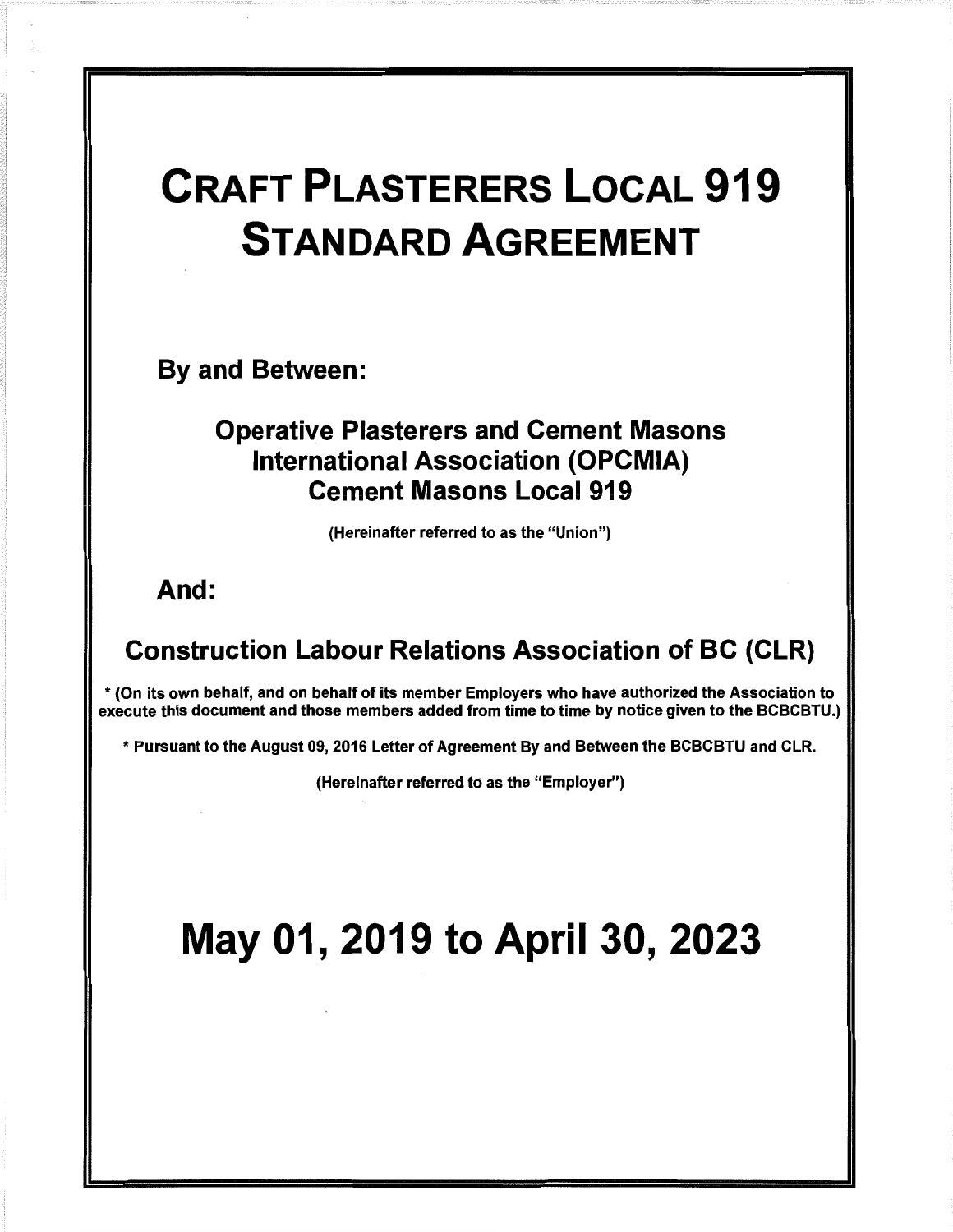# CRAFT PLASTERERS LOCAL 919 STANDARD AGREEMENT

**By and Between:**

**Operative Plasterers and Cement Masons International Association (OPCMIA) Cement Masons Local 919**

(Hereinafter referred to as the "Union")

**And:**

**Construction Labour Relations Association of BC (CLR)**

* (On its own behalf, and on behalf of its member Employers who have authorized the Association to execute this document and those members added from time to time by notice given to the BCBCBTU.)

* Pursuant to the August 09, 2016 Letter of Agreement By and Between the BCBCBTU and CLR.

(Hereinafter referred to as the "Employer")

# May 01, 2019 to April 30, 2023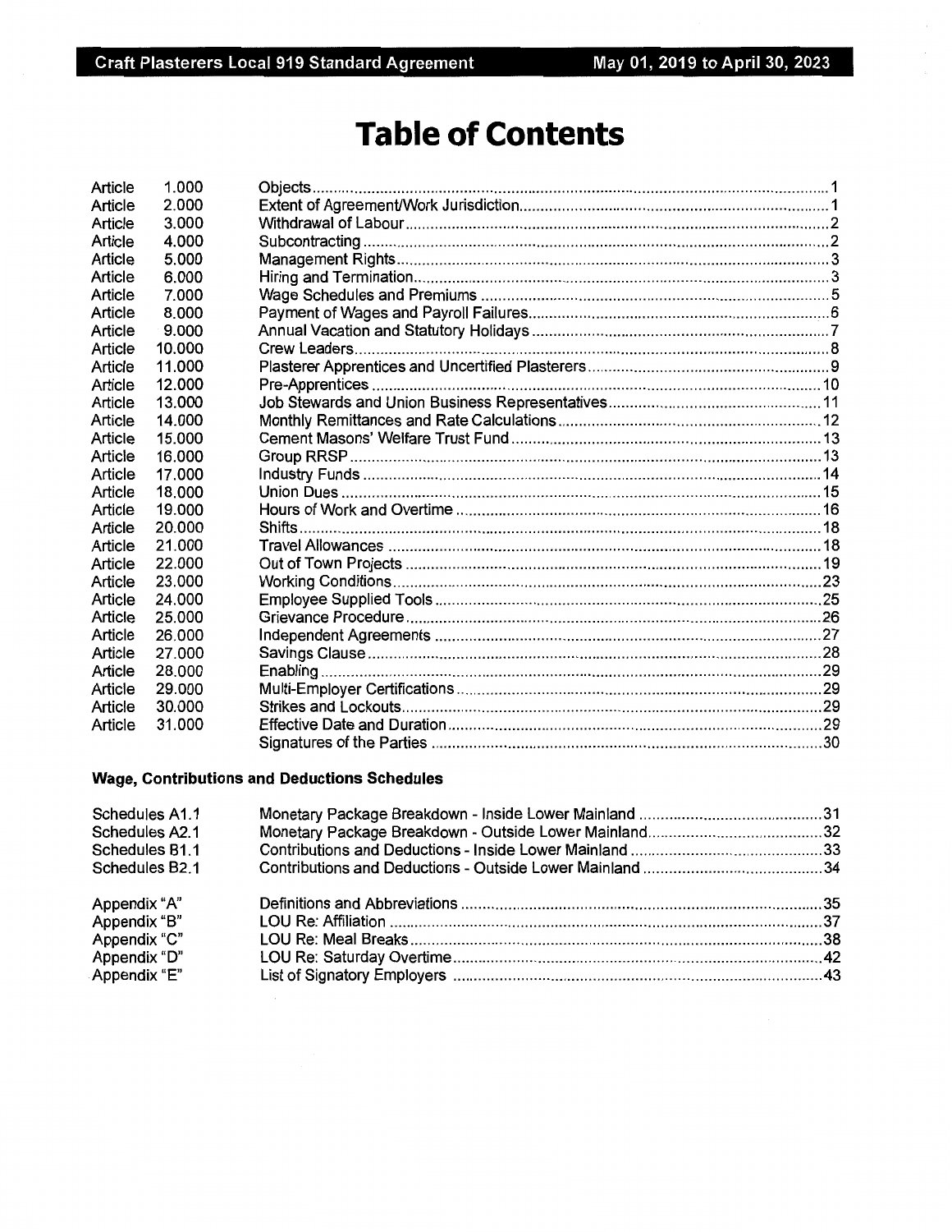# Table of Contents

| | | | |
|---|---|---|---|
| Article | 1.000 | Objects | 1 |
| Article | 2.000 | Extent of Agreement/Work Jurisdiction | 1 |
| Article | 3.000 | Withdrawal of Labour | 2 |
| Article | 4.000 | Subcontracting | 2 |
| Article | 5.000 | Management Rights | 3 |
| Article | 6.000 | Hiring and Termination | 3 |
| Article | 7.000 | Wage Schedules and Premiums | 5 |
| Article | 8.000 | Payment of Wages and Payroll Failures | 6 |
| Article | 9.000 | Annual Vacation and Statutory Holidays | 7 |
| Article | 10.000 | Crew Leaders | 8 |
| Article | 11.000 | Plasterer Apprentices and Uncertified Plasterers | 9 |
| Article | 12.000 | Pre-Apprentices | 10 |
| Article | 13.000 | Job Stewards and Union Business Representatives | 11 |
| Article | 14.000 | Monthly Remittances and Rate Calculations | 12 |
| Article | 15.000 | Cement Masons' Welfare Trust Fund | 13 |
| Article | 16.000 | Group RRSP | 13 |
| Article | 17.000 | Industry Funds | 14 |
| Article | 18.000 | Union Dues | 15 |
| Article | 19.000 | Hours of Work and Overtime | 16 |
| Article | 20.000 | Shifts | 18 |
| Article | 21.000 | Travel Allowances | 18 |
| Article | 22.000 | Out of Town Projects | 19 |
| Article | 23.000 | Working Conditions | 23 |
| Article | 24.000 | Employee Supplied Tools | 25 |
| Article | 25.000 | Grievance Procedure | 26 |
| Article | 26.000 | Independent Agreements | 27 |
| Article | 27.000 | Savings Clause | 28 |
| Article | 28.000 | Enabling | 29 |
| Article | 29.000 | Multi-Employer Certifications | 29 |
| Article | 30.000 | Strikes and Lockouts | 29 |
| Article | 31.000 | Effective Date and Duration | 29 |
| | | Signatures of the Parties | 30 |

**Wage, Contributions and Deductions Schedules**

| | | |
|---|---|---|
| Schedules A1.1 | Monetary Package Breakdown - Inside Lower Mainland | 31 |
| Schedules A2.1 | Monetary Package Breakdown - Outside Lower Mainland | 32 |
| Schedules B1.1 | Contributions and Deductions - Inside Lower Mainland | 33 |
| Schedules B2.1 | Contributions and Deductions - Outside Lower Mainland | 34 |
| Appendix "A" | Definitions and Abbreviations | 35 |
| Appendix "B" | LOU Re: Affiliation | 37 |
| Appendix "C" | LOU Re: Meal Breaks | 38 |
| Appendix "D" | LOU Re: Saturday Overtime | 42 |
| Appendix "E" | List of Signatory Employers | 43 |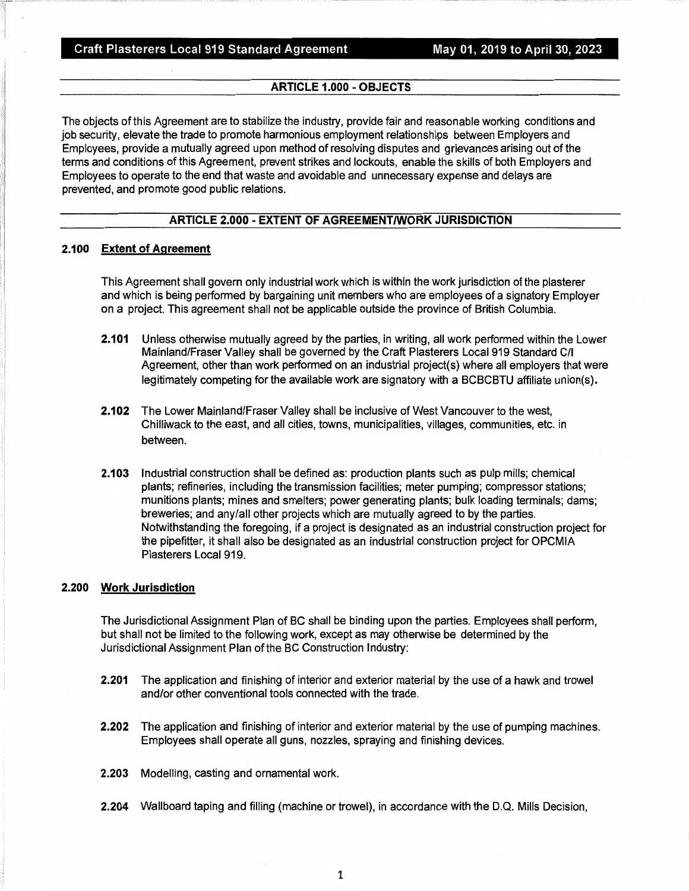## ARTICLE 1.000 - OBJECTS

The objects of this Agreement are to stabilize the industry, provide fair and reasonable working conditions and job security, elevate the trade to promote harmonious employment relationships between Employers and Employees, provide a mutually agreed upon method of resolving disputes and grievances arising out of the terms and conditions of this Agreement, prevent strikes and lockouts, enable the skills of both Employers and Employees to operate to the end that waste and avoidable and unnecessary expense and delays are prevented, and promote good public relations.

## ARTICLE 2.000 - EXTENT OF AGREEMENT/WORK JURISDICTION

### 2.100 Extent of Agreement

This Agreement shall govern only industrial work which is within the work jurisdiction of the plasterer and which is being performed by bargaining unit members who are employees of a signatory Employer on a project. This agreement shall not be applicable outside the province of British Columbia.

**2.101** Unless otherwise mutually agreed by the parties, in writing, all work performed within the Lower Mainland/Fraser Valley shall be governed by the Craft Plasterers Local 919 Standard C/I Agreement, other than work performed on an industrial project(s) where all employers that were legitimately competing for the available work are signatory with a BCBCBTU affiliate union(s).

**2.102** The Lower Mainland/Fraser Valley shall be inclusive of West Vancouver to the west, Chilliwack to the east, and all cities, towns, municipalities, villages, communities, etc. in between.

**2.103** Industrial construction shall be defined as: production plants such as pulp mills; chemical plants; refineries, including the transmission facilities; meter pumping; compressor stations; munitions plants; mines and smelters; power generating plants; bulk loading terminals; dams; breweries; and any/all other projects which are mutually agreed to by the parties. Notwithstanding the foregoing, if a project is designated as an industrial construction project for the pipefitter, it shall also be designated as an industrial construction project for OPCMIA Plasterers Local 919.

### 2.200 Work Jurisdiction

The Jurisdictional Assignment Plan of BC shall be binding upon the parties. Employees shall perform, but shall not be limited to the following work, except as may otherwise be determined by the Jurisdictional Assignment Plan of the BC Construction Industry:

**2.201** The application and finishing of interior and exterior material by the use of a hawk and trowel and/or other conventional tools connected with the trade.

**2.202** The application and finishing of interior and exterior material by the use of pumping machines. Employees shall operate all guns, nozzles, spraying and finishing devices.

**2.203** Modelling, casting and ornamental work.

**2.204** Wallboard taping and filling (machine or trowel), in accordance with the D.Q. Mills Decision,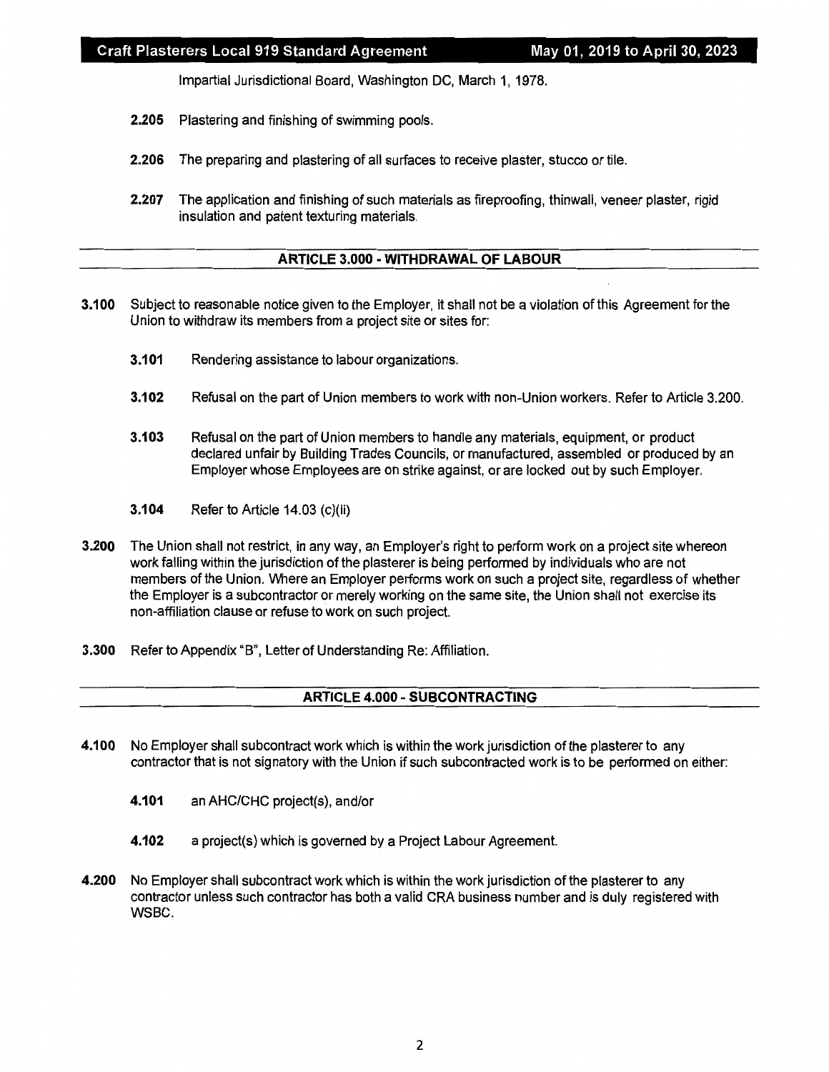Impartial Jurisdictional Board, Washington DC, March 1, 1978.

**2.205** Plastering and finishing of swimming pools.

**2.206** The preparing and plastering of all surfaces to receive plaster, stucco or tile.

**2.207** The application and finishing of such materials as fireproofing, thinwall, veneer plaster, rigid insulation and patent texturing materials.

## ARTICLE 3.000 - WITHDRAWAL OF LABOUR

**3.100** Subject to reasonable notice given to the Employer, it shall not be a violation of this Agreement for the Union to withdraw its members from a project site or sites for:

**3.101** Rendering assistance to labour organizations.

**3.102** Refusal on the part of Union members to work with non-Union workers. Refer to Article 3.200.

**3.103** Refusal on the part of Union members to handle any materials, equipment, or product declared unfair by Building Trades Councils, or manufactured, assembled or produced by an Employer whose Employees are on strike against, or are locked out by such Employer.

**3.104** Refer to Article 14.03 (c)(ii)

**3.200** The Union shall not restrict, in any way, an Employer's right to perform work on a project site whereon work falling within the jurisdiction of the plasterer is being performed by individuals who are not members of the Union. Where an Employer performs work on such a project site, regardless of whether the Employer is a subcontractor or merely working on the same site, the Union shall not exercise its non-affiliation clause or refuse to work on such project.

**3.300** Refer to Appendix "B", Letter of Understanding Re: Affiliation.

## ARTICLE 4.000 - SUBCONTRACTING

**4.100** No Employer shall subcontract work which is within the work jurisdiction of the plasterer to any contractor that is not signatory with the Union if such subcontracted work is to be performed on either:

**4.101** an AHC/CHC project(s), and/or

**4.102** a project(s) which is governed by a Project Labour Agreement.

**4.200** No Employer shall subcontract work which is within the work jurisdiction of the plasterer to any contractor unless such contractor has both a valid CRA business number and is duly registered with WSBC.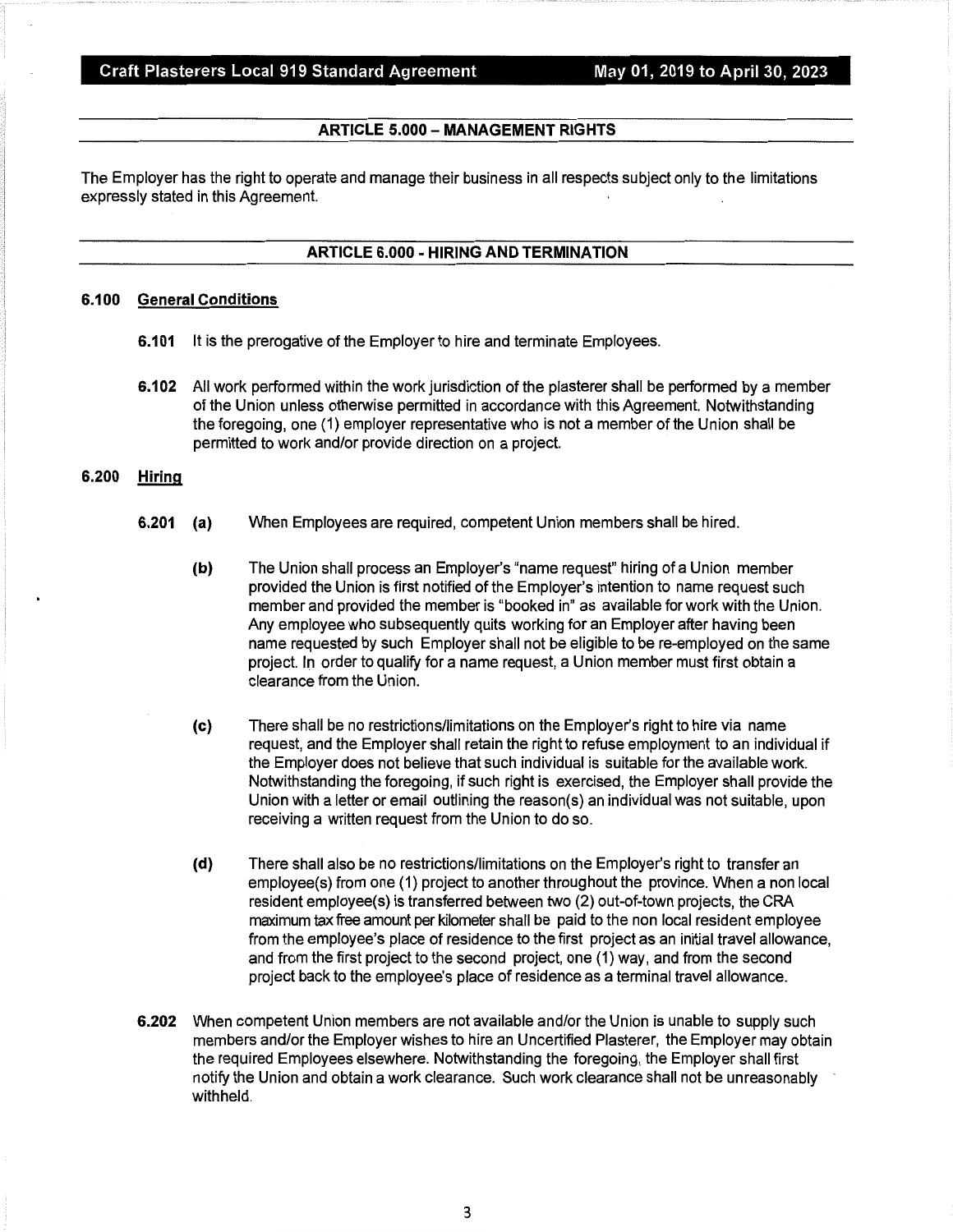## ARTICLE 5.000 – MANAGEMENT RIGHTS

The Employer has the right to operate and manage their business in all respects subject only to the limitations expressly stated in this Agreement.

## ARTICLE 6.000 - HIRING AND TERMINATION

### 6.100 General Conditions

**6.101** It is the prerogative of the Employer to hire and terminate Employees.

**6.102** All work performed within the work jurisdiction of the plasterer shall be performed by a member of the Union unless otherwise permitted in accordance with this Agreement. Notwithstanding the foregoing, one (1) employer representative who is not a member of the Union shall be permitted to work and/or provide direction on a project.

### 6.200 Hiring

**6.201** **(a)** When Employees are required, competent Union members shall be hired.

**(b)** The Union shall process an Employer's "name request" hiring of a Union member provided the Union is first notified of the Employer's intention to name request such member and provided the member is "booked in" as available for work with the Union. Any employee who subsequently quits working for an Employer after having been name requested by such Employer shall not be eligible to be re-employed on the same project. In order to qualify for a name request, a Union member must first obtain a clearance from the Union.

**(c)** There shall be no restrictions/limitations on the Employer's right to hire via name request, and the Employer shall retain the right to refuse employment to an individual if the Employer does not believe that such individual is suitable for the available work. Notwithstanding the foregoing, if such right is exercised, the Employer shall provide the Union with a letter or email outlining the reason(s) an individual was not suitable, upon receiving a written request from the Union to do so.

**(d)** There shall also be no restrictions/limitations on the Employer's right to transfer an employee(s) from one (1) project to another throughout the province. When a non local resident employee(s) is transferred between two (2) out-of-town projects, the CRA maximum tax free amount per kilometer shall be paid to the non local resident employee from the employee's place of residence to the first project as an initial travel allowance, and from the first project to the second project, one (1) way, and from the second project back to the employee's place of residence as a terminal travel allowance.

**6.202** When competent Union members are not available and/or the Union is unable to supply such members and/or the Employer wishes to hire an Uncertified Plasterer, the Employer may obtain the required Employees elsewhere. Notwithstanding the foregoing, the Employer shall first notify the Union and obtain a work clearance. Such work clearance shall not be unreasonably withheld.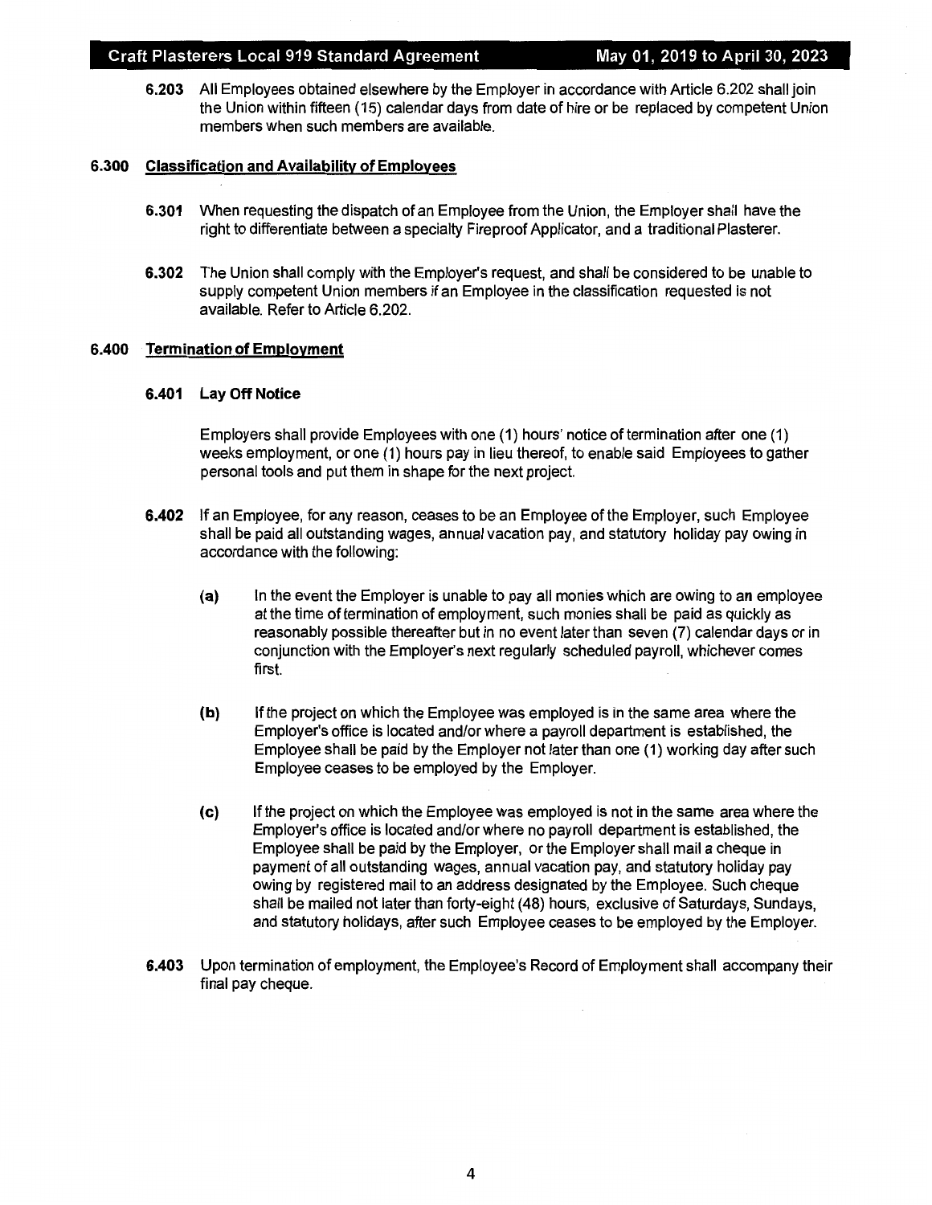**6.203** All Employees obtained elsewhere by the Employer in accordance with Article 6.202 shall join the Union within fifteen (15) calendar days from date of hire or be replaced by competent Union members when such members are available.

## 6.300 Classification and Availability of Employees

**6.301** When requesting the dispatch of an Employee from the Union, the Employer shall have the right to differentiate between a specialty Fireproof Applicator, and a traditional Plasterer.

**6.302** The Union shall comply with the Employer's request, and shall be considered to be unable to supply competent Union members if an Employee in the classification requested is not available. Refer to Article 6.202.

## 6.400 Termination of Employment

### 6.401 Lay Off Notice

Employers shall provide Employees with one (1) hours' notice of termination after one (1) weeks employment, or one (1) hours pay in lieu thereof, to enable said Employees to gather personal tools and put them in shape for the next project.

**6.402** If an Employee, for any reason, ceases to be an Employee of the Employer, such Employee shall be paid all outstanding wages, annual vacation pay, and statutory holiday pay owing in accordance with the following:

**(a)** In the event the Employer is unable to pay all monies which are owing to an employee at the time of termination of employment, such monies shall be paid as quickly as reasonably possible thereafter but in no event later than seven (7) calendar days or in conjunction with the Employer's next regularly scheduled payroll, whichever comes first.

**(b)** If the project on which the Employee was employed is in the same area where the Employer's office is located and/or where a payroll department is established, the Employee shall be paid by the Employer not later than one (1) working day after such Employee ceases to be employed by the Employer.

**(c)** If the project on which the Employee was employed is not in the same area where the Employer's office is located and/or where no payroll department is established, the Employee shall be paid by the Employer, or the Employer shall mail a cheque in payment of all outstanding wages, annual vacation pay, and statutory holiday pay owing by registered mail to an address designated by the Employee. Such cheque shall be mailed not later than forty-eight (48) hours, exclusive of Saturdays, Sundays, and statutory holidays, after such Employee ceases to be employed by the Employer.

**6.403** Upon termination of employment, the Employee's Record of Employment shall accompany their final pay cheque.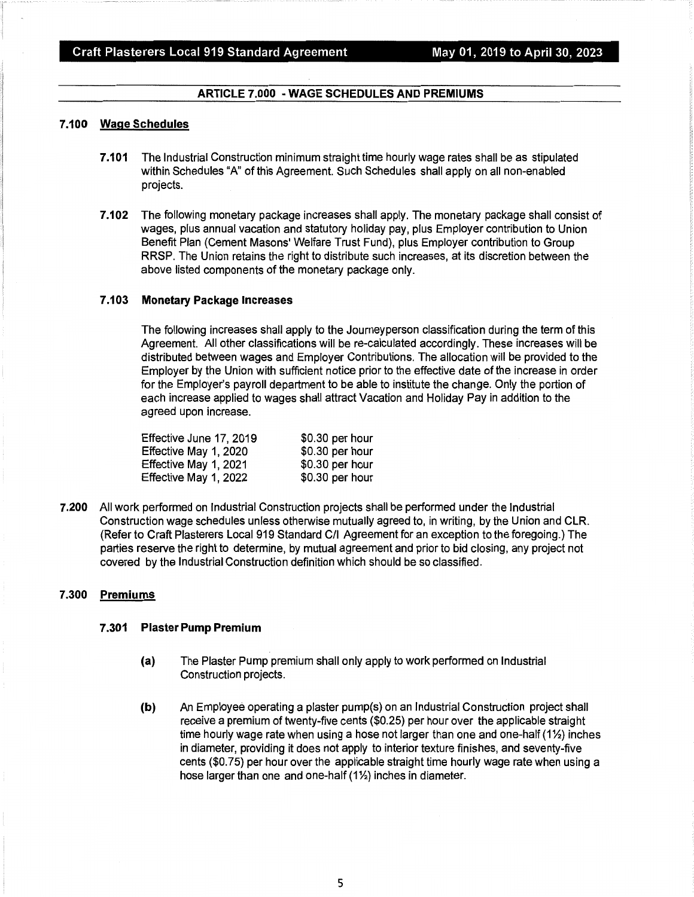## ARTICLE 7.000 - WAGE SCHEDULES AND PREMIUMS

### 7.100 Wage Schedules

**7.101** The Industrial Construction minimum straight time hourly wage rates shall be as stipulated within Schedules "A" of this Agreement. Such Schedules shall apply on all non-enabled projects.

**7.102** The following monetary package increases shall apply. The monetary package shall consist of wages, plus annual vacation and statutory holiday pay, plus Employer contribution to Union Benefit Plan (Cement Masons' Welfare Trust Fund), plus Employer contribution to Group RRSP. The Union retains the right to distribute such increases, at its discretion between the above listed components of the monetary package only.

**7.103 Monetary Package Increases**

The following increases shall apply to the Journeyperson classification during the term of this Agreement. All other classifications will be re-calculated accordingly. These increases will be distributed between wages and Employer Contributions. The allocation will be provided to the Employer by the Union with sufficient notice prior to the effective date of the increase in order for the Employer's payroll department to be able to institute the change. Only the portion of each increase applied to wages shall attract Vacation and Holiday Pay in addition to the agreed upon increase.

| | |
|---|---|
| Effective June 17, 2019 | $0.30 per hour |
| Effective May 1, 2020 | $0.30 per hour |
| Effective May 1, 2021 | $0.30 per hour |
| Effective May 1, 2022 | $0.30 per hour |

**7.200** All work performed on Industrial Construction projects shall be performed under the Industrial Construction wage schedules unless otherwise mutually agreed to, in writing, by the Union and CLR. (Refer to Craft Plasterers Local 919 Standard C/I Agreement for an exception to the foregoing.) The parties reserve the right to determine, by mutual agreement and prior to bid closing, any project not covered by the Industrial Construction definition which should be so classified.

### 7.300 Premiums

**7.301 Plaster Pump Premium**

**(a)** The Plaster Pump premium shall only apply to work performed on Industrial Construction projects.

**(b)** An Employee operating a plaster pump(s) on an Industrial Construction project shall receive a premium of twenty-five cents ($0.25) per hour over the applicable straight time hourly wage rate when using a hose not larger than one and one-half (1½) inches in diameter, providing it does not apply to interior texture finishes, and seventy-five cents ($0.75) per hour over the applicable straight time hourly wage rate when using a hose larger than one and one-half (1½) inches in diameter.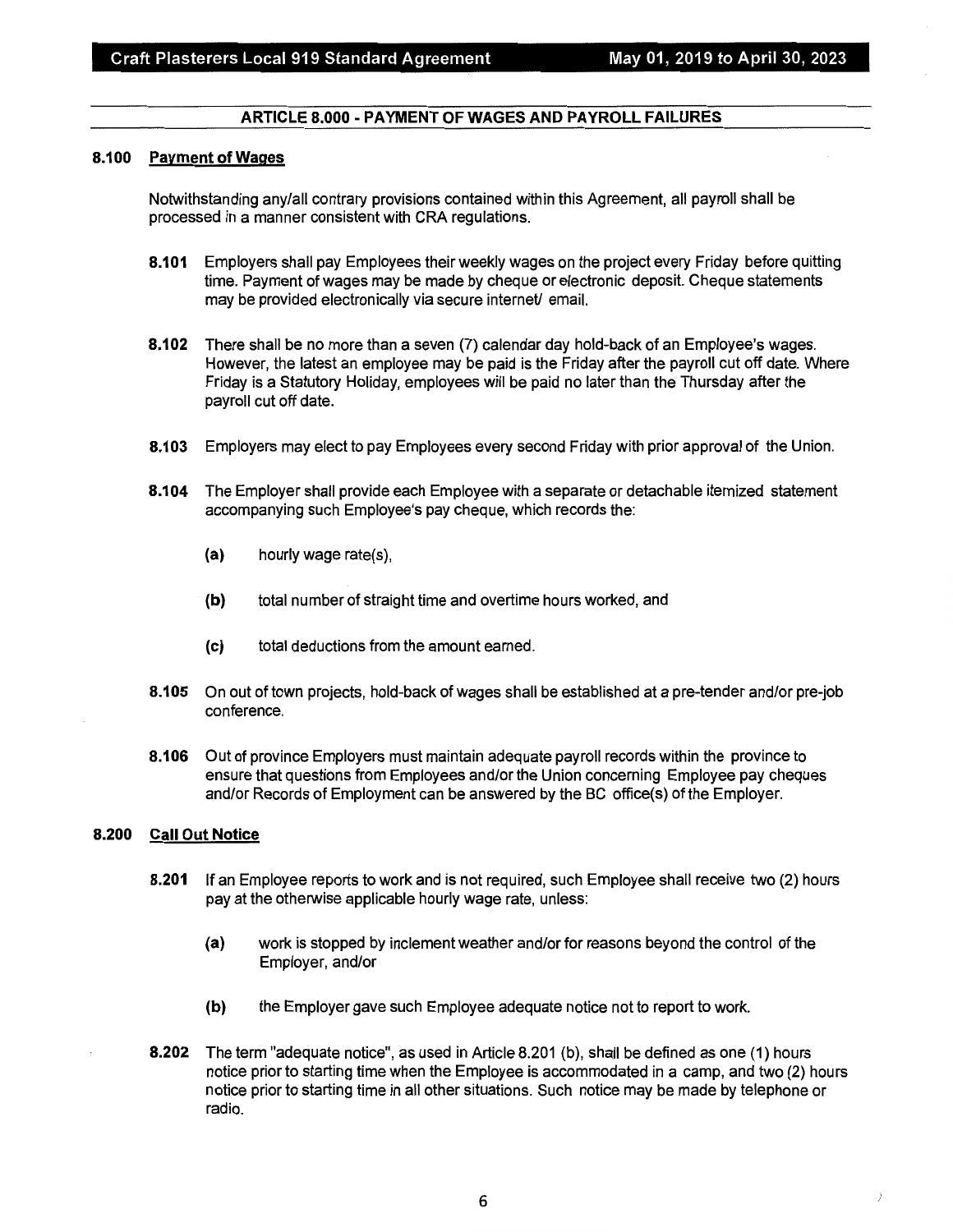## ARTICLE 8.000 - PAYMENT OF WAGES AND PAYROLL FAILURES

### 8.100 Payment of Wages

Notwithstanding any/all contrary provisions contained within this Agreement, all payroll shall be processed in a manner consistent with CRA regulations.

**8.101** Employers shall pay Employees their weekly wages on the project every Friday before quitting time. Payment of wages may be made by cheque or electronic deposit. Cheque statements may be provided electronically via secure internet/ email.

**8.102** There shall be no more than a seven (7) calendar day hold-back of an Employee's wages. However, the latest an employee may be paid is the Friday after the payroll cut off date. Where Friday is a Statutory Holiday, employees will be paid no later than the Thursday after the payroll cut off date.

**8.103** Employers may elect to pay Employees every second Friday with prior approval of the Union.

**8.104** The Employer shall provide each Employee with a separate or detachable itemized statement accompanying such Employee's pay cheque, which records the:

- **(a)** hourly wage rate(s),
- **(b)** total number of straight time and overtime hours worked, and
- **(c)** total deductions from the amount earned.

**8.105** On out of town projects, hold-back of wages shall be established at a pre-tender and/or pre-job conference.

**8.106** Out of province Employers must maintain adequate payroll records within the province to ensure that questions from Employees and/or the Union concerning Employee pay cheques and/or Records of Employment can be answered by the BC office(s) of the Employer.

### 8.200 Call Out Notice

**8.201** If an Employee reports to work and is not required, such Employee shall receive two (2) hours pay at the otherwise applicable hourly wage rate, unless:

- **(a)** work is stopped by inclement weather and/or for reasons beyond the control of the Employer, and/or
- **(b)** the Employer gave such Employee adequate notice not to report to work.

**8.202** The term "adequate notice", as used in Article 8.201 (b), shall be defined as one (1) hours notice prior to starting time when the Employee is accommodated in a camp, and two (2) hours notice prior to starting time in all other situations. Such notice may be made by telephone or radio.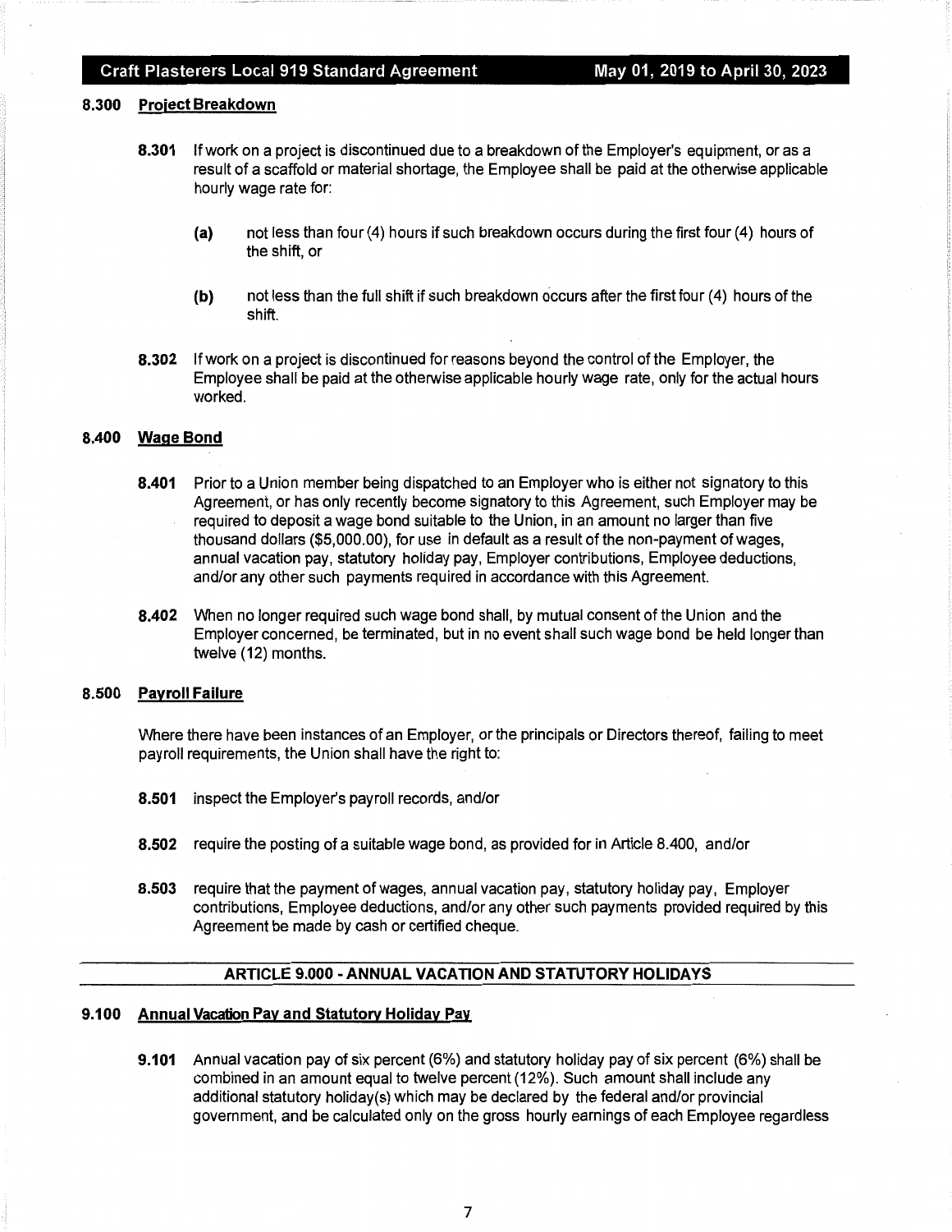### 8.300 Project Breakdown

**8.301** If work on a project is discontinued due to a breakdown of the Employer's equipment, or as a result of a scaffold or material shortage, the Employee shall be paid at the otherwise applicable hourly wage rate for:

- **(a)** not less than four (4) hours if such breakdown occurs during the first four (4) hours of the shift, or
- **(b)** not less than the full shift if such breakdown occurs after the first four (4) hours of the shift.

**8.302** If work on a project is discontinued for reasons beyond the control of the Employer, the Employee shall be paid at the otherwise applicable hourly wage rate, only for the actual hours worked.

### 8.400 Wage Bond

**8.401** Prior to a Union member being dispatched to an Employer who is either not signatory to this Agreement, or has only recently become signatory to this Agreement, such Employer may be required to deposit a wage bond suitable to the Union, in an amount no larger than five thousand dollars ($5,000.00), for use in default as a result of the non-payment of wages, annual vacation pay, statutory holiday pay, Employer contributions, Employee deductions, and/or any other such payments required in accordance with this Agreement.

**8.402** When no longer required such wage bond shall, by mutual consent of the Union and the Employer concerned, be terminated, but in no event shall such wage bond be held longer than twelve (12) months.

### 8.500 Payroll Failure

Where there have been instances of an Employer, or the principals or Directors thereof, failing to meet payroll requirements, the Union shall have the right to:

**8.501** inspect the Employer's payroll records, and/or

**8.502** require the posting of a suitable wage bond, as provided for in Article 8.400, and/or

**8.503** require that the payment of wages, annual vacation pay, statutory holiday pay, Employer contributions, Employee deductions, and/or any other such payments provided required by this Agreement be made by cash or certified cheque.

## ARTICLE 9.000 - ANNUAL VACATION AND STATUTORY HOLIDAYS

### 9.100 Annual Vacation Pay and Statutory Holiday Pay

**9.101** Annual vacation pay of six percent (6%) and statutory holiday pay of six percent (6%) shall be combined in an amount equal to twelve percent (12%). Such amount shall include any additional statutory holiday(s) which may be declared by the federal and/or provincial government, and be calculated only on the gross hourly earnings of each Employee regardless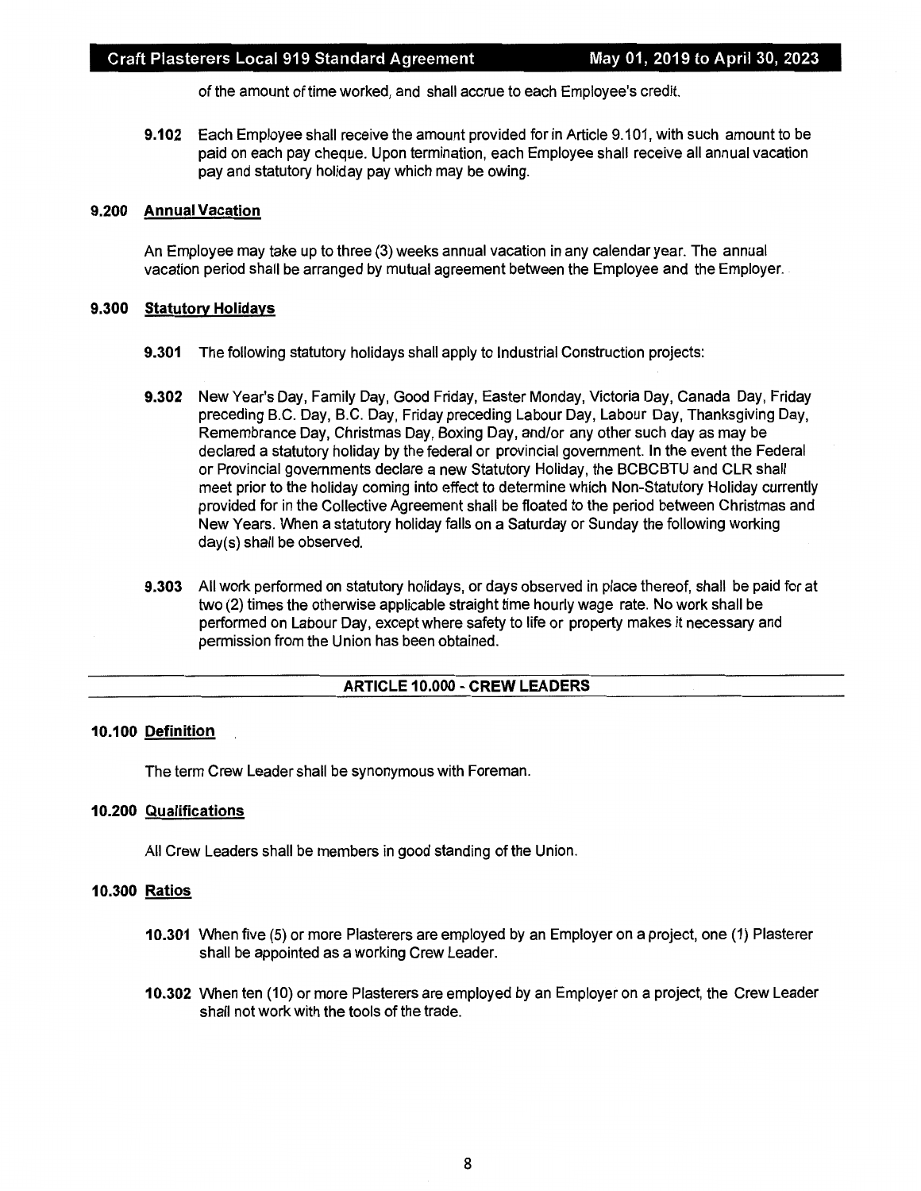of the amount of time worked, and shall accrue to each Employee's credit.

**9.102** Each Employee shall receive the amount provided for in Article 9.101, with such amount to be paid on each pay cheque. Upon termination, each Employee shall receive all annual vacation pay and statutory holiday pay which may be owing.

### 9.200 Annual Vacation

An Employee may take up to three (3) weeks annual vacation in any calendar year. The annual vacation period shall be arranged by mutual agreement between the Employee and the Employer.

### 9.300 Statutory Holidays

**9.301** The following statutory holidays shall apply to Industrial Construction projects:

**9.302** New Year's Day, Family Day, Good Friday, Easter Monday, Victoria Day, Canada Day, Friday preceding B.C. Day, B.C. Day, Friday preceding Labour Day, Labour Day, Thanksgiving Day, Remembrance Day, Christmas Day, Boxing Day, and/or any other such day as may be declared a statutory holiday by the federal or provincial government. In the event the Federal or Provincial governments declare a new Statutory Holiday, the BCBCBTU and CLR shall meet prior to the holiday coming into effect to determine which Non-Statutory Holiday currently provided for in the Collective Agreement shall be floated to the period between Christmas and New Years. When a statutory holiday falls on a Saturday or Sunday the following working day(s) shall be observed.

**9.303** All work performed on statutory holidays, or days observed in place thereof, shall be paid for at two (2) times the otherwise applicable straight time hourly wage rate. No work shall be performed on Labour Day, except where safety to life or property makes it necessary and permission from the Union has been obtained.

## ARTICLE 10.000 - CREW LEADERS

### 10.100 Definition

The term Crew Leader shall be synonymous with Foreman.

### 10.200 Qualifications

All Crew Leaders shall be members in good standing of the Union.

### 10.300 Ratios

**10.301** When five (5) or more Plasterers are employed by an Employer on a project, one (1) Plasterer shall be appointed as a working Crew Leader.

**10.302** When ten (10) or more Plasterers are employed by an Employer on a project, the Crew Leader shall not work with the tools of the trade.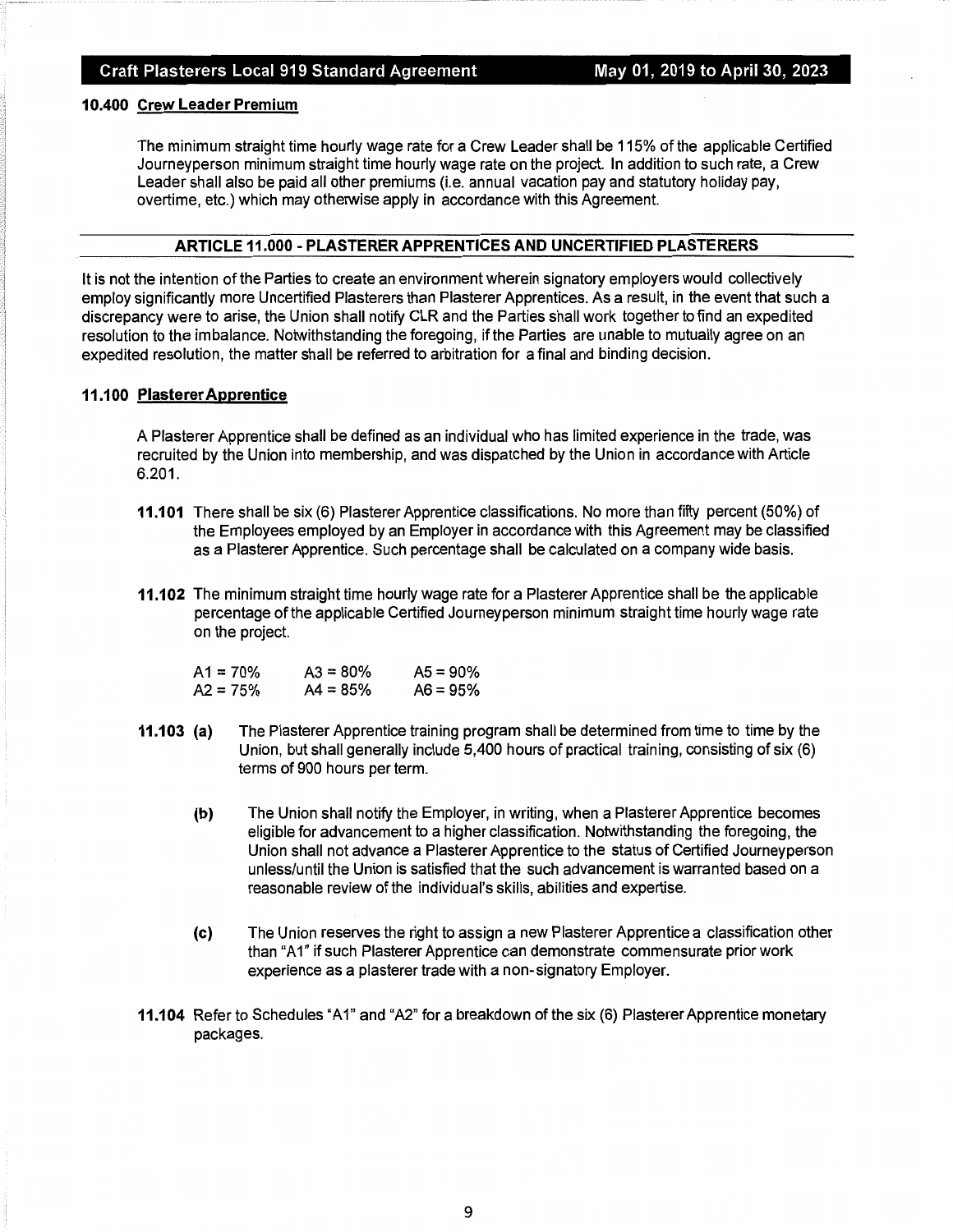### 10.400 Crew Leader Premium

The minimum straight time hourly wage rate for a Crew Leader shall be 115% of the applicable Certified Journeyperson minimum straight time hourly wage rate on the project. In addition to such rate, a Crew Leader shall also be paid all other premiums (i.e. annual vacation pay and statutory holiday pay, overtime, etc.) which may otherwise apply in accordance with this Agreement.

## ARTICLE 11.000 - PLASTERER APPRENTICES AND UNCERTIFIED PLASTERERS

It is not the intention of the Parties to create an environment wherein signatory employers would collectively employ significantly more Uncertified Plasterers than Plasterer Apprentices. As a result, in the event that such a discrepancy were to arise, the Union shall notify CLR and the Parties shall work together to find an expedited resolution to the imbalance. Notwithstanding the foregoing, if the Parties are unable to mutually agree on an expedited resolution, the matter shall be referred to arbitration for a final and binding decision.

### 11.100 Plasterer Apprentice

A Plasterer Apprentice shall be defined as an individual who has limited experience in the trade, was recruited by the Union into membership, and was dispatched by the Union in accordance with Article 6.201.

**11.101** There shall be six (6) Plasterer Apprentice classifications. No more than fifty percent (50%) of the Employees employed by an Employer in accordance with this Agreement may be classified as a Plasterer Apprentice. Such percentage shall be calculated on a company wide basis.

**11.102** The minimum straight time hourly wage rate for a Plasterer Apprentice shall be the applicable percentage of the applicable Certified Journeyperson minimum straight time hourly wage rate on the project.

| | | |
|---|---|---|
| A1 = 70% | A3 = 80% | A5 = 90% |
| A2 = 75% | A4 = 85% | A6 = 95% |

**11.103 (a)** The Plasterer Apprentice training program shall be determined from time to time by the Union, but shall generally include 5,400 hours of practical training, consisting of six (6) terms of 900 hours per term.

**(b)** The Union shall notify the Employer, in writing, when a Plasterer Apprentice becomes eligible for advancement to a higher classification. Notwithstanding the foregoing, the Union shall not advance a Plasterer Apprentice to the status of Certified Journeyperson unless/until the Union is satisfied that the such advancement is warranted based on a reasonable review of the individual's skills, abilities and expertise.

**(c)** The Union reserves the right to assign a new Plasterer Apprentice a classification other than "A1" if such Plasterer Apprentice can demonstrate commensurate prior work experience as a plasterer trade with a non-signatory Employer.

**11.104** Refer to Schedules "A1" and "A2" for a breakdown of the six (6) Plasterer Apprentice monetary packages.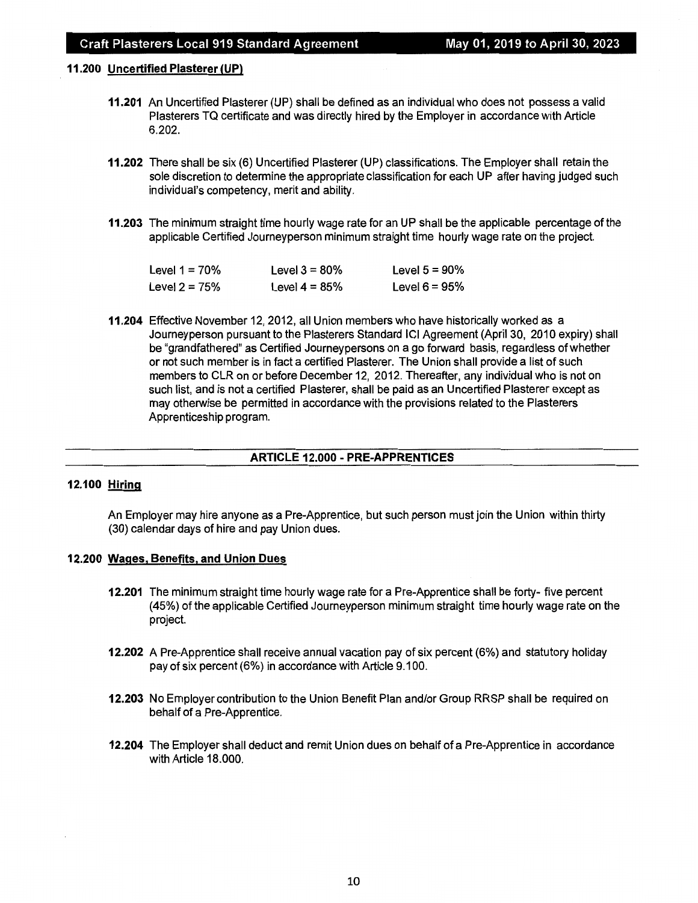### 11.200 Uncertified Plasterer (UP)

**11.201** An Uncertified Plasterer (UP) shall be defined as an individual who does not possess a valid Plasterers TQ certificate and was directly hired by the Employer in accordance with Article 6.202.

**11.202** There shall be six (6) Uncertified Plasterer (UP) classifications. The Employer shall retain the sole discretion to determine the appropriate classification for each UP after having judged such individual's competency, merit and ability.

**11.203** The minimum straight time hourly wage rate for an UP shall be the applicable percentage of the applicable Certified Journeyperson minimum straight time hourly wage rate on the project.

| | | |
|---|---|---|
| Level 1 = 70% | Level 3 = 80% | Level 5 = 90% |
| Level 2 = 75% | Level 4 = 85% | Level 6 = 95% |

**11.204** Effective November 12, 2012, all Union members who have historically worked as a Journeyperson pursuant to the Plasterers Standard ICI Agreement (April 30, 2010 expiry) shall be "grandfathered" as Certified Journeypersons on a go forward basis, regardless of whether or not such member is in fact a certified Plasterer. The Union shall provide a list of such members to CLR on or before December 12, 2012. Thereafter, any individual who is not on such list, and is not a certified Plasterer, shall be paid as an Uncertified Plasterer except as may otherwise be permitted in accordance with the provisions related to the Plasterers Apprenticeship program.

## ARTICLE 12.000 - PRE-APPRENTICES

### 12.100 Hiring

An Employer may hire anyone as a Pre-Apprentice, but such person must join the Union within thirty (30) calendar days of hire and pay Union dues.

### 12.200 Wages, Benefits, and Union Dues

**12.201** The minimum straight time hourly wage rate for a Pre-Apprentice shall be forty- five percent (45%) of the applicable Certified Journeyperson minimum straight time hourly wage rate on the project.

**12.202** A Pre-Apprentice shall receive annual vacation pay of six percent (6%) and statutory holiday pay of six percent (6%) in accordance with Article 9.100.

**12.203** No Employer contribution to the Union Benefit Plan and/or Group RRSP shall be required on behalf of a Pre-Apprentice.

**12.204** The Employer shall deduct and remit Union dues on behalf of a Pre-Apprentice in accordance with Article 18.000.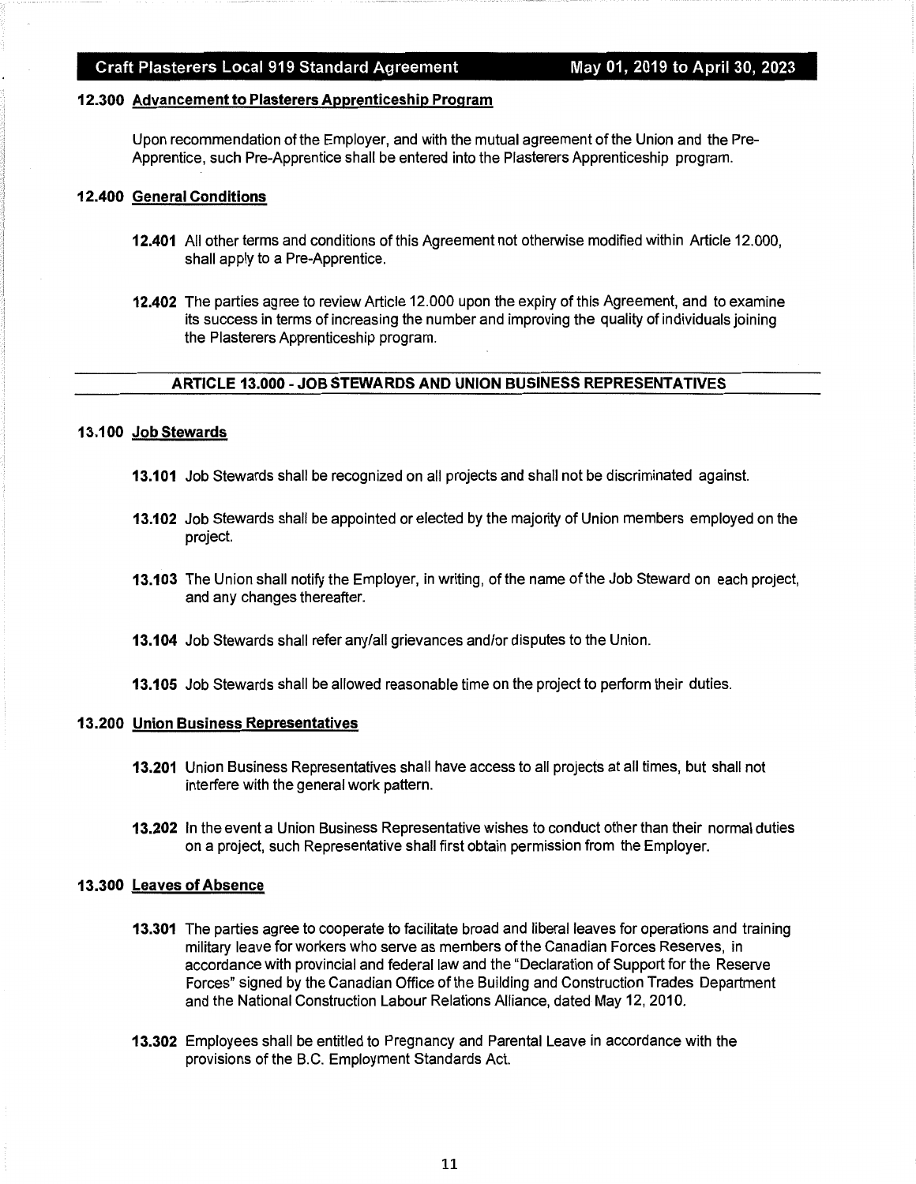**12.300 Advancement to Plasterers Apprenticeship Program**

Upon recommendation of the Employer, and with the mutual agreement of the Union and the Pre-Apprentice, such Pre-Apprentice shall be entered into the Plasterers Apprenticeship program.

**12.400 General Conditions**

**12.401** All other terms and conditions of this Agreement not otherwise modified within Article 12.000, shall apply to a Pre-Apprentice.

**12.402** The parties agree to review Article 12.000 upon the expiry of this Agreement, and to examine its success in terms of increasing the number and improving the quality of individuals joining the Plasterers Apprenticeship program.

## ARTICLE 13.000 - JOB STEWARDS AND UNION BUSINESS REPRESENTATIVES

**13.100 Job Stewards**

**13.101** Job Stewards shall be recognized on all projects and shall not be discriminated against.

**13.102** Job Stewards shall be appointed or elected by the majority of Union members employed on the project.

**13.103** The Union shall notify the Employer, in writing, of the name of the Job Steward on each project, and any changes thereafter.

**13.104** Job Stewards shall refer any/all grievances and/or disputes to the Union.

**13.105** Job Stewards shall be allowed reasonable time on the project to perform their duties.

**13.200 Union Business Representatives**

**13.201** Union Business Representatives shall have access to all projects at all times, but shall not interfere with the general work pattern.

**13.202** In the event a Union Business Representative wishes to conduct other than their normal duties on a project, such Representative shall first obtain permission from the Employer.

**13.300 Leaves of Absence**

**13.301** The parties agree to cooperate to facilitate broad and liberal leaves for operations and training military leave for workers who serve as members of the Canadian Forces Reserves, in accordance with provincial and federal law and the "Declaration of Support for the Reserve Forces" signed by the Canadian Office of the Building and Construction Trades Department and the National Construction Labour Relations Alliance, dated May 12, 2010.

**13.302** Employees shall be entitled to Pregnancy and Parental Leave in accordance with the provisions of the B.C. Employment Standards Act.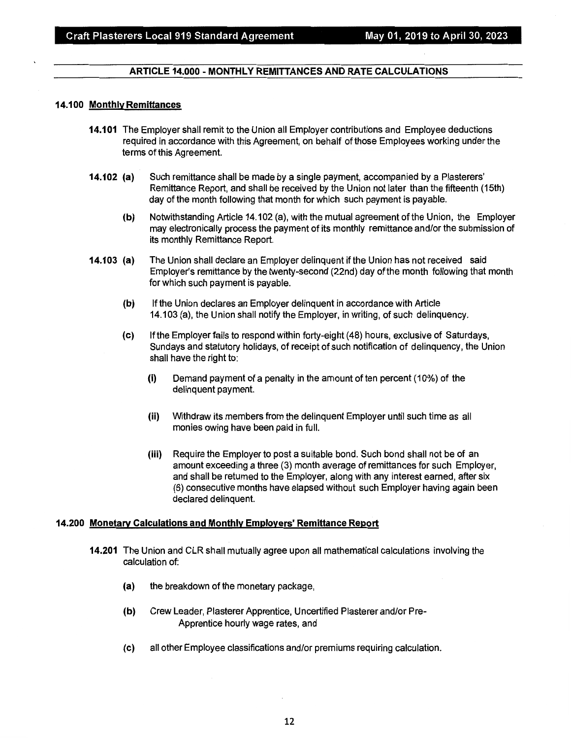## ARTICLE 14.000 - MONTHLY REMITTANCES AND RATE CALCULATIONS

### 14.100 Monthly Remittances

**14.101** The Employer shall remit to the Union all Employer contributions and Employee deductions required in accordance with this Agreement, on behalf of those Employees working under the terms of this Agreement.

**14.102 (a)** Such remittance shall be made by a single payment, accompanied by a Plasterers' Remittance Report, and shall be received by the Union not later than the fifteenth (15th) day of the month following that month for which such payment is payable.

**(b)** Notwithstanding Article 14.102 (a), with the mutual agreement of the Union, the Employer may electronically process the payment of its monthly remittance and/or the submission of its monthly Remittance Report.

**14.103 (a)** The Union shall declare an Employer delinquent if the Union has not received said Employer's remittance by the twenty-second (22nd) day of the month following that month for which such payment is payable.

**(b)** If the Union declares an Employer delinquent in accordance with Article 14.103 (a), the Union shall notify the Employer, in writing, of such delinquency.

**(c)** If the Employer fails to respond within forty-eight (48) hours, exclusive of Saturdays, Sundays and statutory holidays, of receipt of such notification of delinquency, the Union shall have the right to:

- **(i)** Demand payment of a penalty in the amount of ten percent (10%) of the delinquent payment.
- **(ii)** Withdraw its members from the delinquent Employer until such time as all monies owing have been paid in full.
- **(iii)** Require the Employer to post a suitable bond. Such bond shall not be of an amount exceeding a three (3) month average of remittances for such Employer, and shall be returned to the Employer, along with any interest earned, after six (6) consecutive months have elapsed without such Employer having again been declared delinquent.

### 14.200 Monetary Calculations and Monthly Employers' Remittance Report

**14.201** The Union and CLR shall mutually agree upon all mathematical calculations involving the calculation of:

- **(a)** the breakdown of the monetary package,
- **(b)** Crew Leader, Plasterer Apprentice, Uncertified Plasterer and/or Pre-Apprentice hourly wage rates, and
- **(c)** all other Employee classifications and/or premiums requiring calculation.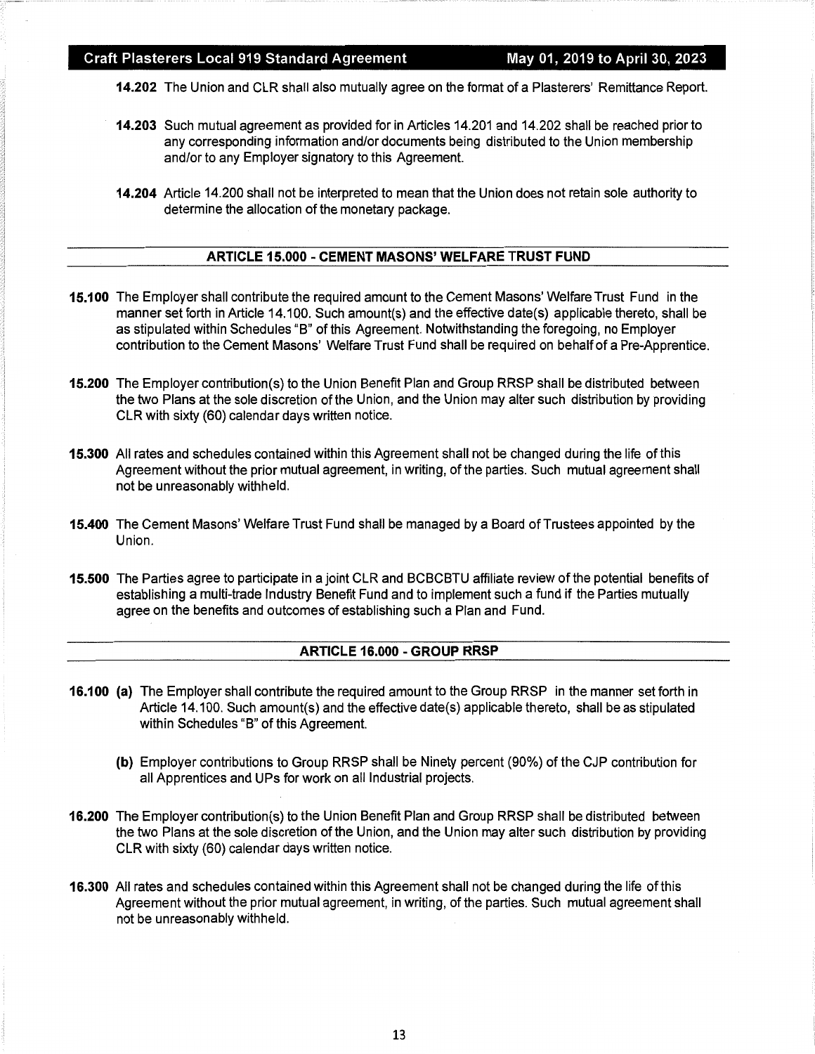**14.202** The Union and CLR shall also mutually agree on the format of a Plasterers' Remittance Report.

**14.203** Such mutual agreement as provided for in Articles 14.201 and 14.202 shall be reached prior to any corresponding information and/or documents being distributed to the Union membership and/or to any Employer signatory to this Agreement.

**14.204** Article 14.200 shall not be interpreted to mean that the Union does not retain sole authority to determine the allocation of the monetary package.

## ARTICLE 15.000 - CEMENT MASONS' WELFARE TRUST FUND

**15.100** The Employer shall contribute the required amount to the Cement Masons' Welfare Trust Fund in the manner set forth in Article 14.100. Such amount(s) and the effective date(s) applicable thereto, shall be as stipulated within Schedules "B" of this Agreement. Notwithstanding the foregoing, no Employer contribution to the Cement Masons' Welfare Trust Fund shall be required on behalf of a Pre-Apprentice.

**15.200** The Employer contribution(s) to the Union Benefit Plan and Group RRSP shall be distributed between the two Plans at the sole discretion of the Union, and the Union may alter such distribution by providing CLR with sixty (60) calendar days written notice.

**15.300** All rates and schedules contained within this Agreement shall not be changed during the life of this Agreement without the prior mutual agreement, in writing, of the parties. Such mutual agreement shall not be unreasonably withheld.

**15.400** The Cement Masons' Welfare Trust Fund shall be managed by a Board of Trustees appointed by the Union.

**15.500** The Parties agree to participate in a joint CLR and BCBCBTU affiliate review of the potential benefits of establishing a multi-trade Industry Benefit Fund and to implement such a fund if the Parties mutually agree on the benefits and outcomes of establishing such a Plan and Fund.

## ARTICLE 16.000 - GROUP RRSP

**16.100** **(a)** The Employer shall contribute the required amount to the Group RRSP in the manner set forth in Article 14.100. Such amount(s) and the effective date(s) applicable thereto, shall be as stipulated within Schedules "B" of this Agreement.

**(b)** Employer contributions to Group RRSP shall be Ninety percent (90%) of the CJP contribution for all Apprentices and UPs for work on all Industrial projects.

**16.200** The Employer contribution(s) to the Union Benefit Plan and Group RRSP shall be distributed between the two Plans at the sole discretion of the Union, and the Union may alter such distribution by providing CLR with sixty (60) calendar days written notice.

**16.300** All rates and schedules contained within this Agreement shall not be changed during the life of this Agreement without the prior mutual agreement, in writing, of the parties. Such mutual agreement shall not be unreasonably withheld.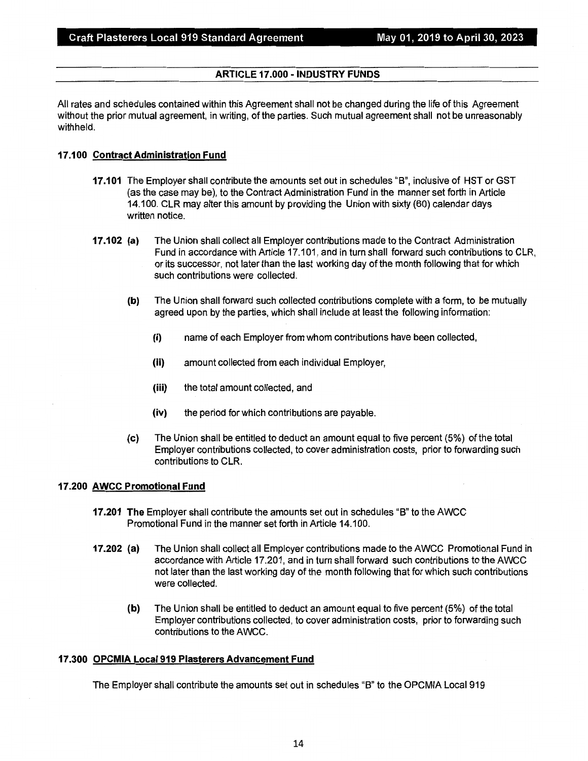## ARTICLE 17.000 - INDUSTRY FUNDS

All rates and schedules contained within this Agreement shall not be changed during the life of this Agreement without the prior mutual agreement, in writing, of the parties. Such mutual agreement shall not be unreasonably withheld.

### 17.100 Contract Administration Fund

**17.101** The Employer shall contribute the amounts set out in schedules "B", inclusive of HST or GST (as the case may be), to the Contract Administration Fund in the manner set forth in Article 14.100. CLR may alter this amount by providing the Union with sixty (60) calendar days written notice.

**17.102 (a)** The Union shall collect all Employer contributions made to the Contract Administration Fund in accordance with Article 17.101, and in turn shall forward such contributions to CLR, or its successor, not later than the last working day of the month following that for which such contributions were collected.

**(b)** The Union shall forward such collected contributions complete with a form, to be mutually agreed upon by the parties, which shall include at least the following information:

- **(i)** name of each Employer from whom contributions have been collected,
- **(ii)** amount collected from each individual Employer,
- **(iii)** the total amount collected, and
- **(iv)** the period for which contributions are payable.

**(c)** The Union shall be entitled to deduct an amount equal to five percent (5%) of the total Employer contributions collected, to cover administration costs, prior to forwarding such contributions to CLR.

### 17.200 AWCC Promotional Fund

**17.201 The** Employer shall contribute the amounts set out in schedules "B" to the AWCC Promotional Fund in the manner set forth in Article 14.100.

**17.202 (a)** The Union shall collect all Employer contributions made to the AWCC Promotional Fund in accordance with Article 17.201, and in turn shall forward such contributions to the AWCC not later than the last working day of the month following that for which such contributions were collected.

**(b)** The Union shall be entitled to deduct an amount equal to five percent (5%) of the total Employer contributions collected, to cover administration costs, prior to forwarding such contributions to the AWCC.

### 17.300 OPCMIA Local 919 Plasterers Advancement Fund

The Employer shall contribute the amounts set out in schedules "B" to the OPCMIA Local 919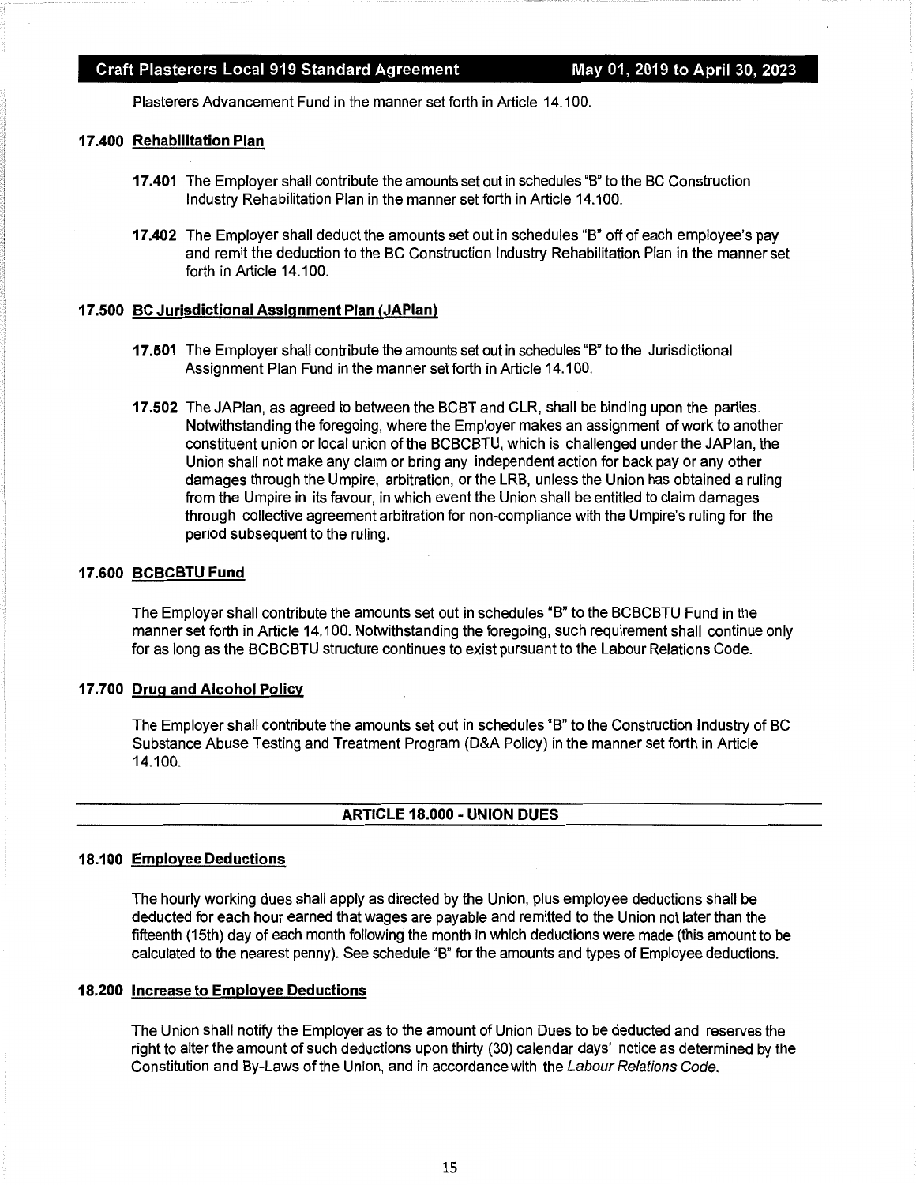Plasterers Advancement Fund in the manner set forth in Article 14.100.

### 17.400 Rehabilitation Plan

**17.401** The Employer shall contribute the amounts set out in schedules "B" to the BC Construction Industry Rehabilitation Plan in the manner set forth in Article 14.100.

**17.402** The Employer shall deduct the amounts set out in schedules "B" off of each employee's pay and remit the deduction to the BC Construction Industry Rehabilitation Plan in the manner set forth in Article 14.100.

### 17.500 BC Jurisdictional Assignment Plan (JAPlan)

**17.501** The Employer shall contribute the amounts set out in schedules "B" to the Jurisdictional Assignment Plan Fund in the manner set forth in Article 14.100.

**17.502** The JAPlan, as agreed to between the BCBT and CLR, shall be binding upon the parties. Notwithstanding the foregoing, where the Employer makes an assignment of work to another constituent union or local union of the BCBCBTU, which is challenged under the JAPlan, the Union shall not make any claim or bring any independent action for back pay or any other damages through the Umpire, arbitration, or the LRB, unless the Union has obtained a ruling from the Umpire in its favour, in which event the Union shall be entitled to claim damages through collective agreement arbitration for non-compliance with the Umpire's ruling for the period subsequent to the ruling.

### 17.600 BCBCBTU Fund

The Employer shall contribute the amounts set out in schedules "B" to the BCBCBTU Fund in the manner set forth in Article 14.100. Notwithstanding the foregoing, such requirement shall continue only for as long as the BCBCBTU structure continues to exist pursuant to the Labour Relations Code.

### 17.700 Drug and Alcohol Policy

The Employer shall contribute the amounts set out in schedules "B" to the Construction Industry of BC Substance Abuse Testing and Treatment Program (D&A Policy) in the manner set forth in Article 14.100.

## ARTICLE 18.000 - UNION DUES

### 18.100 Employee Deductions

The hourly working dues shall apply as directed by the Union, plus employee deductions shall be deducted for each hour earned that wages are payable and remitted to the Union not later than the fifteenth (15th) day of each month following the month in which deductions were made (this amount to be calculated to the nearest penny). See schedule "B" for the amounts and types of Employee deductions.

### 18.200 Increase to Employee Deductions

The Union shall notify the Employer as to the amount of Union Dues to be deducted and reserves the right to alter the amount of such deductions upon thirty (30) calendar days' notice as determined by the Constitution and By-Laws of the Union, and in accordance with the *Labour Relations Code*.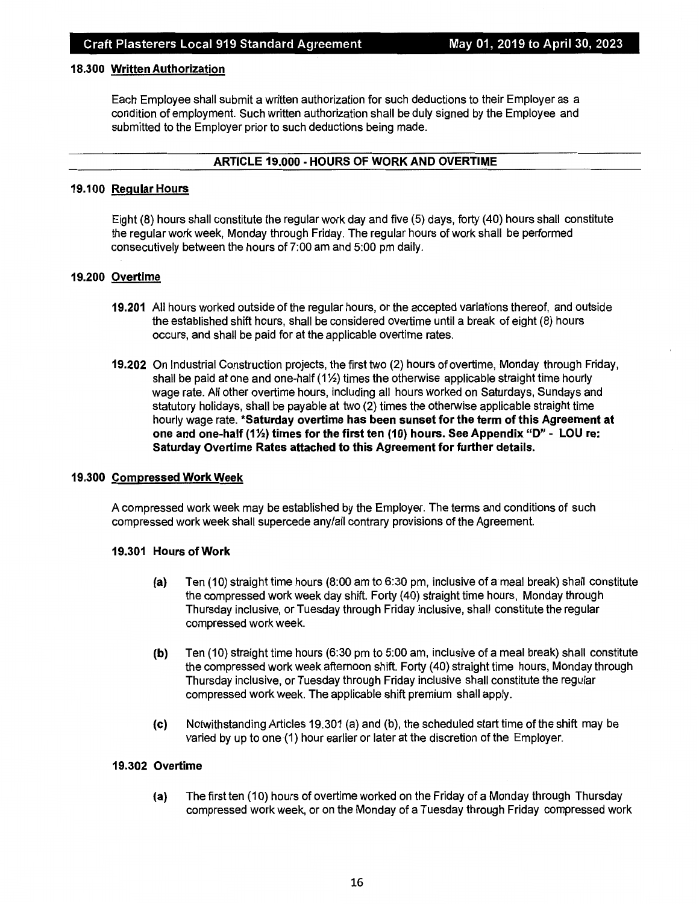#### 18.300 Written Authorization

Each Employee shall submit a written authorization for such deductions to their Employer as a condition of employment. Such written authorization shall be duly signed by the Employee and submitted to the Employer prior to such deductions being made.

## ARTICLE 19.000 - HOURS OF WORK AND OVERTIME

#### 19.100 Regular Hours

Eight (8) hours shall constitute the regular work day and five (5) days, forty (40) hours shall constitute the regular work week, Monday through Friday. The regular hours of work shall be performed consecutively between the hours of 7:00 am and 5:00 pm daily.

#### 19.200 Overtime

**19.201** All hours worked outside of the regular hours, or the accepted variations thereof, and outside the established shift hours, shall be considered overtime until a break of eight (8) hours occurs, and shall be paid for at the applicable overtime rates.

**19.202** On Industrial Construction projects, the first two (2) hours of overtime, Monday through Friday, shall be paid at one and one-half (1½) times the otherwise applicable straight time hourly wage rate. All other overtime hours, including all hours worked on Saturdays, Sundays and statutory holidays, shall be payable at two (2) times the otherwise applicable straight time hourly wage rate. **\*Saturday overtime has been sunset for the term of this Agreement at one and one-half (1½) times for the first ten (10) hours. See Appendix "D" - LOU re: Saturday Overtime Rates attached to this Agreement for further details.**

#### 19.300 Compressed Work Week

A compressed work week may be established by the Employer. The terms and conditions of such compressed work week shall supercede any/all contrary provisions of the Agreement.

**19.301 Hours of Work**

**(a)** Ten (10) straight time hours (8:00 am to 6:30 pm, inclusive of a meal break) shall constitute the compressed work week day shift. Forty (40) straight time hours, Monday through Thursday inclusive, or Tuesday through Friday inclusive, shall constitute the regular compressed work week.

**(b)** Ten (10) straight time hours (6:30 pm to 5:00 am, inclusive of a meal break) shall constitute the compressed work week afternoon shift. Forty (40) straight time hours, Monday through Thursday inclusive, or Tuesday through Friday inclusive shall constitute the regular compressed work week. The applicable shift premium shall apply.

**(c)** Notwithstanding Articles 19.301 (a) and (b), the scheduled start time of the shift may be varied by up to one (1) hour earlier or later at the discretion of the Employer.

**19.302 Overtime**

**(a)** The first ten (10) hours of overtime worked on the Friday of a Monday through Thursday compressed work week, or on the Monday of a Tuesday through Friday compressed work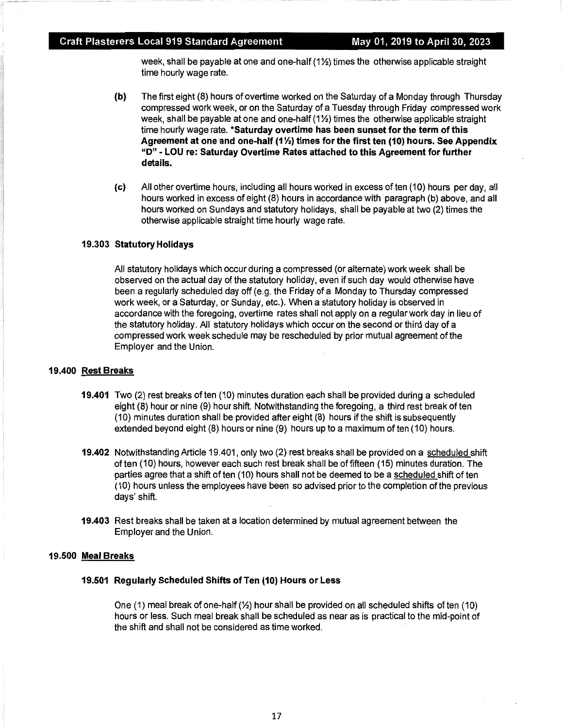week, shall be payable at one and one-half (1½) times the otherwise applicable straight time hourly wage rate.

**(b)** The first eight (8) hours of overtime worked on the Saturday of a Monday through Thursday compressed work week, or on the Saturday of a Tuesday through Friday compressed work week, shall be payable at one and one-half (1½) times the otherwise applicable straight time hourly wage rate. ***Saturday overtime has been sunset for the term of this Agreement at one and one-half (1½) times for the first ten (10) hours. See Appendix "D" - LOU re: Saturday Overtime Rates attached to this Agreement for further details.**

**(c)** All other overtime hours, including all hours worked in excess of ten (10) hours per day, all hours worked in excess of eight (8) hours in accordance with paragraph (b) above, and all hours worked on Sundays and statutory holidays, shall be payable at two (2) times the otherwise applicable straight time hourly wage rate.

#### 19.303 Statutory Holidays

All statutory holidays which occur during a compressed (or alternate) work week shall be observed on the actual day of the statutory holiday, even if such day would otherwise have been a regularly scheduled day off (e.g. the Friday of a Monday to Thursday compressed work week, or a Saturday, or Sunday, etc.). When a statutory holiday is observed in accordance with the foregoing, overtime rates shall not apply on a regular work day in lieu of the statutory holiday. All statutory holidays which occur on the second or third day of a compressed work week schedule may be rescheduled by prior mutual agreement of the Employer and the Union.

### 19.400 Rest Breaks

**19.401** Two (2) rest breaks of ten (10) minutes duration each shall be provided during a scheduled eight (8) hour or nine (9) hour shift. Notwithstanding the foregoing, a third rest break of ten (10) minutes duration shall be provided after eight (8) hours if the shift is subsequently extended beyond eight (8) hours or nine (9) hours up to a maximum of ten (10) hours.

**19.402** Notwithstanding Article 19.401, only two (2) rest breaks shall be provided on a scheduled shift of ten (10) hours, however each such rest break shall be of fifteen (15) minutes duration. The parties agree that a shift of ten (10) hours shall not be deemed to be a scheduled shift of ten (10) hours unless the employees have been so advised prior to the completion of the previous days' shift.

**19.403** Rest breaks shall be taken at a location determined by mutual agreement between the Employer and the Union.

### 19.500 Meal Breaks

#### 19.501 Regularly Scheduled Shifts of Ten (10) Hours or Less

One (1) meal break of one-half (½) hour shall be provided on all scheduled shifts of ten (10) hours or less. Such meal break shall be scheduled as near as is practical to the mid-point of the shift and shall not be considered as time worked.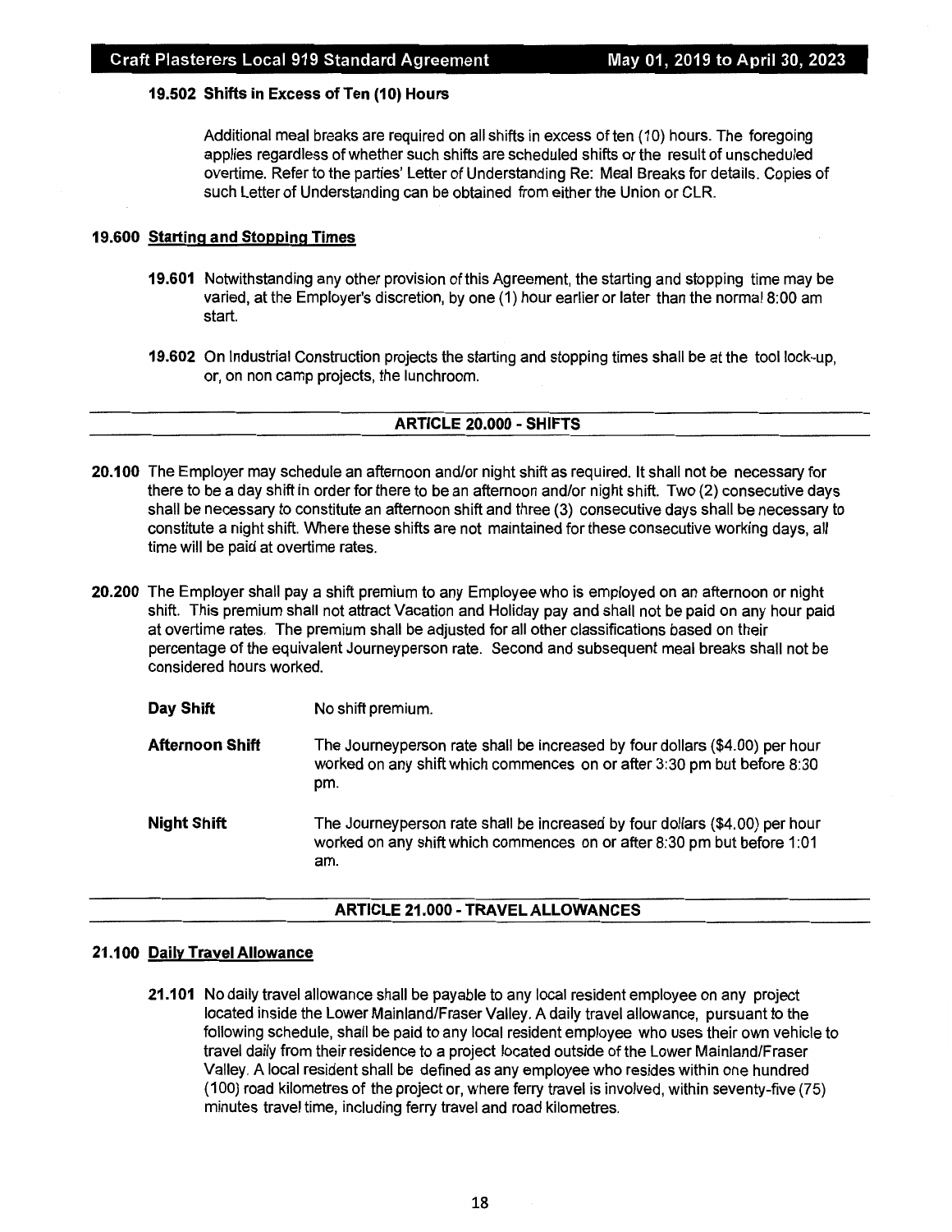**19.502 Shifts in Excess of Ten (10) Hours**

Additional meal breaks are required on all shifts in excess of ten (10) hours. The foregoing applies regardless of whether such shifts are scheduled shifts or the result of unscheduled overtime. Refer to the parties' Letter of Understanding Re: Meal Breaks for details. Copies of such Letter of Understanding can be obtained from either the Union or CLR.

**19.600 Starting and Stopping Times**

**19.601** Notwithstanding any other provision of this Agreement, the starting and stopping time may be varied, at the Employer's discretion, by one (1) hour earlier or later than the normal 8:00 am start.

**19.602** On Industrial Construction projects the starting and stopping times shall be at the tool lock-up, or, on non camp projects, the lunchroom.

## ARTICLE 20.000 - SHIFTS

**20.100** The Employer may schedule an afternoon and/or night shift as required. It shall not be necessary for there to be a day shift in order for there to be an afternoon and/or night shift. Two (2) consecutive days shall be necessary to constitute an afternoon shift and three (3) consecutive days shall be necessary to constitute a night shift. Where these shifts are not maintained for these consecutive working days, all time will be paid at overtime rates.

**20.200** The Employer shall pay a shift premium to any Employee who is employed on an afternoon or night shift. This premium shall not attract Vacation and Holiday pay and shall not be paid on any hour paid at overtime rates. The premium shall be adjusted for all other classifications based on their percentage of the equivalent Journeyperson rate. Second and subsequent meal breaks shall not be considered hours worked.

| | |
|---|---|
| **Day Shift** | No shift premium. |
| **Afternoon Shift** | The Journeyperson rate shall be increased by four dollars ($4.00) per hour worked on any shift which commences on or after 3:30 pm but before 8:30 pm. |
| **Night Shift** | The Journeyperson rate shall be increased by four dollars ($4.00) per hour worked on any shift which commences on or after 8:30 pm but before 1:01 am. |

## ARTICLE 21.000 - TRAVEL ALLOWANCES

**21.100 Daily Travel Allowance**

**21.101** No daily travel allowance shall be payable to any local resident employee on any project located inside the Lower Mainland/Fraser Valley. A daily travel allowance, pursuant to the following schedule, shall be paid to any local resident employee who uses their own vehicle to travel daily from their residence to a project located outside of the Lower Mainland/Fraser Valley. A local resident shall be defined as any employee who resides within one hundred (100) road kilometres of the project or, where ferry travel is involved, within seventy-five (75) minutes travel time, including ferry travel and road kilometres.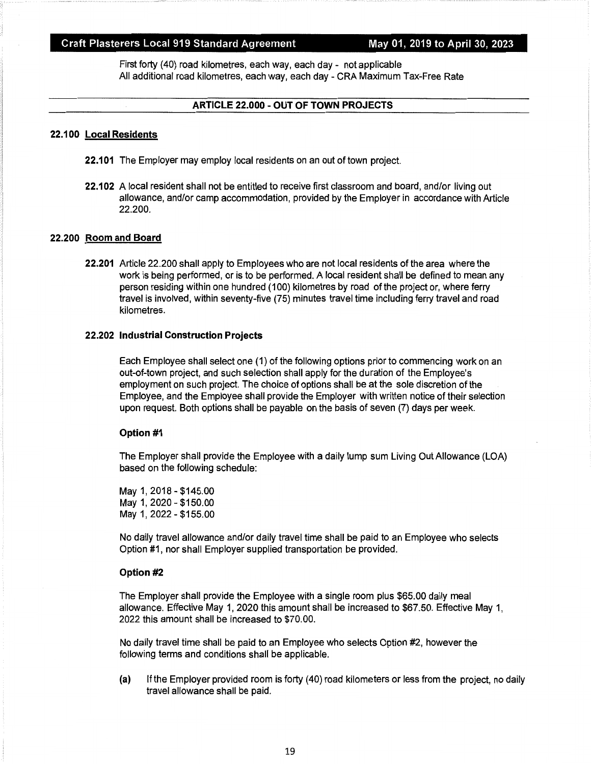First forty (40) road kilometres, each way, each day - not applicable
All additional road kilometres, each way, each day - CRA Maximum Tax-Free Rate

## ARTICLE 22.000 - OUT OF TOWN PROJECTS

### 22.100 Local Residents

**22.101** The Employer may employ local residents on an out of town project.

**22.102** A local resident shall not be entitled to receive first classroom and board, and/or living out allowance, and/or camp accommodation, provided by the Employer in accordance with Article 22.200.

### 22.200 Room and Board

**22.201** Article 22.200 shall apply to Employees who are not local residents of the area where the work is being performed, or is to be performed. A local resident shall be defined to mean any person residing within one hundred (100) kilometres by road of the project or, where ferry travel is involved, within seventy-five (75) minutes travel time including ferry travel and road kilometres.

**22.202 Industrial Construction Projects**

Each Employee shall select one (1) of the following options prior to commencing work on an out-of-town project, and such selection shall apply for the duration of the Employee's employment on such project. The choice of options shall be at the sole discretion of the Employee, and the Employee shall provide the Employer with written notice of their selection upon request. Both options shall be payable on the basis of seven (7) days per week.

**Option #1**

The Employer shall provide the Employee with a daily lump sum Living Out Allowance (LOA) based on the following schedule:

May 1, 2018 - $145.00
May 1, 2020 - $150.00
May 1, 2022 - $155.00

No daily travel allowance and/or daily travel time shall be paid to an Employee who selects Option #1, nor shall Employer supplied transportation be provided.

**Option #2**

The Employer shall provide the Employee with a single room plus $65.00 daily meal allowance. Effective May 1, 2020 this amount shall be increased to $67.50. Effective May 1, 2022 this amount shall be increased to $70.00.

No daily travel time shall be paid to an Employee who selects Option #2, however the following terms and conditions shall be applicable.

**(a)** If the Employer provided room is forty (40) road kilometers or less from the project, no daily travel allowance shall be paid.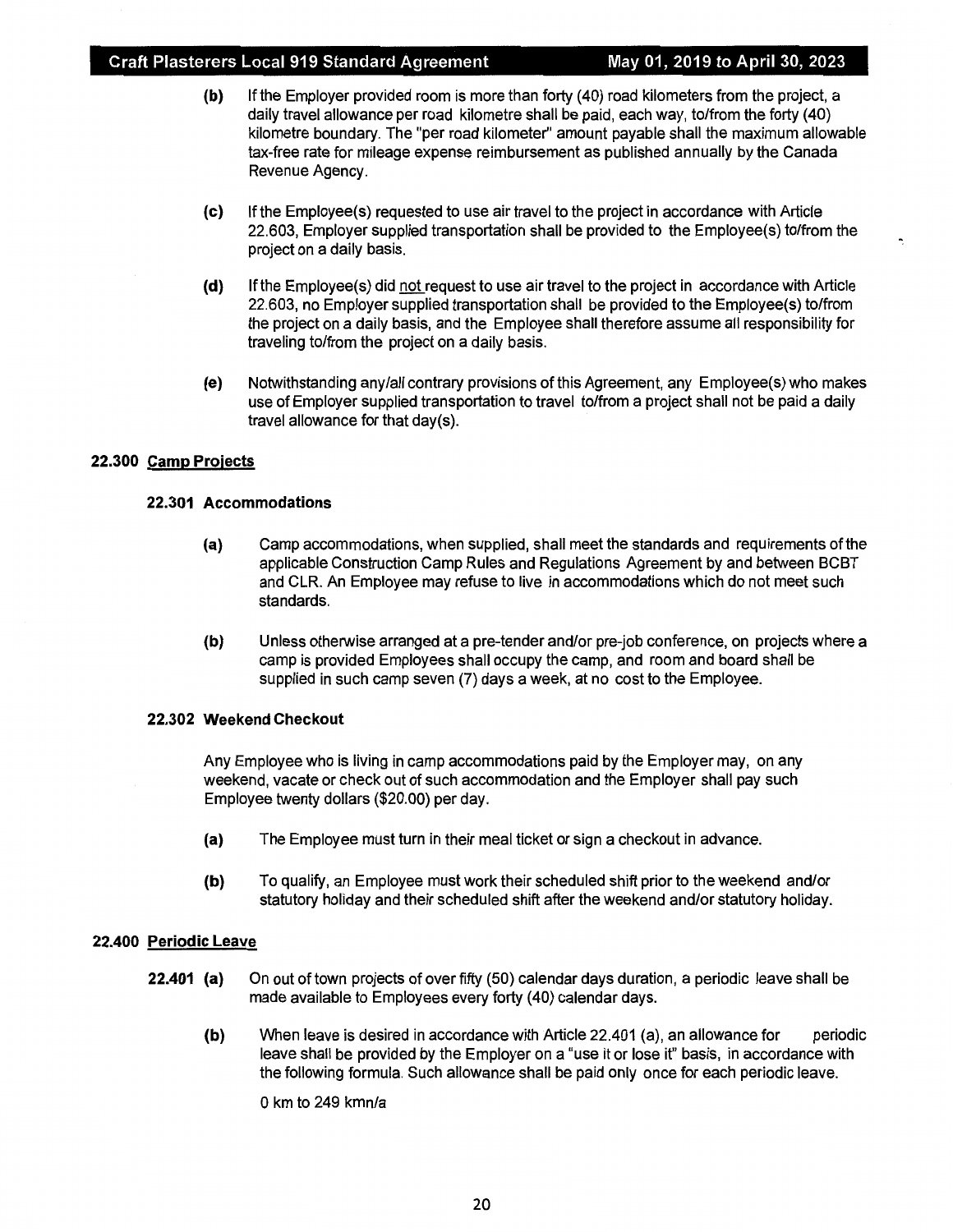(b) If the Employer provided room is more than forty (40) road kilometers from the project, a daily travel allowance per road kilometre shall be paid, each way, to/from the forty (40) kilometre boundary. The "per road kilometer" amount payable shall the maximum allowable tax-free rate for mileage expense reimbursement as published annually by the Canada Revenue Agency.

(c) If the Employee(s) requested to use air travel to the project in accordance with Article 22.603, Employer supplied transportation shall be provided to the Employee(s) to/from the project on a daily basis.

(d) If the Employee(s) did not request to use air travel to the project in accordance with Article 22.603, no Employer supplied transportation shall be provided to the Employee(s) to/from the project on a daily basis, and the Employee shall therefore assume all responsibility for traveling to/from the project on a daily basis.

(e) Notwithstanding any/all contrary provisions of this Agreement, any Employee(s) who makes use of Employer supplied transportation to travel to/from a project shall not be paid a daily travel allowance for that day(s).

## 22.300 Camp Projects

### 22.301 Accommodations

(a) Camp accommodations, when supplied, shall meet the standards and requirements of the applicable Construction Camp Rules and Regulations Agreement by and between BCBT and CLR. An Employee may refuse to live in accommodations which do not meet such standards.

(b) Unless otherwise arranged at a pre-tender and/or pre-job conference, on projects where a camp is provided Employees shall occupy the camp, and room and board shall be supplied in such camp seven (7) days a week, at no cost to the Employee.

### 22.302 Weekend Checkout

Any Employee who is living in camp accommodations paid by the Employer may, on any weekend, vacate or check out of such accommodation and the Employer shall pay such Employee twenty dollars ($20.00) per day.

(a) The Employee must turn in their meal ticket or sign a checkout in advance.

(b) To qualify, an Employee must work their scheduled shift prior to the weekend and/or statutory holiday and their scheduled shift after the weekend and/or statutory holiday.

## 22.400 Periodic Leave

**22.401** (a) On out of town projects of over fifty (50) calendar days duration, a periodic leave shall be made available to Employees every forty (40) calendar days.

(b) When leave is desired in accordance with Article 22.401 (a), an allowance for periodic leave shall be provided by the Employer on a "use it or lose it" basis, in accordance with the following formula. Such allowance shall be paid only once for each periodic leave.

0 km to 249 kmn/a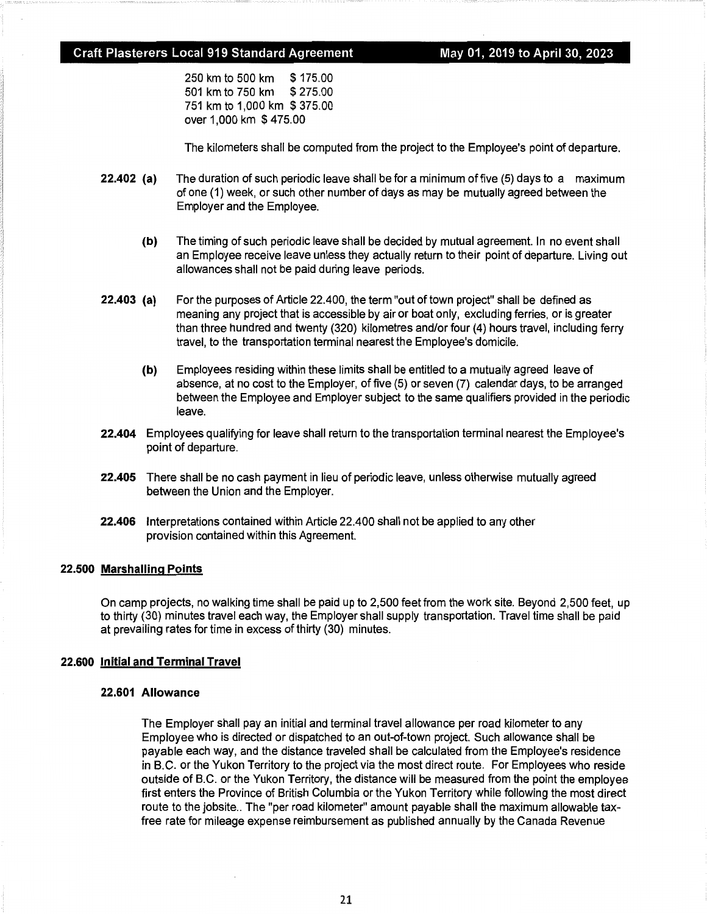250 km to 500 km $ 175.00
501 km to 750 km $ 275.00
751 km to 1,000 km $ 375.00
over 1,000 km $ 475.00

The kilometers shall be computed from the project to the Employee's point of departure.

**22.402 (a)** The duration of such periodic leave shall be for a minimum of five (5) days to a maximum of one (1) week, or such other number of days as may be mutually agreed between the Employer and the Employee.

**(b)** The timing of such periodic leave shall be decided by mutual agreement. In no event shall an Employee receive leave unless they actually return to their point of departure. Living out allowances shall not be paid during leave periods.

**22.403 (a)** For the purposes of Article 22.400, the term "out of town project" shall be defined as meaning any project that is accessible by air or boat only, excluding ferries, or is greater than three hundred and twenty (320) kilometres and/or four (4) hours travel, including ferry travel, to the transportation terminal nearest the Employee's domicile.

**(b)** Employees residing within these limits shall be entitled to a mutually agreed leave of absence, at no cost to the Employer, of five (5) or seven (7) calendar days, to be arranged between the Employee and Employer subject to the same qualifiers provided in the periodic leave.

**22.404** Employees qualifying for leave shall return to the transportation terminal nearest the Employee's point of departure.

**22.405** There shall be no cash payment in lieu of periodic leave, unless otherwise mutually agreed between the Union and the Employer.

**22.406** Interpretations contained within Article 22.400 shall not be applied to any other provision contained within this Agreement.

## 22.500 Marshalling Points

On camp projects, no walking time shall be paid up to 2,500 feet from the work site. Beyond 2,500 feet, up to thirty (30) minutes travel each way, the Employer shall supply transportation. Travel time shall be paid at prevailing rates for time in excess of thirty (30) minutes.

## 22.600 Initial and Terminal Travel

### 22.601 Allowance

The Employer shall pay an initial and terminal travel allowance per road kilometer to any Employee who is directed or dispatched to an out-of-town project. Such allowance shall be payable each way, and the distance traveled shall be calculated from the Employee's residence in B.C. or the Yukon Territory to the project via the most direct route. For Employees who reside outside of B.C. or the Yukon Territory, the distance will be measured from the point the employee first enters the Province of British Columbia or the Yukon Territory while following the most direct route to the jobsite.. The "per road kilometer" amount payable shall the maximum allowable tax-free rate for mileage expense reimbursement as published annually by the Canada Revenue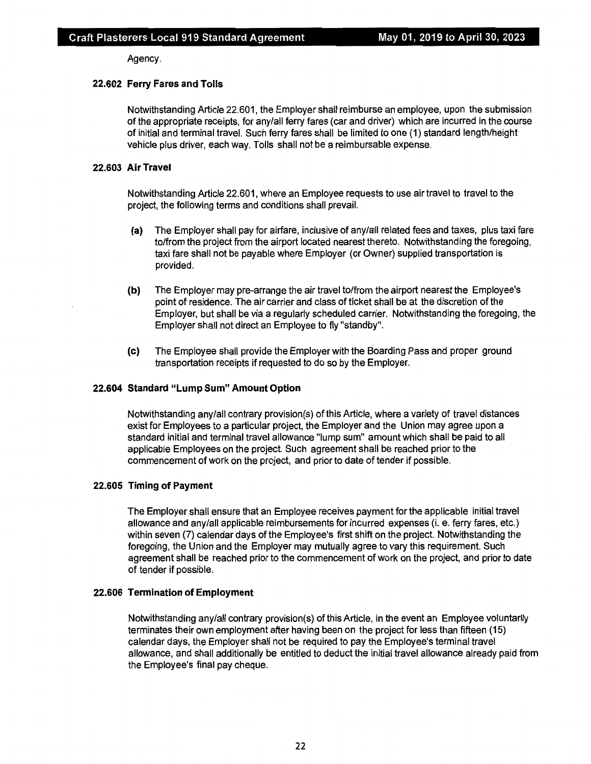Agency.

### 22.602 Ferry Fares and Tolls

Notwithstanding Article 22.601, the Employer shall reimburse an employee, upon the submission of the appropriate receipts, for any/all ferry fares (car and driver) which are incurred in the course of initial and terminal travel. Such ferry fares shall be limited to one (1) standard length/height vehicle plus driver, each way. Tolls shall not be a reimbursable expense.

### 22.603 Air Travel

Notwithstanding Article 22.601, where an Employee requests to use air travel to travel to the project, the following terms and conditions shall prevail.

**(a)** The Employer shall pay for airfare, inclusive of any/all related fees and taxes, plus taxi fare to/from the project from the airport located nearest thereto. Notwithstanding the foregoing, taxi fare shall not be payable where Employer (or Owner) supplied transportation is provided.

**(b)** The Employer may pre-arrange the air travel to/from the airport nearest the Employee's point of residence. The air carrier and class of ticket shall be at the discretion of the Employer, but shall be via a regularly scheduled carrier. Notwithstanding the foregoing, the Employer shall not direct an Employee to fly "standby".

**(c)** The Employee shall provide the Employer with the Boarding Pass and proper ground transportation receipts if requested to do so by the Employer.

### 22.604 Standard "Lump Sum" Amount Option

Notwithstanding any/all contrary provision(s) of this Article, where a variety of travel distances exist for Employees to a particular project, the Employer and the Union may agree upon a standard initial and terminal travel allowance "lump sum" amount which shall be paid to all applicable Employees on the project. Such agreement shall be reached prior to the commencement of work on the project, and prior to date of tender if possible.

### 22.605 Timing of Payment

The Employer shall ensure that an Employee receives payment for the applicable initial travel allowance and any/all applicable reimbursements for incurred expenses (i. e. ferry fares, etc.) within seven (7) calendar days of the Employee's first shift on the project. Notwithstanding the foregoing, the Union and the Employer may mutually agree to vary this requirement. Such agreement shall be reached prior to the commencement of work on the project, and prior to date of tender if possible.

### 22.606 Termination of Employment

Notwithstanding any/all contrary provision(s) of this Article, in the event an Employee voluntarily terminates their own employment after having been on the project for less than fifteen (15) calendar days, the Employer shall not be required to pay the Employee's terminal travel allowance, and shall additionally be entitled to deduct the initial travel allowance already paid from the Employee's final pay cheque.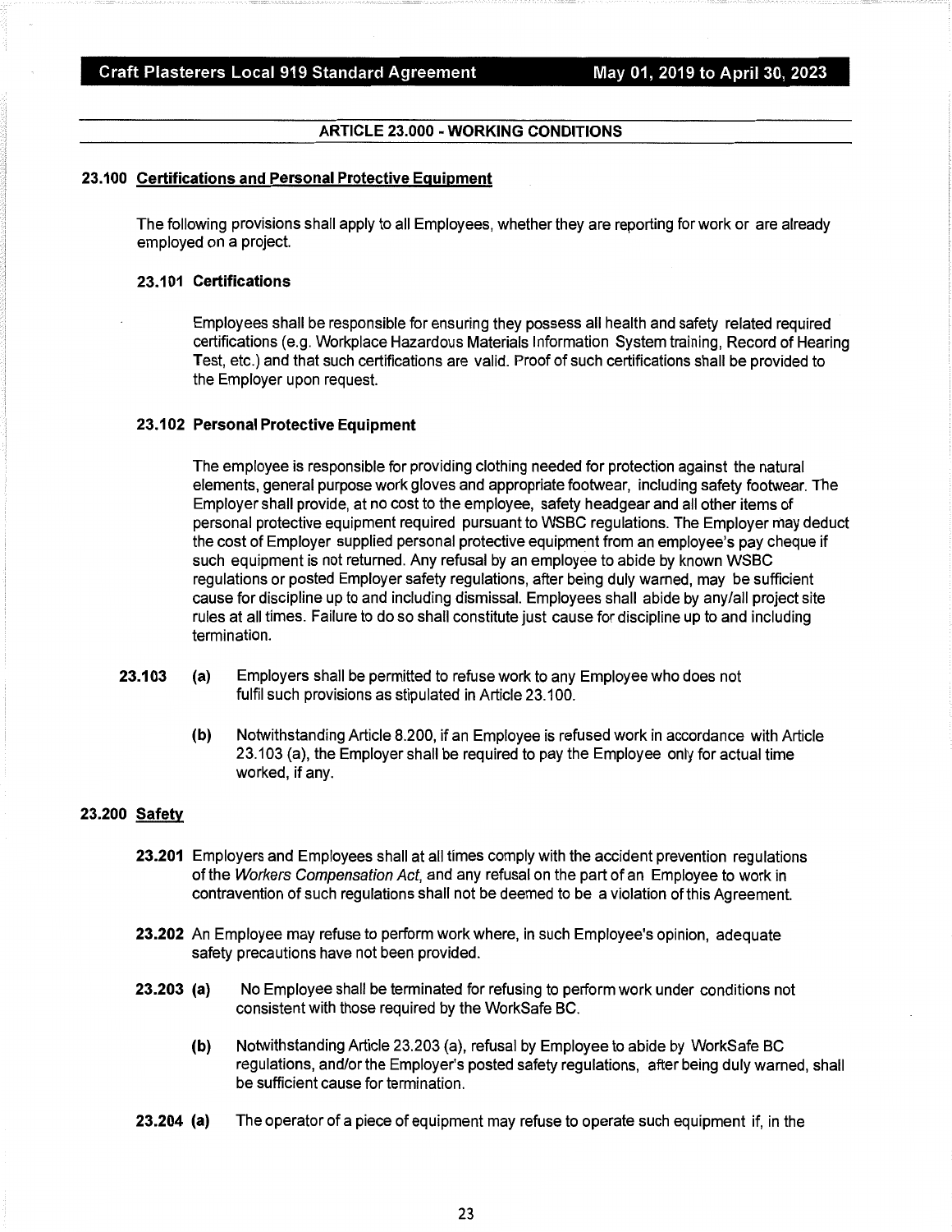## ARTICLE 23.000 - WORKING CONDITIONS

### 23.100 Certifications and Personal Protective Equipment

The following provisions shall apply to all Employees, whether they are reporting for work or are already employed on a project.

#### 23.101 Certifications

Employees shall be responsible for ensuring they possess all health and safety related required certifications (e.g. Workplace Hazardous Materials Information System training, Record of Hearing Test, etc.) and that such certifications are valid. Proof of such certifications shall be provided to the Employer upon request.

#### 23.102 Personal Protective Equipment

The employee is responsible for providing clothing needed for protection against the natural elements, general purpose work gloves and appropriate footwear, including safety footwear. The Employer shall provide, at no cost to the employee, safety headgear and all other items of personal protective equipment required pursuant to WSBC regulations. The Employer may deduct the cost of Employer supplied personal protective equipment from an employee's pay cheque if such equipment is not returned. Any refusal by an employee to abide by known WSBC regulations or posted Employer safety regulations, after being duly warned, may be sufficient cause for discipline up to and including dismissal. Employees shall abide by any/all project site rules at all times. Failure to do so shall constitute just cause for discipline up to and including termination.

**23.103** **(a)** Employers shall be permitted to refuse work to any Employee who does not fulfil such provisions as stipulated in Article 23.100.

**(b)** Notwithstanding Article 8.200, if an Employee is refused work in accordance with Article 23.103 (a), the Employer shall be required to pay the Employee only for actual time worked, if any.

### 23.200 Safety

**23.201** Employers and Employees shall at all times comply with the accident prevention regulations of the *Workers Compensation Act*, and any refusal on the part of an Employee to work in contravention of such regulations shall not be deemed to be a violation of this Agreement.

**23.202** An Employee may refuse to perform work where, in such Employee's opinion, adequate safety precautions have not been provided.

**23.203** **(a)** No Employee shall be terminated for refusing to perform work under conditions not consistent with those required by the WorkSafe BC.

**(b)** Notwithstanding Article 23.203 (a), refusal by Employee to abide by WorkSafe BC regulations, and/or the Employer's posted safety regulations, after being duly warned, shall be sufficient cause for termination.

**23.204** **(a)** The operator of a piece of equipment may refuse to operate such equipment if, in the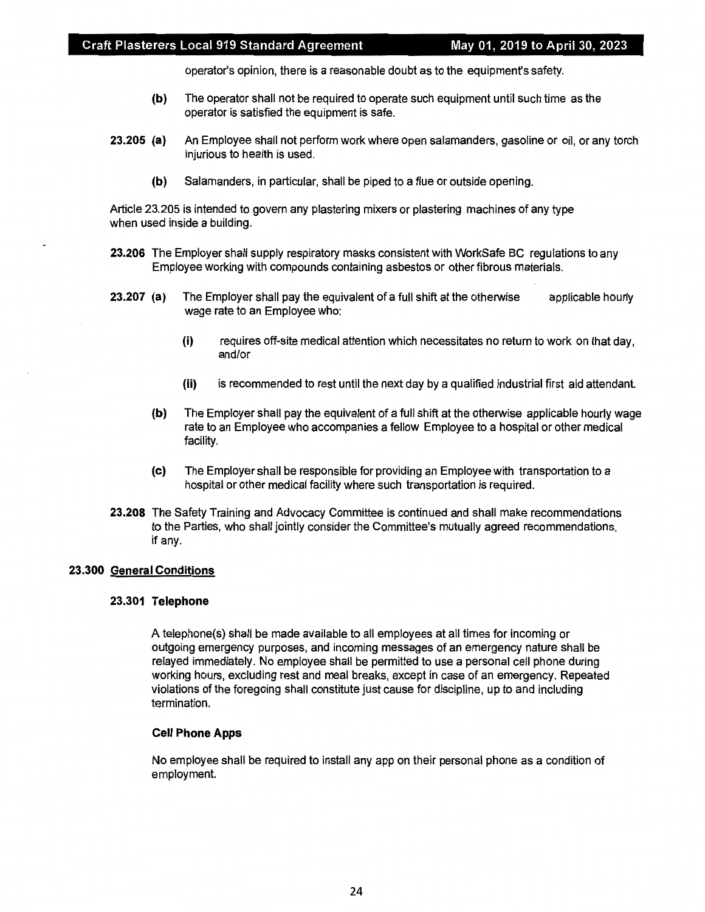operator's opinion, there is a reasonable doubt as to the equipment's safety.

**(b)** The operator shall not be required to operate such equipment until such time as the operator is satisfied the equipment is safe.

**23.205 (a)** An Employee shall not perform work where open salamanders, gasoline or oil, or any torch injurious to health is used.

**(b)** Salamanders, in particular, shall be piped to a flue or outside opening.

Article 23.205 is intended to govern any plastering mixers or plastering machines of any type when used inside a building.

**23.206** The Employer shall supply respiratory masks consistent with WorkSafe BC regulations to any Employee working with compounds containing asbestos or other fibrous materials.

**23.207 (a)** The Employer shall pay the equivalent of a full shift at the otherwise applicable hourly wage rate to an Employee who:

**(i)** requires off-site medical attention which necessitates no return to work on that day, and/or

**(ii)** is recommended to rest until the next day by a qualified industrial first aid attendant.

**(b)** The Employer shall pay the equivalent of a full shift at the otherwise applicable hourly wage rate to an Employee who accompanies a fellow Employee to a hospital or other medical facility.

**(c)** The Employer shall be responsible for providing an Employee with transportation to a hospital or other medical facility where such transportation is required.

**23.208** The Safety Training and Advocacy Committee is continued and shall make recommendations to the Parties, who shall jointly consider the Committee's mutually agreed recommendations, if any.

**23.300 <u>General Conditions</u>**

**23.301 Telephone**

A telephone(s) shall be made available to all employees at all times for incoming or outgoing emergency purposes, and incoming messages of an emergency nature shall be relayed immediately. No employee shall be permitted to use a personal cell phone during working hours, excluding rest and meal breaks, except in case of an emergency. Repeated violations of the foregoing shall constitute just cause for discipline, up to and including termination.

**Cell Phone Apps**

No employee shall be required to install any app on their personal phone as a condition of employment.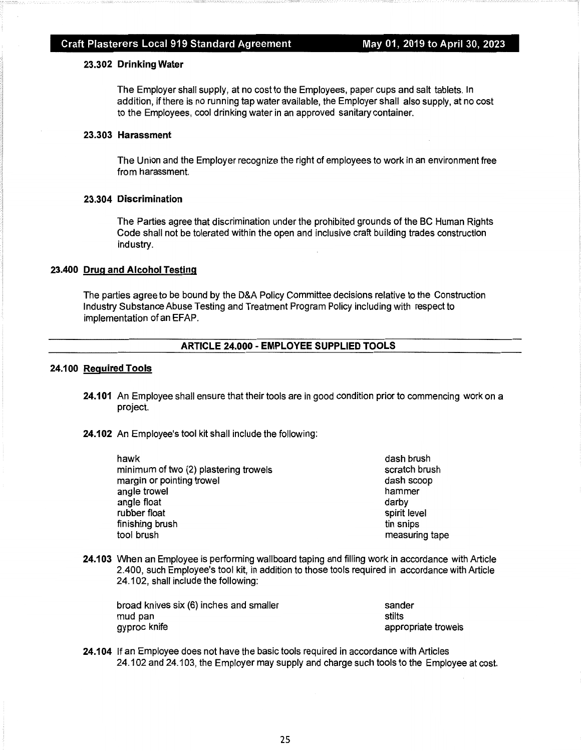### 23.302 Drinking Water

The Employer shall supply, at no cost to the Employees, paper cups and salt tablets. In addition, if there is no running tap water available, the Employer shall also supply, at no cost to the Employees, cool drinking water in an approved sanitary container.

### 23.303 Harassment

The Union and the Employer recognize the right of employees to work in an environment free from harassment.

### 23.304 Discrimination

The Parties agree that discrimination under the prohibited grounds of the BC Human Rights Code shall not be tolerated within the open and inclusive craft building trades construction industry.

## 23.400 Drug and Alcohol Testing

The parties agree to be bound by the D&A Policy Committee decisions relative to the Construction Industry Substance Abuse Testing and Treatment Program Policy including with respect to implementation of an EFAP.

---

# ARTICLE 24.000 - EMPLOYEE SUPPLIED TOOLS

---

## 24.100 Required Tools

**24.101** An Employee shall ensure that their tools are in good condition prior to commencing work on a project.

**24.102** An Employee's tool kit shall include the following:

- hawk
- minimum of two (2) plastering trowels
- margin or pointing trowel
- angle trowel
- angle float
- rubber float
- finishing brush
- tool brush
- dash brush
- scratch brush
- dash scoop
- hammer
- darby
- spirit level
- tin snips
- measuring tape

**24.103** When an Employee is performing wallboard taping and filling work in accordance with Article 2.400, such Employee's tool kit, in addition to those tools required in accordance with Article 24.102, shall include the following:

- broad knives six (6) inches and smaller
- mud pan
- gyproc knife
- sander
- stilts
- appropriate trowels

**24.104** If an Employee does not have the basic tools required in accordance with Articles 24.102 and 24.103, the Employer may supply and charge such tools to the Employee at cost.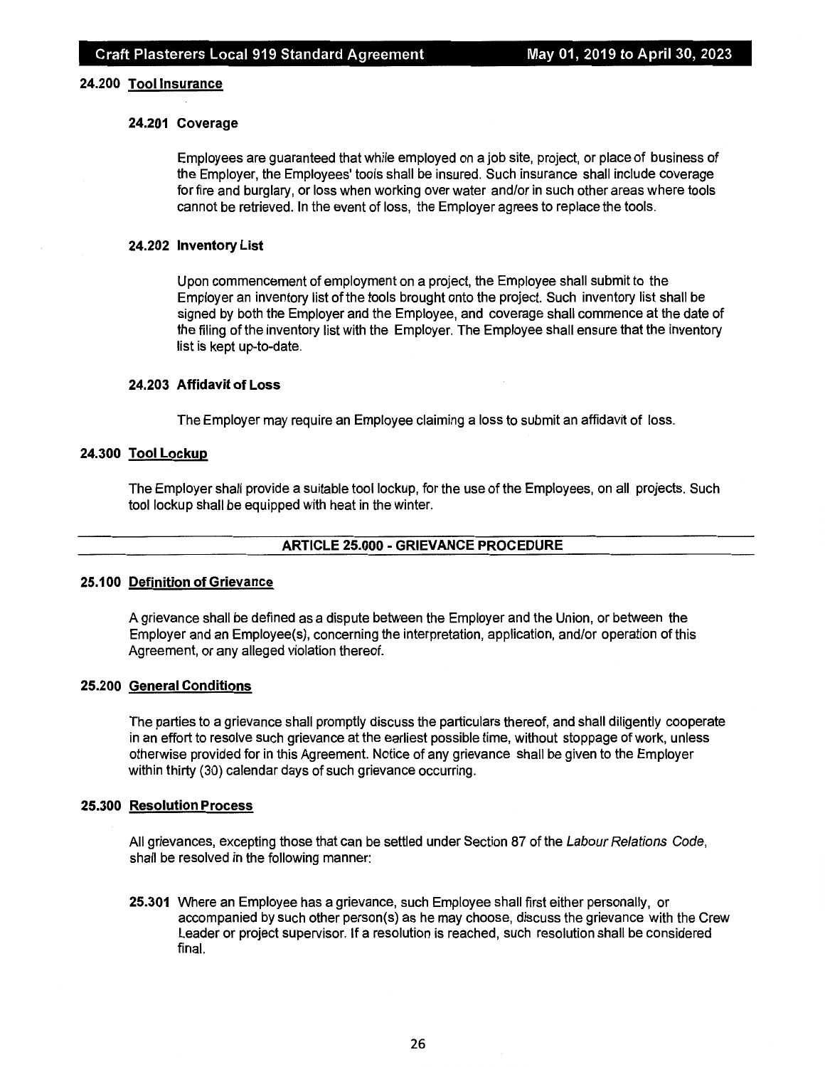### 24.200 Tool Insurance

#### 24.201 Coverage

Employees are guaranteed that while employed on a job site, project, or place of business of the Employer, the Employees' tools shall be insured. Such insurance shall include coverage for fire and burglary, or loss when working over water and/or in such other areas where tools cannot be retrieved. In the event of loss, the Employer agrees to replace the tools.

#### 24.202 Inventory List

Upon commencement of employment on a project, the Employee shall submit to the Employer an inventory list of the tools brought onto the project. Such inventory list shall be signed by both the Employer and the Employee, and coverage shall commence at the date of the filing of the inventory list with the Employer. The Employee shall ensure that the inventory list is kept up-to-date.

#### 24.203 Affidavit of Loss

The Employer may require an Employee claiming a loss to submit an affidavit of loss.

### 24.300 Tool Lockup

The Employer shall provide a suitable tool lockup, for the use of the Employees, on all projects. Such tool lockup shall be equipped with heat in the winter.

## ARTICLE 25.000 - GRIEVANCE PROCEDURE

### 25.100 Definition of Grievance

A grievance shall be defined as a dispute between the Employer and the Union, or between the Employer and an Employee(s), concerning the interpretation, application, and/or operation of this Agreement, or any alleged violation thereof.

### 25.200 General Conditions

The parties to a grievance shall promptly discuss the particulars thereof, and shall diligently cooperate in an effort to resolve such grievance at the earliest possible time, without stoppage of work, unless otherwise provided for in this Agreement. Notice of any grievance shall be given to the Employer within thirty (30) calendar days of such grievance occurring.

### 25.300 Resolution Process

All grievances, excepting those that can be settled under Section 87 of the *Labour Relations Code*, shall be resolved in the following manner:

**25.301** Where an Employee has a grievance, such Employee shall first either personally, or accompanied by such other person(s) as he may choose, discuss the grievance with the Crew Leader or project supervisor. If a resolution is reached, such resolution shall be considered final.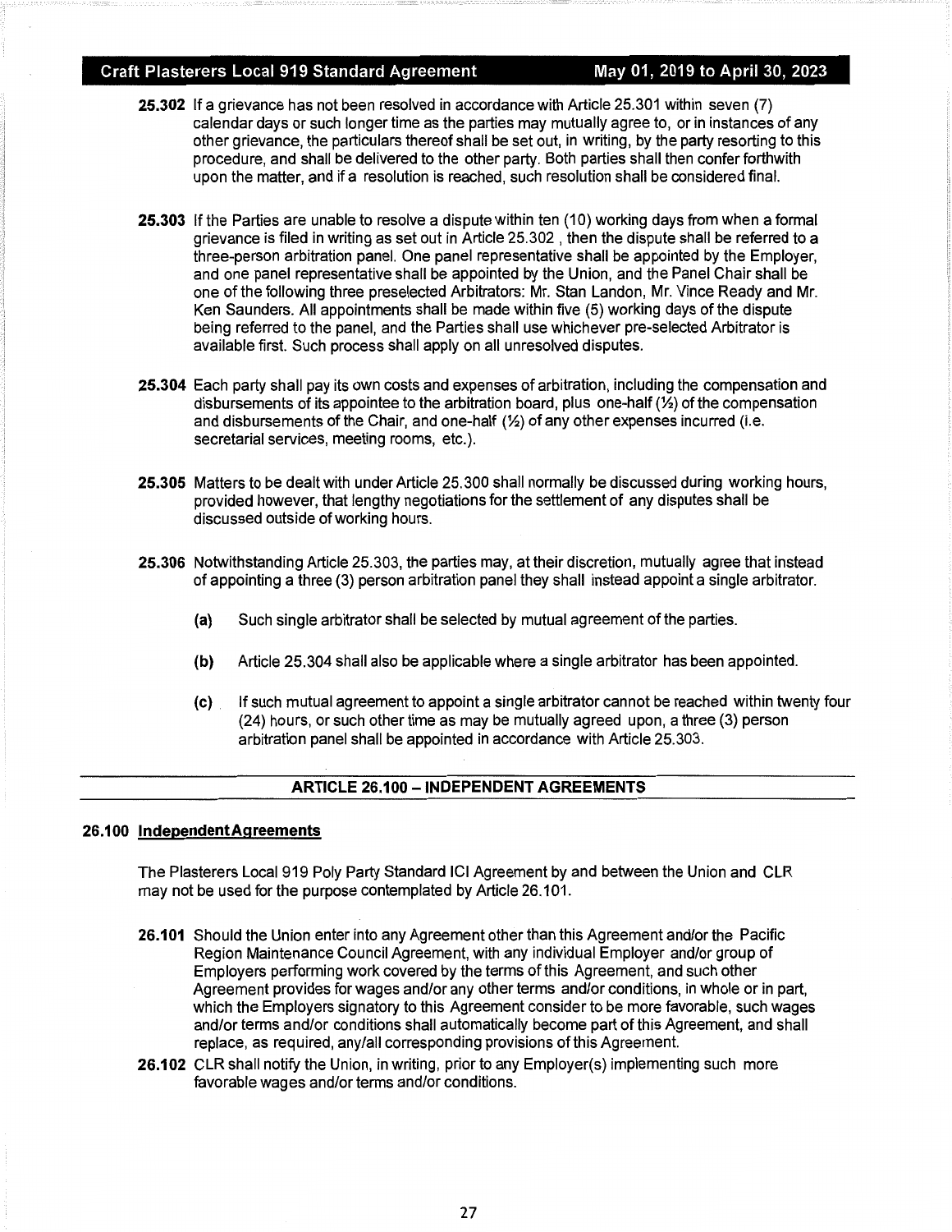**25.302** If a grievance has not been resolved in accordance with Article 25.301 within seven (7) calendar days or such longer time as the parties may mutually agree to, or in instances of any other grievance, the particulars thereof shall be set out, in writing, by the party resorting to this procedure, and shall be delivered to the other party. Both parties shall then confer forthwith upon the matter, and if a resolution is reached, such resolution shall be considered final.

**25.303** If the Parties are unable to resolve a dispute within ten (10) working days from when a formal grievance is filed in writing as set out in Article 25.302 , then the dispute shall be referred to a three-person arbitration panel. One panel representative shall be appointed by the Employer, and one panel representative shall be appointed by the Union, and the Panel Chair shall be one of the following three preselected Arbitrators: Mr. Stan Landon, Mr. Vince Ready and Mr. Ken Saunders. All appointments shall be made within five (5) working days of the dispute being referred to the panel, and the Parties shall use whichever pre-selected Arbitrator is available first. Such process shall apply on all unresolved disputes.

**25.304** Each party shall pay its own costs and expenses of arbitration, including the compensation and disbursements of its appointee to the arbitration board, plus one-half (½) of the compensation and disbursements of the Chair, and one-half (½) of any other expenses incurred (i.e. secretarial services, meeting rooms, etc.).

**25.305** Matters to be dealt with under Article 25.300 shall normally be discussed during working hours, provided however, that lengthy negotiations for the settlement of any disputes shall be discussed outside of working hours.

**25.306** Notwithstanding Article 25.303, the parties may, at their discretion, mutually agree that instead of appointing a three (3) person arbitration panel they shall instead appoint a single arbitrator.

- **(a)** Such single arbitrator shall be selected by mutual agreement of the parties.
- **(b)** Article 25.304 shall also be applicable where a single arbitrator has been appointed.
- **(c)** If such mutual agreement to appoint a single arbitrator cannot be reached within twenty four (24) hours, or such other time as may be mutually agreed upon, a three (3) person arbitration panel shall be appointed in accordance with Article 25.303.

## ARTICLE 26.100 – INDEPENDENT AGREEMENTS

### 26.100 Independent Agreements

The Plasterers Local 919 Poly Party Standard ICI Agreement by and between the Union and CLR may not be used for the purpose contemplated by Article 26.101.

**26.101** Should the Union enter into any Agreement other than this Agreement and/or the Pacific Region Maintenance Council Agreement, with any individual Employer and/or group of Employers performing work covered by the terms of this Agreement, and such other Agreement provides for wages and/or any other terms and/or conditions, in whole or in part, which the Employers signatory to this Agreement consider to be more favorable, such wages and/or terms and/or conditions shall automatically become part of this Agreement, and shall replace, as required, any/all corresponding provisions of this Agreement.

**26.102** CLR shall notify the Union, in writing, prior to any Employer(s) implementing such more favorable wages and/or terms and/or conditions.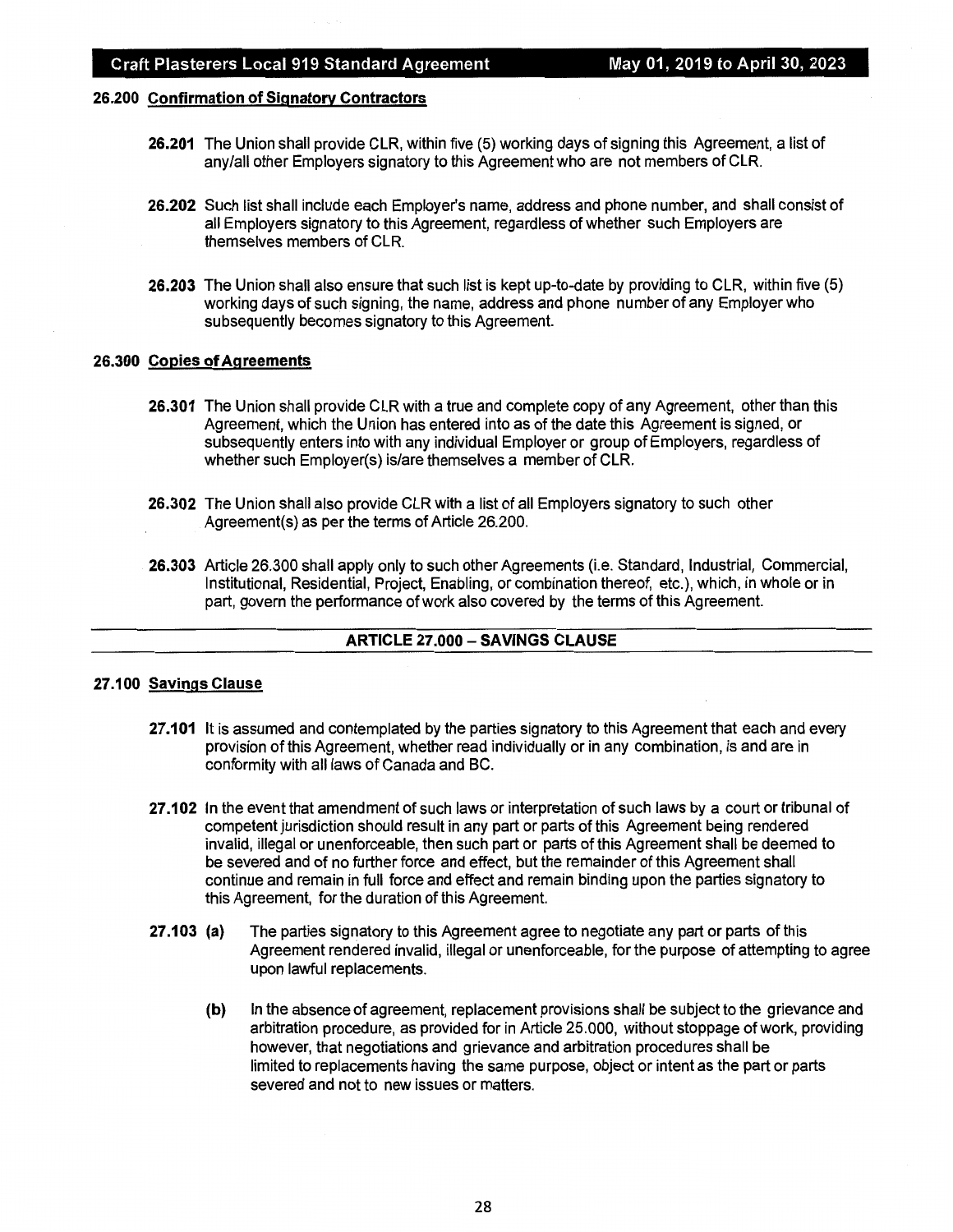### 26.200 Confirmation of Signatory Contractors

**26.201** The Union shall provide CLR, within five (5) working days of signing this Agreement, a list of any/all other Employers signatory to this Agreement who are not members of CLR.

**26.202** Such list shall include each Employer's name, address and phone number, and shall consist of all Employers signatory to this Agreement, regardless of whether such Employers are themselves members of CLR.

**26.203** The Union shall also ensure that such list is kept up-to-date by providing to CLR, within five (5) working days of such signing, the name, address and phone number of any Employer who subsequently becomes signatory to this Agreement.

### 26.300 Copies of Agreements

**26.301** The Union shall provide CLR with a true and complete copy of any Agreement, other than this Agreement, which the Union has entered into as of the date this Agreement is signed, or subsequently enters into with any individual Employer or group of Employers, regardless of whether such Employer(s) is/are themselves a member of CLR.

**26.302** The Union shall also provide CLR with a list of all Employers signatory to such other Agreement(s) as per the terms of Article 26.200.

**26.303** Article 26.300 shall apply only to such other Agreements (i.e. Standard, Industrial, Commercial, Institutional, Residential, Project, Enabling, or combination thereof, etc.), which, in whole or in part, govern the performance of work also covered by the terms of this Agreement.

## ARTICLE 27.000 – SAVINGS CLAUSE

### 27.100 Savings Clause

**27.101** It is assumed and contemplated by the parties signatory to this Agreement that each and every provision of this Agreement, whether read individually or in any combination, is and are in conformity with all laws of Canada and BC.

**27.102** In the event that amendment of such laws or interpretation of such laws by a court or tribunal of competent jurisdiction should result in any part or parts of this Agreement being rendered invalid, illegal or unenforceable, then such part or parts of this Agreement shall be deemed to be severed and of no further force and effect, but the remainder of this Agreement shall continue and remain in full force and effect and remain binding upon the parties signatory to this Agreement, for the duration of this Agreement.

**27.103** **(a)** The parties signatory to this Agreement agree to negotiate any part or parts of this Agreement rendered invalid, illegal or unenforceable, for the purpose of attempting to agree upon lawful replacements.

**(b)** In the absence of agreement, replacement provisions shall be subject to the grievance and arbitration procedure, as provided for in Article 25.000, without stoppage of work, providing however, that negotiations and grievance and arbitration procedures shall be limited to replacements having the same purpose, object or intent as the part or parts severed and not to new issues or matters.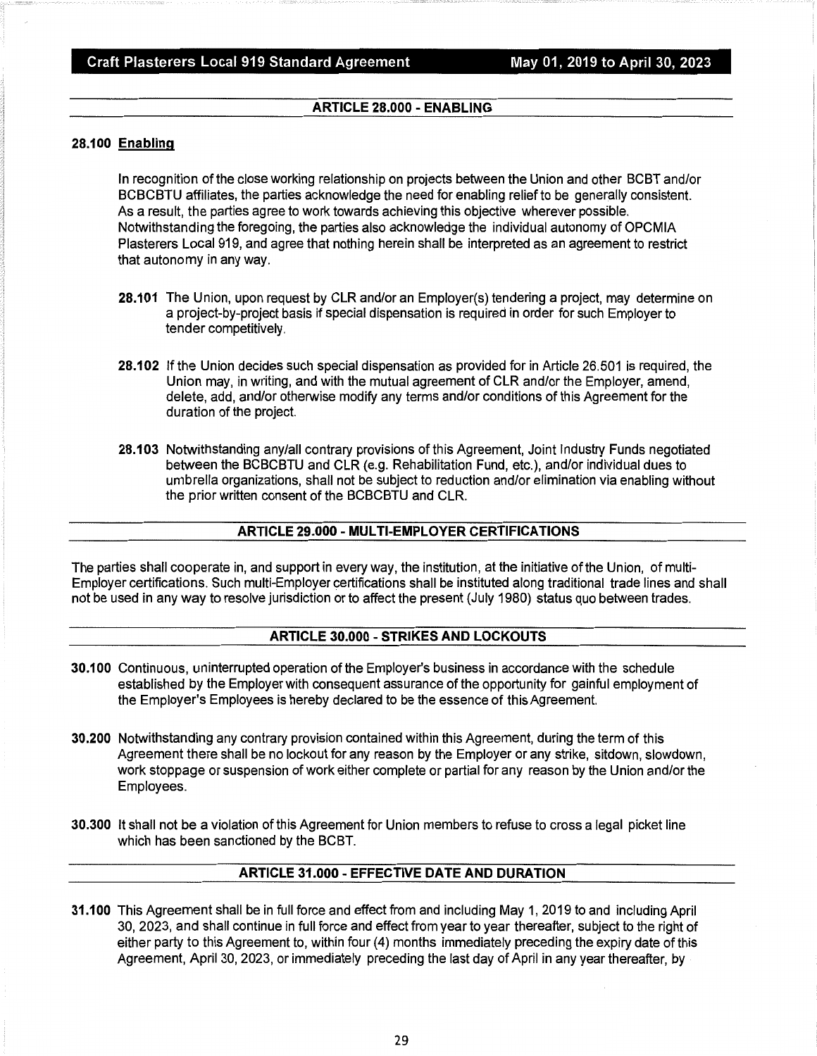## ARTICLE 28.000 - ENABLING

**28.100 Enabling**

In recognition of the close working relationship on projects between the Union and other BCBT and/or BCBCBTU affiliates, the parties acknowledge the need for enabling relief to be generally consistent. As a result, the parties agree to work towards achieving this objective wherever possible. Notwithstanding the foregoing, the parties also acknowledge the individual autonomy of OPCMIA Plasterers Local 919, and agree that nothing herein shall be interpreted as an agreement to restrict that autonomy in any way.

**28.101** The Union, upon request by CLR and/or an Employer(s) tendering a project, may determine on a project-by-project basis if special dispensation is required in order for such Employer to tender competitively.

**28.102** If the Union decides such special dispensation as provided for in Article 26.501 is required, the Union may, in writing, and with the mutual agreement of CLR and/or the Employer, amend, delete, add, and/or otherwise modify any terms and/or conditions of this Agreement for the duration of the project.

**28.103** Notwithstanding any/all contrary provisions of this Agreement, Joint Industry Funds negotiated between the BCBCBTU and CLR (e.g. Rehabilitation Fund, etc.), and/or individual dues to umbrella organizations, shall not be subject to reduction and/or elimination via enabling without the prior written consent of the BCBCBTU and CLR.

## ARTICLE 29.000 - MULTI-EMPLOYER CERTIFICATIONS

The parties shall cooperate in, and support in every way, the institution, at the initiative of the Union, of multi-Employer certifications. Such multi-Employer certifications shall be instituted along traditional trade lines and shall not be used in any way to resolve jurisdiction or to affect the present (July 1980) status quo between trades.

## ARTICLE 30.000 - STRIKES AND LOCKOUTS

**30.100** Continuous, uninterrupted operation of the Employer's business in accordance with the schedule established by the Employer with consequent assurance of the opportunity for gainful employment of the Employer's Employees is hereby declared to be the essence of this Agreement.

**30.200** Notwithstanding any contrary provision contained within this Agreement, during the term of this Agreement there shall be no lockout for any reason by the Employer or any strike, sitdown, slowdown, work stoppage or suspension of work either complete or partial for any reason by the Union and/or the Employees.

**30.300** It shall not be a violation of this Agreement for Union members to refuse to cross a legal picket line which has been sanctioned by the BCBT.

## ARTICLE 31.000 - EFFECTIVE DATE AND DURATION

**31.100** This Agreement shall be in full force and effect from and including May 1, 2019 to and including April 30, 2023, and shall continue in full force and effect from year to year thereafter, subject to the right of either party to this Agreement to, within four (4) months immediately preceding the expiry date of this Agreement, April 30, 2023, or immediately preceding the last day of April in any year thereafter, by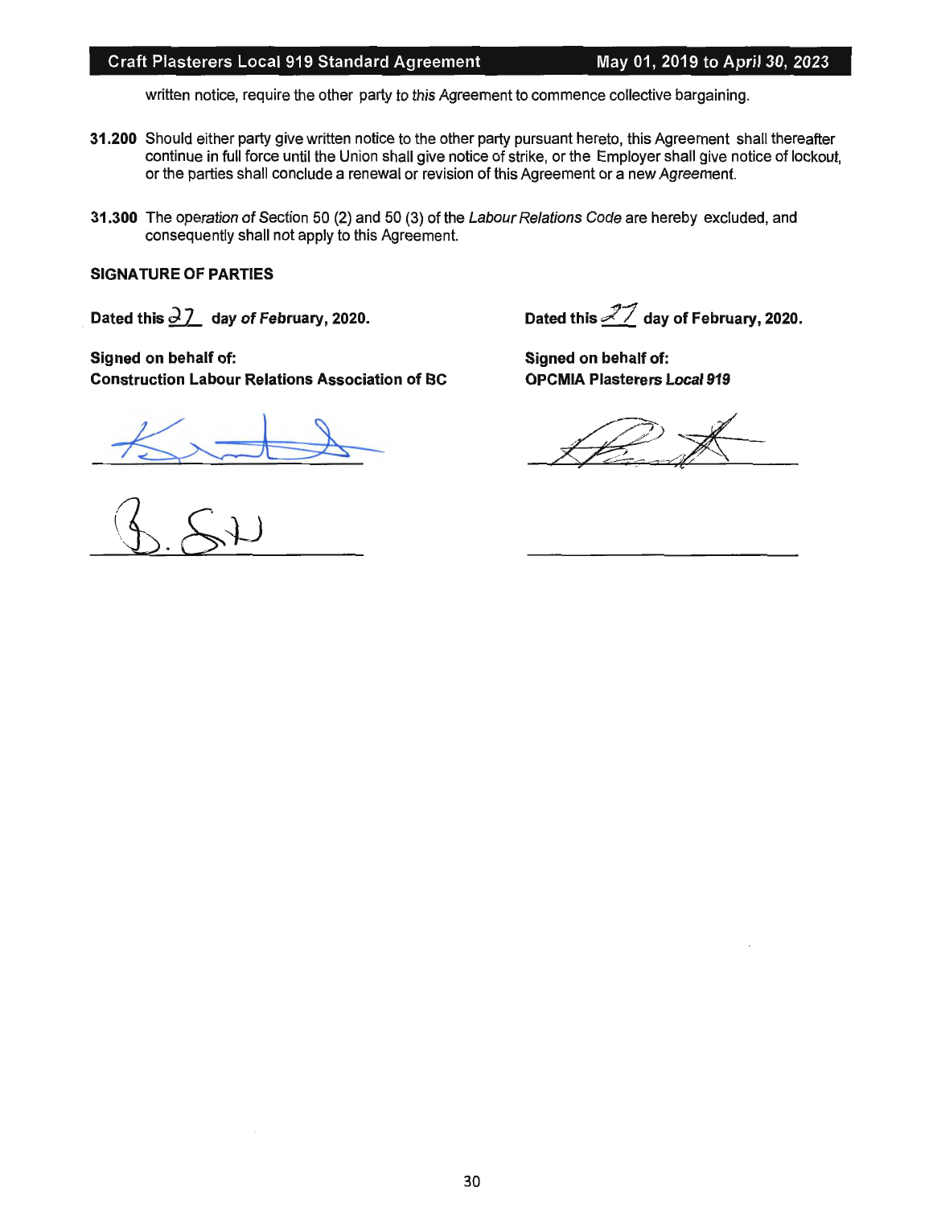written notice, require the other party to this Agreement to commence collective bargaining.

**31.200** Should either party give written notice to the other party pursuant hereto, this Agreement shall thereafter continue in full force until the Union shall give notice of strike, or the Employer shall give notice of lockout, or the parties shall conclude a renewal or revision of this Agreement or a new Agreement.

**31.300** The operation of Section 50 (2) and 50 (3) of the *Labour Relations Code* are hereby excluded, and consequently shall not apply to this Agreement.

**SIGNATURE OF PARTIES**

**Dated this 27 day of February, 2020.**

**Signed on behalf of:**
**Construction Labour Relations Association of BC**

_______________________

_______________________

**Dated this 27 day of February, 2020.**

**Signed on behalf of:**
**OPCMIA Plasterers Local 919**

_______________________

_______________________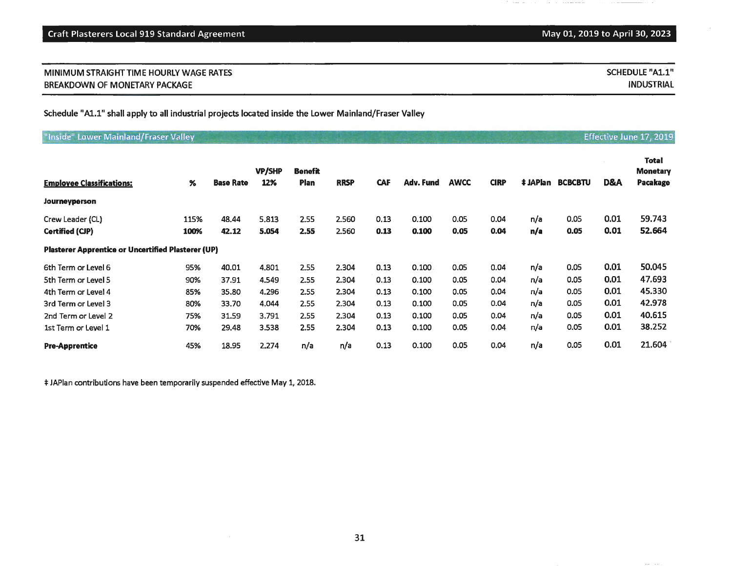MINIMUM STRAIGHT TIME HOURLY WAGE RATES
BREAKDOWN OF MONETARY PACKAGE

SCHEDULE "A1.1"
INDUSTRIAL

Schedule "A1.1" shall apply to all industrial projects located inside the Lower Mainland/Fraser Valley

"Inside" Lower Mainland/Fraser Valley — Effective June 17, 2019

| Employee Classifications: | % | Base Rate | VP/SHP 12% | Benefit Plan | RRSP | CAF | Adv. Fund | AWCC | CIRP | ‡ JAPlan | BCBCBTU | D&A | Total Monetary Pacakage |
|---|---|---|---|---|---|---|---|---|---|---|---|---|---|
| **Journeyperson** | | | | | | | | | | | | | |
| Crew Leader (CL) | 115% | 48.44 | 5.813 | 2.55 | 2.560 | 0.13 | 0.100 | 0.05 | 0.04 | n/a | 0.05 | 0.01 | 59.743 |
| **Certified (CJP)** | **100%** | **42.12** | **5.054** | **2.55** | 2.560 | **0.13** | **0.100** | **0.05** | **0.04** | **n/a** | **0.05** | **0.01** | 52.664 |
| **Plasterer Apprentice or Uncertified Plasterer (UP)** | | | | | | | | | | | | | |
| 6th Term or Level 6 | 95% | 40.01 | 4.801 | 2.55 | 2.304 | 0.13 | 0.100 | 0.05 | 0.04 | n/a | 0.05 | 0.01 | 50.045 |
| 5th Term or Level 5 | 90% | 37.91 | 4.549 | 2.55 | 2.304 | 0.13 | 0.100 | 0.05 | 0.04 | n/a | 0.05 | 0.01 | 47.693 |
| 4th Term or Level 4 | 85% | 35.80 | 4.296 | 2.55 | 2.304 | 0.13 | 0.100 | 0.05 | 0.04 | n/a | 0.05 | 0.01 | 45.330 |
| 3rd Term or Level 3 | 80% | 33.70 | 4.044 | 2.55 | 2.304 | 0.13 | 0.100 | 0.05 | 0.04 | n/a | 0.05 | 0.01 | 42.978 |
| 2nd Term or Level 2 | 75% | 31.59 | 3.791 | 2.55 | 2.304 | 0.13 | 0.100 | 0.05 | 0.04 | n/a | 0.05 | 0.01 | 40.615 |
| 1st Term or Level 1 | 70% | 29.48 | 3.538 | 2.55 | 2.304 | 0.13 | 0.100 | 0.05 | 0.04 | n/a | 0.05 | 0.01 | 38.252 |
| **Pre-Apprentice** | 45% | 18.95 | 2.274 | n/a | n/a | 0.13 | 0.100 | 0.05 | 0.04 | n/a | 0.05 | 0.01 | 21.604 |

‡ JAPlan contributions have been temporarily suspended effective May 1, 2018.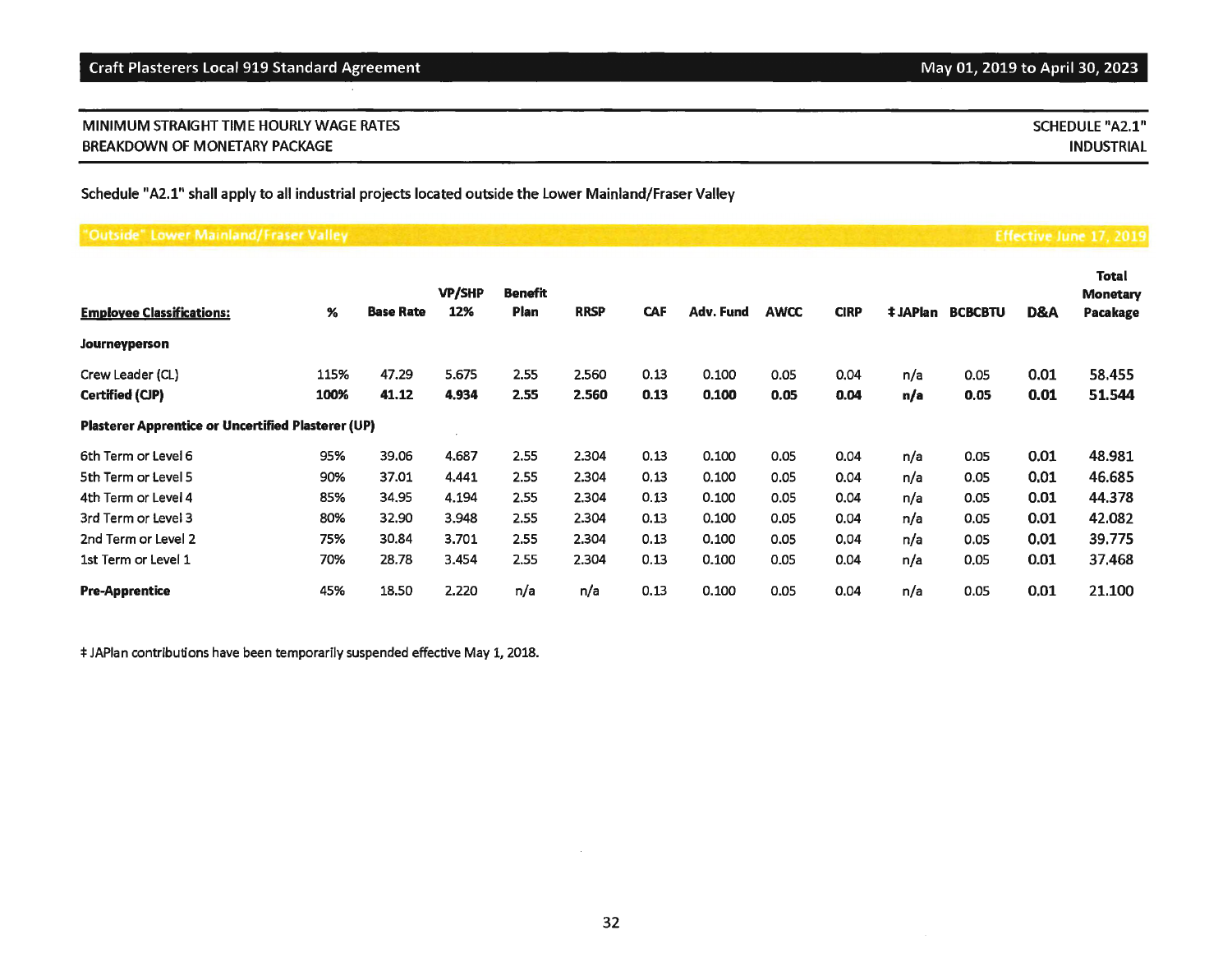MINIMUM STRAIGHT TIME HOURLY WAGE RATES
BREAKDOWN OF MONETARY PACKAGE

SCHEDULE "A2.1"
INDUSTRIAL

Schedule "A2.1" shall apply to all industrial projects located outside the Lower Mainland/Fraser Valley

**"Outside" Lower Mainland/Fraser Valley** — **Effective June 17, 2019**

| Employee Classifications: | % | Base Rate | VP/SHP 12% | Benefit Plan | RRSP | CAF | Adv. Fund | AWCC | CIRP | ‡ JAPlan | BCBCBTU | D&A | Total Monetary Pacakage |
|---|---|---|---|---|---|---|---|---|---|---|---|---|---|
| **Journeyperson** | | | | | | | | | | | | | |
| Crew Leader (CL) | 115% | 47.29 | 5.675 | 2.55 | 2.560 | 0.13 | 0.100 | 0.05 | 0.04 | n/a | 0.05 | 0.01 | 58.455 |
| **Certified (CJP)** | **100%** | **41.12** | **4.934** | **2.55** | **2.560** | **0.13** | **0.100** | **0.05** | **0.04** | **n/a** | **0.05** | **0.01** | **51.544** |
| **Plasterer Apprentice or Uncertified Plasterer (UP)** | | | | | | | | | | | | | |
| 6th Term or Level 6 | 95% | 39.06 | 4.687 | 2.55 | 2.304 | 0.13 | 0.100 | 0.05 | 0.04 | n/a | 0.05 | 0.01 | 48.981 |
| 5th Term or Level 5 | 90% | 37.01 | 4.441 | 2.55 | 2.304 | 0.13 | 0.100 | 0.05 | 0.04 | n/a | 0.05 | 0.01 | 46.685 |
| 4th Term or Level 4 | 85% | 34.95 | 4.194 | 2.55 | 2.304 | 0.13 | 0.100 | 0.05 | 0.04 | n/a | 0.05 | 0.01 | 44.378 |
| 3rd Term or Level 3 | 80% | 32.90 | 3.948 | 2.55 | 2.304 | 0.13 | 0.100 | 0.05 | 0.04 | n/a | 0.05 | 0.01 | 42.082 |
| 2nd Term or Level 2 | 75% | 30.84 | 3.701 | 2.55 | 2.304 | 0.13 | 0.100 | 0.05 | 0.04 | n/a | 0.05 | 0.01 | 39.775 |
| 1st Term or Level 1 | 70% | 28.78 | 3.454 | 2.55 | 2.304 | 0.13 | 0.100 | 0.05 | 0.04 | n/a | 0.05 | 0.01 | 37.468 |
| **Pre-Apprentice** | 45% | 18.50 | 2.220 | n/a | n/a | 0.13 | 0.100 | 0.05 | 0.04 | n/a | 0.05 | 0.01 | 21.100 |

‡ JAPlan contributions have been temporarily suspended effective May 1, 2018.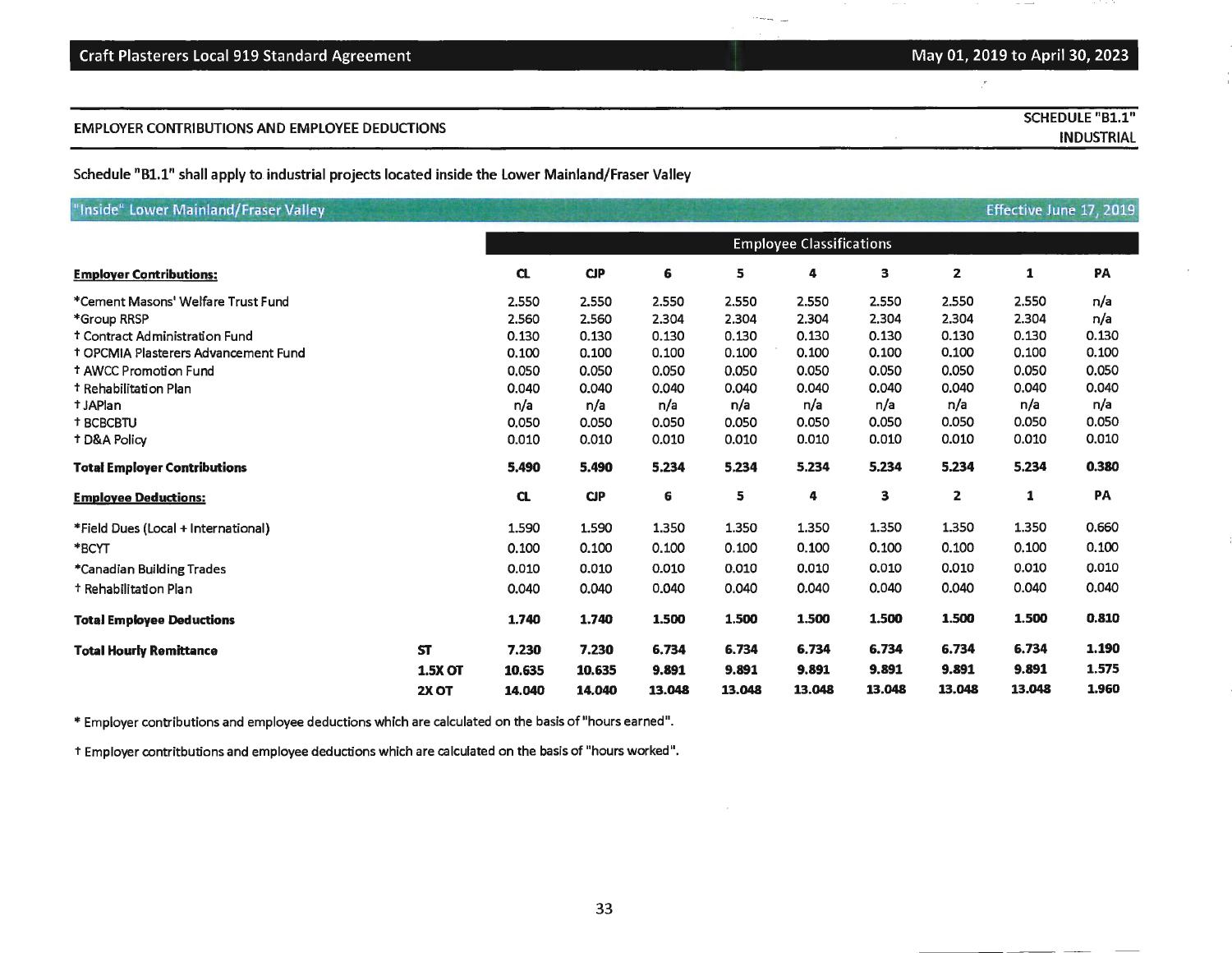## EMPLOYER CONTRIBUTIONS AND EMPLOYEE DEDUCTIONS

**SCHEDULE "B1.1"**
**INDUSTRIAL**

Schedule "B1.1" shall apply to industrial projects located inside the Lower Mainland/Fraser Valley

### "Inside" Lower Mainland/Fraser Valley — Effective June 17, 2019

| | | Employee Classifications | | | | | | | | |
|---|---|---|---|---|---|---|---|---|---|---|
| **Employer Contributions:** | | **CL** | **CJP** | **6** | **5** | **4** | **3** | **2** | **1** | **PA** |
| *Cement Masons' Welfare Trust Fund | | 2.550 | 2.550 | 2.550 | 2.550 | 2.550 | 2.550 | 2.550 | 2.550 | n/a |
| *Group RRSP | | 2.560 | 2.560 | 2.304 | 2.304 | 2.304 | 2.304 | 2.304 | 2.304 | n/a |
| † Contract Administration Fund | | 0.130 | 0.130 | 0.130 | 0.130 | 0.130 | 0.130 | 0.130 | 0.130 | 0.130 |
| † OPCMIA Plasterers Advancement Fund | | 0.100 | 0.100 | 0.100 | 0.100 | 0.100 | 0.100 | 0.100 | 0.100 | 0.100 |
| † AWCC Promotion Fund | | 0.050 | 0.050 | 0.050 | 0.050 | 0.050 | 0.050 | 0.050 | 0.050 | 0.050 |
| † Rehabilitation Plan | | 0.040 | 0.040 | 0.040 | 0.040 | 0.040 | 0.040 | 0.040 | 0.040 | 0.040 |
| † JAPlan | | n/a | n/a | n/a | n/a | n/a | n/a | n/a | n/a | n/a |
| † BCBCBTU | | 0.050 | 0.050 | 0.050 | 0.050 | 0.050 | 0.050 | 0.050 | 0.050 | 0.050 |
| † D&A Policy | | 0.010 | 0.010 | 0.010 | 0.010 | 0.010 | 0.010 | 0.010 | 0.010 | 0.010 |
| **Total Employer Contributions** | | **5.490** | **5.490** | **5.234** | **5.234** | **5.234** | **5.234** | **5.234** | **5.234** | **0.380** |
| **Employee Deductions:** | | **CL** | **CJP** | **6** | **5** | **4** | **3** | **2** | **1** | **PA** |
| *Field Dues (Local + International) | | 1.590 | 1.590 | 1.350 | 1.350 | 1.350 | 1.350 | 1.350 | 1.350 | 0.660 |
| *BCYT | | 0.100 | 0.100 | 0.100 | 0.100 | 0.100 | 0.100 | 0.100 | 0.100 | 0.100 |
| *Canadian Building Trades | | 0.010 | 0.010 | 0.010 | 0.010 | 0.010 | 0.010 | 0.010 | 0.010 | 0.010 |
| † Rehabilitation Plan | | 0.040 | 0.040 | 0.040 | 0.040 | 0.040 | 0.040 | 0.040 | 0.040 | 0.040 |
| **Total Employee Deductions** | | **1.740** | **1.740** | **1.500** | **1.500** | **1.500** | **1.500** | **1.500** | **1.500** | **0.810** |
| **Total Hourly Remittance** | **ST** | **7.230** | **7.230** | **6.734** | **6.734** | **6.734** | **6.734** | **6.734** | **6.734** | **1.190** |
| | **1.5X OT** | **10.635** | **10.635** | **9.891** | **9.891** | **9.891** | **9.891** | **9.891** | **9.891** | **1.575** |
| | **2X OT** | **14.040** | **14.040** | **13.048** | **13.048** | **13.048** | **13.048** | **13.048** | **13.048** | **1.960** |

* Employer contributions and employee deductions which are calculated on the basis of "hours earned".

† Employer contritbutions and employee deductions which are calculated on the basis of "hours worked".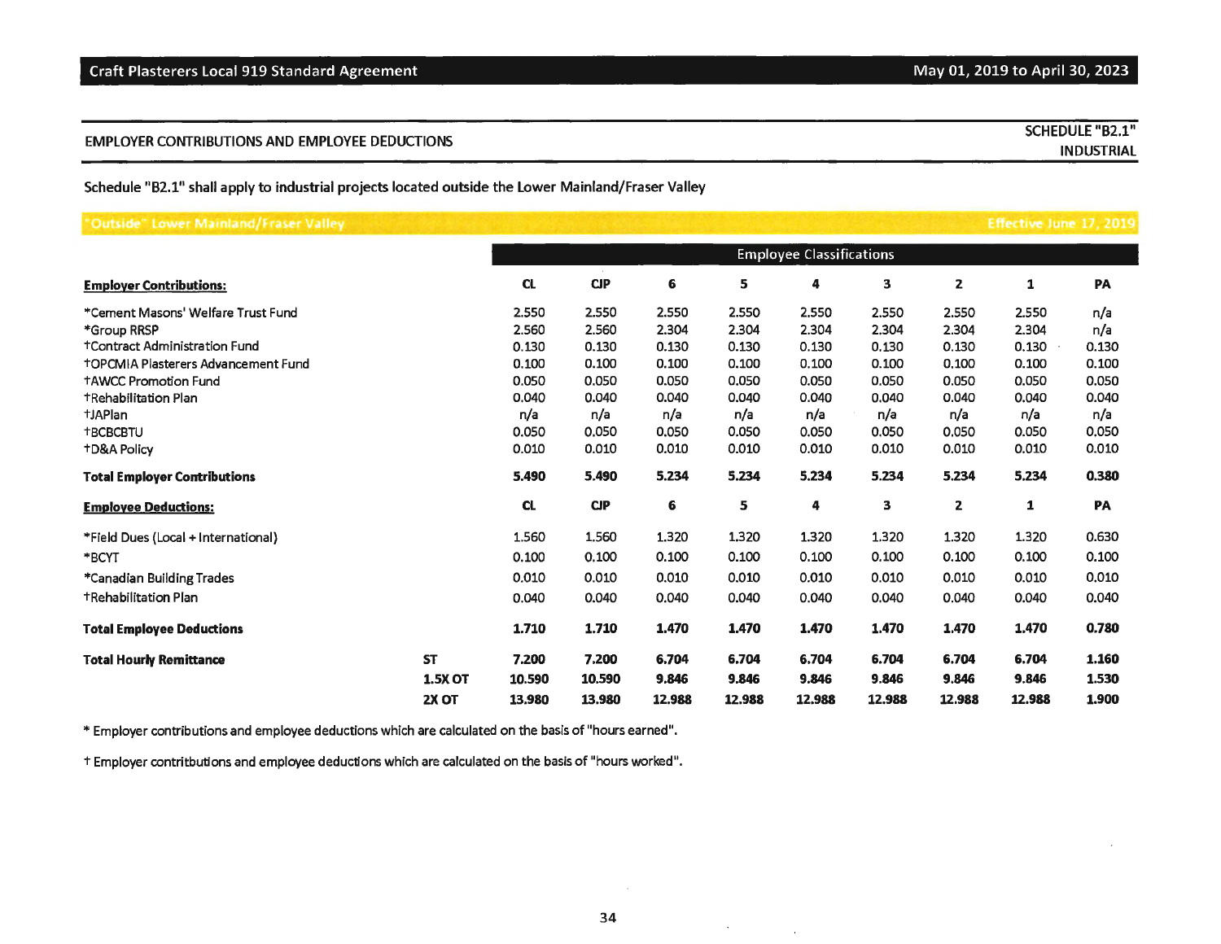## EMPLOYER CONTRIBUTIONS AND EMPLOYEE DEDUCTIONS

**SCHEDULE "B2.1"**
**INDUSTRIAL**

**Schedule "B2.1" shall apply to industrial projects located outside the Lower Mainland/Fraser Valley**

**"Outside" Lower Mainland/Fraser Valley** — **Effective June 17, 2019**

| | | Employee Classifications | | | | | | | | |
|---|---|---|---|---|---|---|---|---|---|---|
| **Employer Contributions:** | | **CL** | **CJP** | **6** | **5** | **4** | **3** | **2** | **1** | **PA** |
| *Cement Masons' Welfare Trust Fund | | 2.550 | 2.550 | 2.550 | 2.550 | 2.550 | 2.550 | 2.550 | 2.550 | n/a |
| *Group RRSP | | 2.560 | 2.560 | 2.304 | 2.304 | 2.304 | 2.304 | 2.304 | 2.304 | n/a |
| †Contract Administration Fund | | 0.130 | 0.130 | 0.130 | 0.130 | 0.130 | 0.130 | 0.130 | 0.130 | 0.130 |
| †OPCMIA Plasterers Advancement Fund | | 0.100 | 0.100 | 0.100 | 0.100 | 0.100 | 0.100 | 0.100 | 0.100 | 0.100 |
| †AWCC Promotion Fund | | 0.050 | 0.050 | 0.050 | 0.050 | 0.050 | 0.050 | 0.050 | 0.050 | 0.050 |
| †Rehabilitation Plan | | 0.040 | 0.040 | 0.040 | 0.040 | 0.040 | 0.040 | 0.040 | 0.040 | 0.040 |
| †JAPlan | | n/a | n/a | n/a | n/a | n/a | n/a | n/a | n/a | n/a |
| †BCBCBTU | | 0.050 | 0.050 | 0.050 | 0.050 | 0.050 | 0.050 | 0.050 | 0.050 | 0.050 |
| †D&A Policy | | 0.010 | 0.010 | 0.010 | 0.010 | 0.010 | 0.010 | 0.010 | 0.010 | 0.010 |
| **Total Employer Contributions** | | **5.490** | **5.490** | **5.234** | **5.234** | **5.234** | **5.234** | **5.234** | **5.234** | **0.380** |
| **Employee Deductions:** | | **CL** | **CJP** | **6** | **5** | **4** | **3** | **2** | **1** | **PA** |
| *Field Dues (Local + International) | | 1.560 | 1.560 | 1.320 | 1.320 | 1.320 | 1.320 | 1.320 | 1.320 | 0.630 |
| *BCYT | | 0.100 | 0.100 | 0.100 | 0.100 | 0.100 | 0.100 | 0.100 | 0.100 | 0.100 |
| *Canadian Building Trades | | 0.010 | 0.010 | 0.010 | 0.010 | 0.010 | 0.010 | 0.010 | 0.010 | 0.010 |
| †Rehabilitation Plan | | 0.040 | 0.040 | 0.040 | 0.040 | 0.040 | 0.040 | 0.040 | 0.040 | 0.040 |
| **Total Employee Deductions** | | **1.710** | **1.710** | **1.470** | **1.470** | **1.470** | **1.470** | **1.470** | **1.470** | **0.780** |
| **Total Hourly Remittance** | **ST** | **7.200** | **7.200** | **6.704** | **6.704** | **6.704** | **6.704** | **6.704** | **6.704** | **1.160** |
| | **1.5X OT** | **10.590** | **10.590** | **9.846** | **9.846** | **9.846** | **9.846** | **9.846** | **9.846** | **1.530** |
| | **2X OT** | **13.980** | **13.980** | **12.988** | **12.988** | **12.988** | **12.988** | **12.988** | **12.988** | **1.900** |

* Employer contributions and employee deductions which are calculated on the basis of "hours earned".

† Employer contritbutions and employee deductions which are calculated on the basis of "hours worked".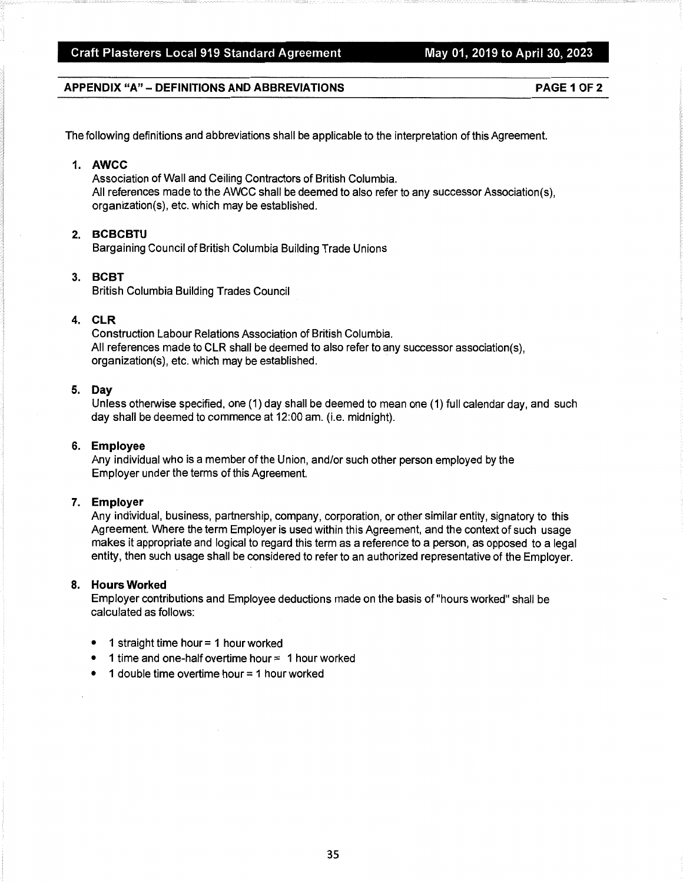## APPENDIX "A" – DEFINITIONS AND ABBREVIATIONS

PAGE 1 OF 2

The following definitions and abbreviations shall be applicable to the interpretation of this Agreement.

1. **AWCC**
   Association of Wall and Ceiling Contractors of British Columbia.
   All references made to the AWCC shall be deemed to also refer to any successor Association(s), organization(s), etc. which may be established.

2. **BCBCBTU**
   Bargaining Council of British Columbia Building Trade Unions

3. **BCBT**
   British Columbia Building Trades Council

4. **CLR**
   Construction Labour Relations Association of British Columbia.
   All references made to CLR shall be deemed to also refer to any successor association(s), organization(s), etc. which may be established.

5. **Day**
   Unless otherwise specified, one (1) day shall be deemed to mean one (1) full calendar day, and such day shall be deemed to commence at 12:00 am. (i.e. midnight).

6. **Employee**
   Any individual who is a member of the Union, and/or such other person employed by the Employer under the terms of this Agreement.

7. **Employer**
   Any individual, business, partnership, company, corporation, or other similar entity, signatory to this Agreement. Where the term Employer is used within this Agreement, and the context of such usage makes it appropriate and logical to regard this term as a reference to a person, as opposed to a legal entity, then such usage shall be considered to refer to an authorized representative of the Employer.

8. **Hours Worked**
   Employer contributions and Employee deductions made on the basis of "hours worked" shall be calculated as follows:

   - 1 straight time hour = 1 hour worked
   - 1 time and one-half overtime hour = 1 hour worked
   - 1 double time overtime hour = 1 hour worked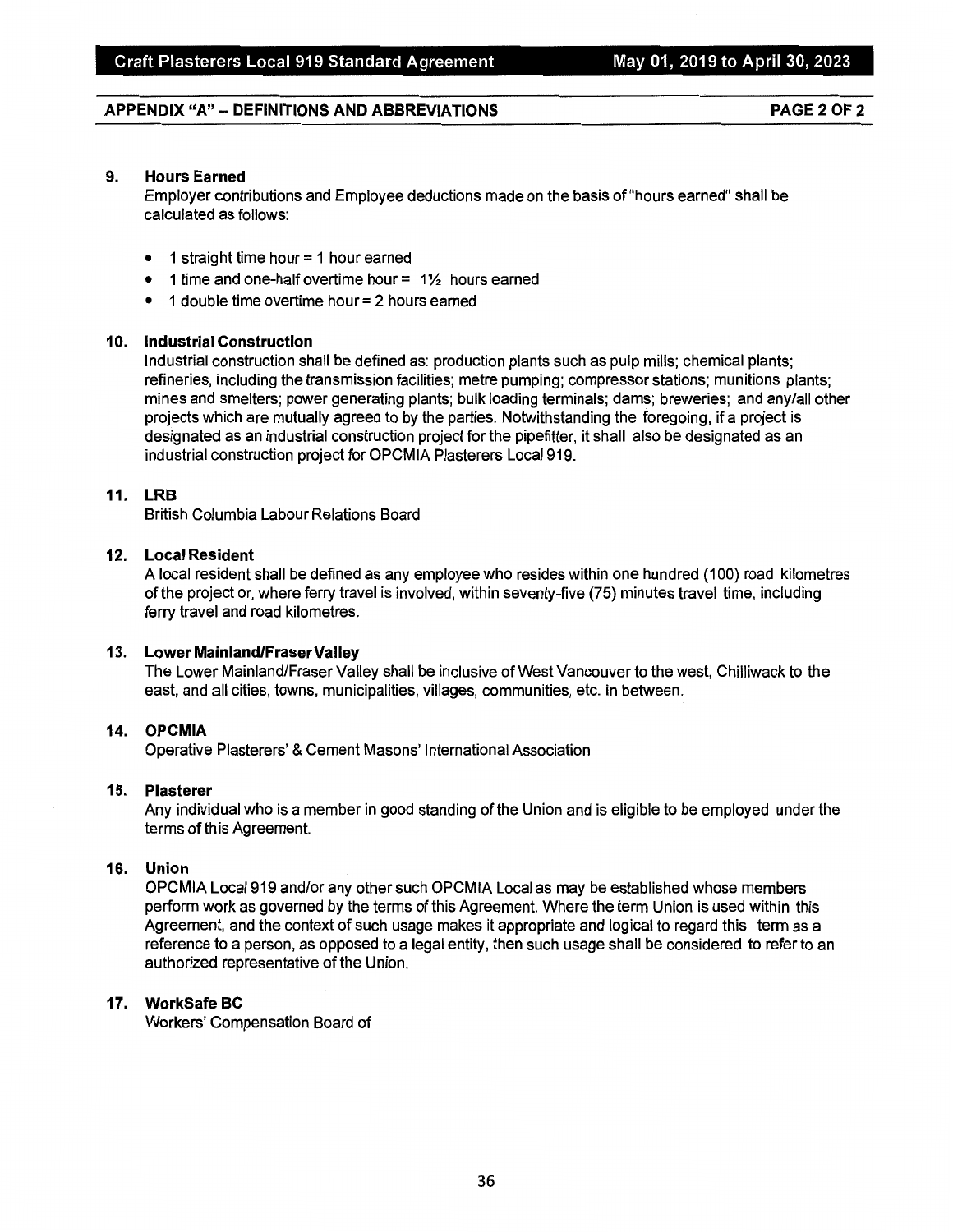## APPENDIX "A" – DEFINITIONS AND ABBREVIATIONS

PAGE 2 OF 2

**9. Hours Earned**

Employer contributions and Employee deductions made on the basis of "hours earned" shall be calculated as follows:

- 1 straight time hour = 1 hour earned
- 1 time and one-half overtime hour = 1½ hours earned
- 1 double time overtime hour = 2 hours earned

**10. Industrial Construction**

Industrial construction shall be defined as: production plants such as pulp mills; chemical plants; refineries, including the transmission facilities; metre pumping; compressor stations; munitions plants; mines and smelters; power generating plants; bulk loading terminals; dams; breweries; and any/all other projects which are mutually agreed to by the parties. Notwithstanding the foregoing, if a project is designated as an industrial construction project for the pipefitter, it shall also be designated as an industrial construction project for OPCMIA Plasterers Local 919.

**11. LRB**

British Columbia Labour Relations Board

**12. Local Resident**

A local resident shall be defined as any employee who resides within one hundred (100) road kilometres of the project or, where ferry travel is involved, within seventy-five (75) minutes travel time, including ferry travel and road kilometres.

**13. Lower Mainland/Fraser Valley**

The Lower Mainland/Fraser Valley shall be inclusive of West Vancouver to the west, Chilliwack to the east, and all cities, towns, municipalities, villages, communities, etc. in between.

**14. OPCMIA**

Operative Plasterers' & Cement Masons' International Association

**15. Plasterer**

Any individual who is a member in good standing of the Union and is eligible to be employed under the terms of this Agreement.

**16. Union**

OPCMIA Local 919 and/or any other such OPCMIA Local as may be established whose members perform work as governed by the terms of this Agreement. Where the term Union is used within this Agreement, and the context of such usage makes it appropriate and logical to regard this term as a reference to a person, as opposed to a legal entity, then such usage shall be considered to refer to an authorized representative of the Union.

**17. WorkSafe BC**

Workers' Compensation Board of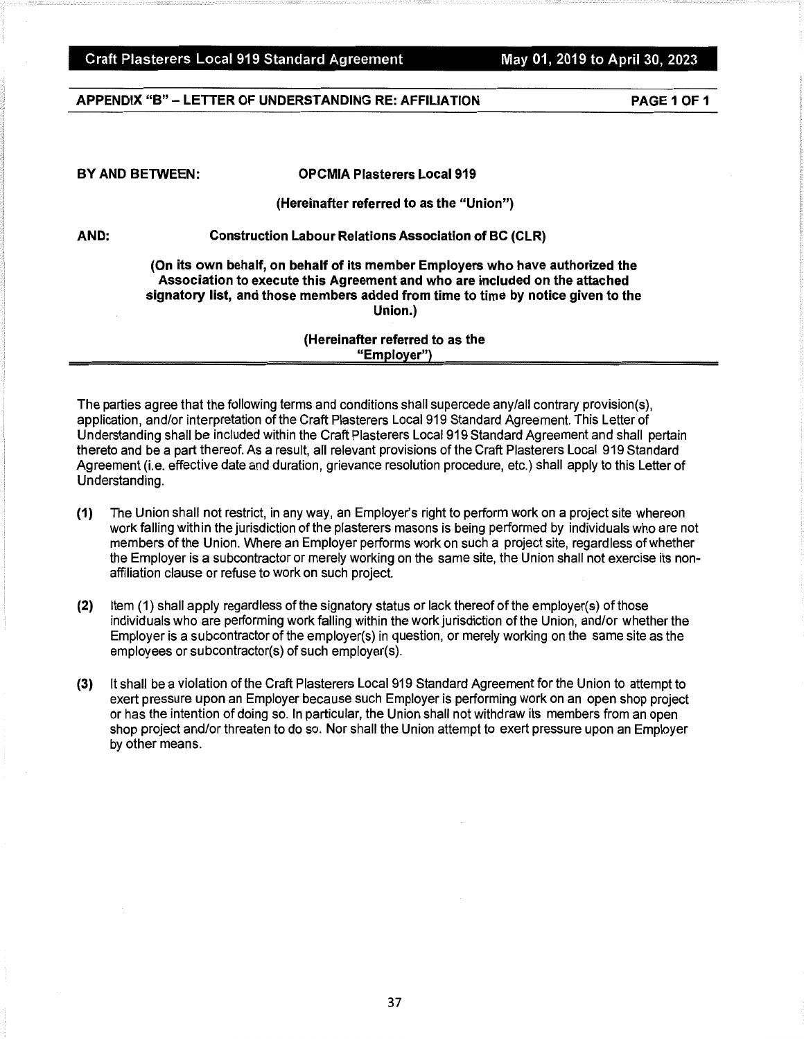## APPENDIX "B" – LETTER OF UNDERSTANDING RE: AFFILIATION

**PAGE 1 OF 1**

**BY AND BETWEEN:** **OPCMIA Plasterers Local 919**

**(Hereinafter referred to as the "Union")**

**AND:** **Construction Labour Relations Association of BC (CLR)**

**(On its own behalf, on behalf of its member Employers who have authorized the Association to execute this Agreement and who are included on the attached signatory list, and those members added from time to time by notice given to the Union.)**

**(Hereinafter referred to as the "Employer")**

The parties agree that the following terms and conditions shall supercede any/all contrary provision(s), application, and/or interpretation of the Craft Plasterers Local 919 Standard Agreement. This Letter of Understanding shall be included within the Craft Plasterers Local 919 Standard Agreement and shall pertain thereto and be a part thereof. As a result, all relevant provisions of the Craft Plasterers Local 919 Standard Agreement (i.e. effective date and duration, grievance resolution procedure, etc.) shall apply to this Letter of Understanding.

**(1)** The Union shall not restrict, in any way, an Employer's right to perform work on a project site whereon work falling within the jurisdiction of the plasterers masons is being performed by individuals who are not members of the Union. Where an Employer performs work on such a project site, regardless of whether the Employer is a subcontractor or merely working on the same site, the Union shall not exercise its non-affiliation clause or refuse to work on such project.

**(2)** Item (1) shall apply regardless of the signatory status or lack thereof of the employer(s) of those individuals who are performing work falling within the work jurisdiction of the Union, and/or whether the Employer is a subcontractor of the employer(s) in question, or merely working on the same site as the employees or subcontractor(s) of such employer(s).

**(3)** It shall be a violation of the Craft Plasterers Local 919 Standard Agreement for the Union to attempt to exert pressure upon an Employer because such Employer is performing work on an open shop project or has the intention of doing so. In particular, the Union shall not withdraw its members from an open shop project and/or threaten to do so. Nor shall the Union attempt to exert pressure upon an Employer by other means.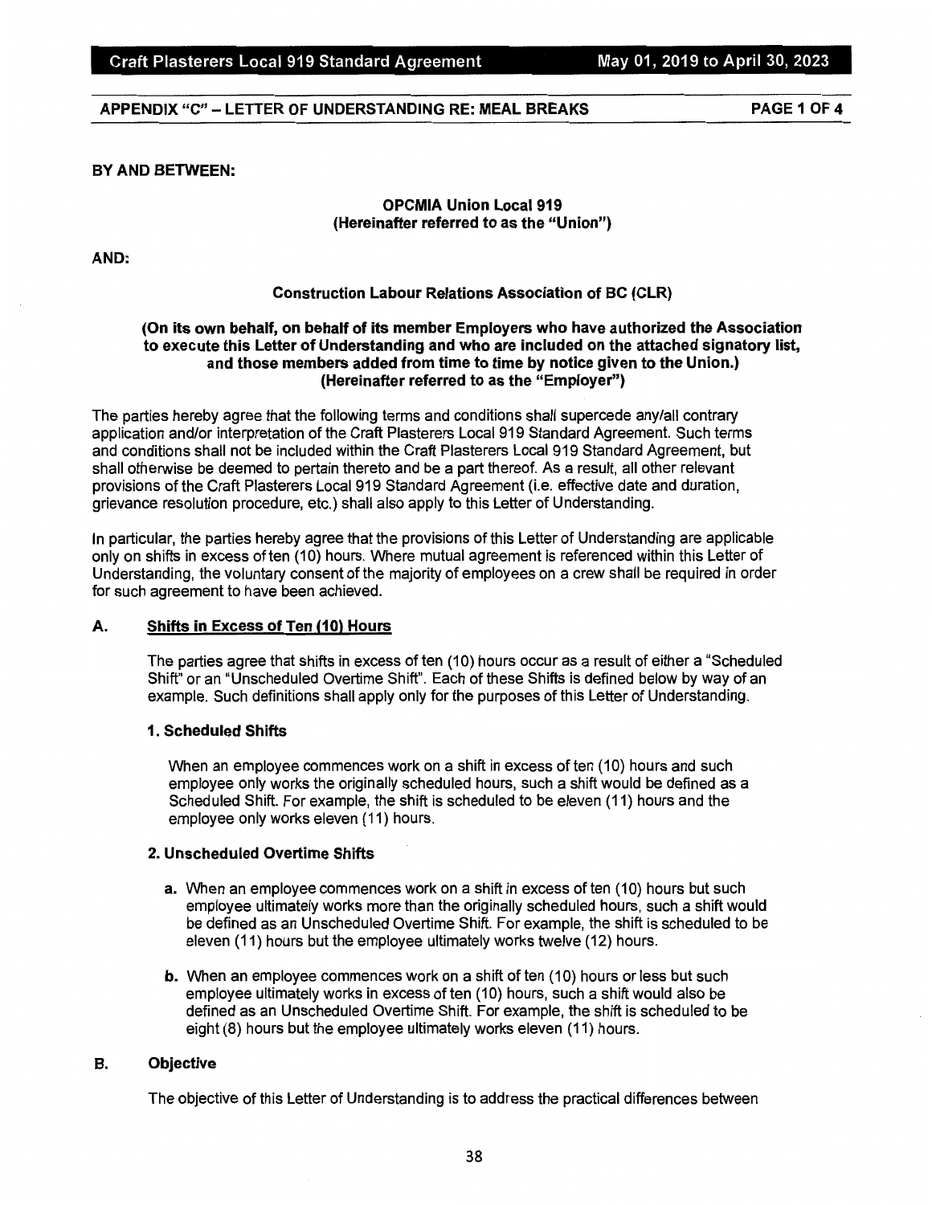## APPENDIX "C" – LETTER OF UNDERSTANDING RE: MEAL BREAKS

PAGE 1 OF 4

**BY AND BETWEEN:**

**OPCMIA Union Local 919**
**(Hereinafter referred to as the "Union")**

**AND:**

**Construction Labour Relations Association of BC (CLR)**

**(On its own behalf, on behalf of its member Employers who have authorized the Association to execute this Letter of Understanding and who are included on the attached signatory list, and those members added from time to time by notice given to the Union.)**
**(Hereinafter referred to as the "Employer")**

The parties hereby agree that the following terms and conditions shall supercede any/all contrary application and/or interpretation of the Craft Plasterers Local 919 Standard Agreement. Such terms and conditions shall not be included within the Craft Plasterers Local 919 Standard Agreement, but shall otherwise be deemed to pertain thereto and be a part thereof. As a result, all other relevant provisions of the Craft Plasterers Local 919 Standard Agreement (i.e. effective date and duration, grievance resolution procedure, etc.) shall also apply to this Letter of Understanding.

In particular, the parties hereby agree that the provisions of this Letter of Understanding are applicable only on shifts in excess of ten (10) hours. Where mutual agreement is referenced within this Letter of Understanding, the voluntary consent of the majority of employees on a crew shall be required in order for such agreement to have been achieved.

### A. Shifts in Excess of Ten (10) Hours

The parties agree that shifts in excess of ten (10) hours occur as a result of either a "Scheduled Shift" or an "Unscheduled Overtime Shift". Each of these Shifts is defined below by way of an example. Such definitions shall apply only for the purposes of this Letter of Understanding.

#### 1. Scheduled Shifts

When an employee commences work on a shift in excess of ten (10) hours and such employee only works the originally scheduled hours, such a shift would be defined as a Scheduled Shift. For example, the shift is scheduled to be eleven (11) hours and the employee only works eleven (11) hours.

#### 2. Unscheduled Overtime Shifts

**a.** When an employee commences work on a shift in excess of ten (10) hours but such employee ultimately works more than the originally scheduled hours, such a shift would be defined as an Unscheduled Overtime Shift. For example, the shift is scheduled to be eleven (11) hours but the employee ultimately works twelve (12) hours.

**b.** When an employee commences work on a shift of ten (10) hours or less but such employee ultimately works in excess of ten (10) hours, such a shift would also be defined as an Unscheduled Overtime Shift. For example, the shift is scheduled to be eight (8) hours but the employee ultimately works eleven (11) hours.

### B. Objective

The objective of this Letter of Understanding is to address the practical differences between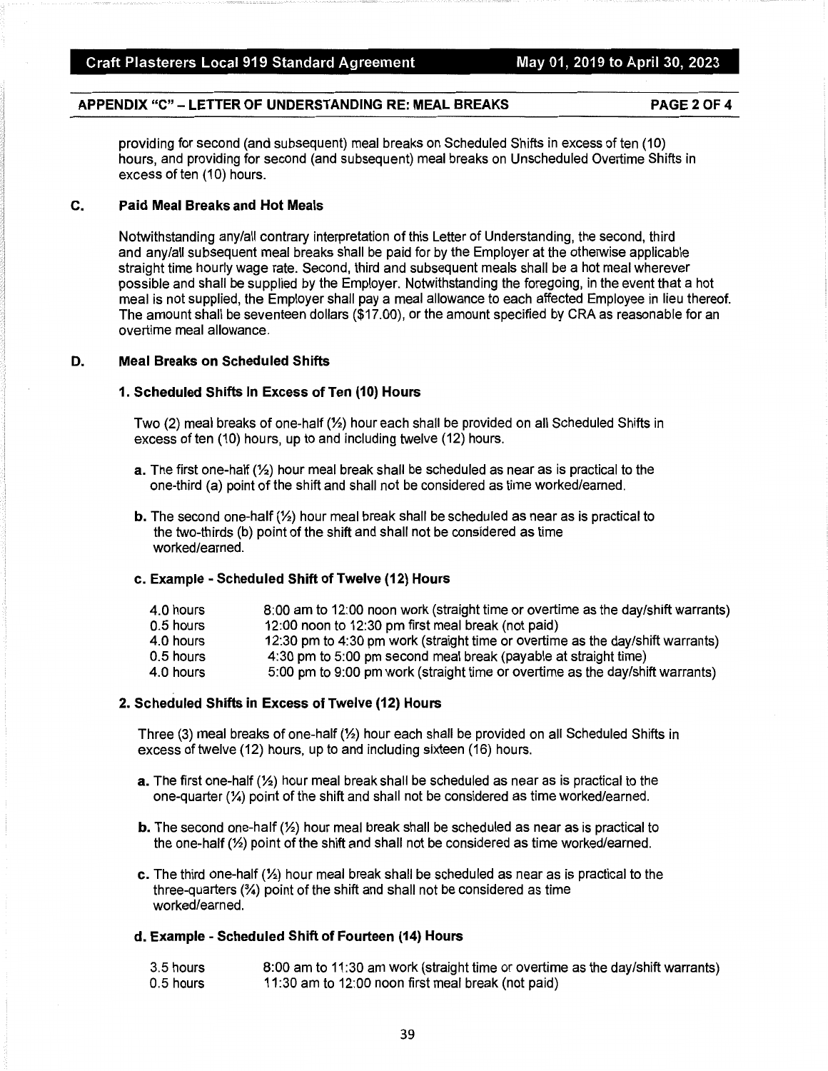providing for second (and subsequent) meal breaks on Scheduled Shifts in excess of ten (10) hours, and providing for second (and subsequent) meal breaks on Unscheduled Overtime Shifts in excess of ten (10) hours.

## C. Paid Meal Breaks and Hot Meals

Notwithstanding any/all contrary interpretation of this Letter of Understanding, the second, third and any/all subsequent meal breaks shall be paid for by the Employer at the otherwise applicable straight time hourly wage rate. Second, third and subsequent meals shall be a hot meal wherever possible and shall be supplied by the Employer. Notwithstanding the foregoing, in the event that a hot meal is not supplied, the Employer shall pay a meal allowance to each affected Employee in lieu thereof. The amount shall be seventeen dollars ($17.00), or the amount specified by CRA as reasonable for an overtime meal allowance.

## D. Meal Breaks on Scheduled Shifts

### 1. Scheduled Shifts In Excess of Ten (10) Hours

Two (2) meal breaks of one-half (½) hour each shall be provided on all Scheduled Shifts in excess of ten (10) hours, up to and including twelve (12) hours.

**a.** The first one-half (½) hour meal break shall be scheduled as near as is practical to the one-third (a) point of the shift and shall not be considered as time worked/earned.

**b.** The second one-half (½) hour meal break shall be scheduled as near as is practical to the two-thirds (b) point of the shift and shall not be considered as time worked/earned.

**c. Example - Scheduled Shift of Twelve (12) Hours**

| | |
|---|---|
| 4.0 hours | 8:00 am to 12:00 noon work (straight time or overtime as the day/shift warrants) |
| 0.5 hours | 12:00 noon to 12:30 pm first meal break (not paid) |
| 4.0 hours | 12:30 pm to 4:30 pm work (straight time or overtime as the day/shift warrants) |
| 0.5 hours | 4:30 pm to 5:00 pm second meal break (payable at straight time) |
| 4.0 hours | 5:00 pm to 9:00 pm work (straight time or overtime as the day/shift warrants) |

### 2. Scheduled Shifts in Excess of Twelve (12) Hours

Three (3) meal breaks of one-half (½) hour each shall be provided on all Scheduled Shifts in excess of twelve (12) hours, up to and including sixteen (16) hours.

**a.** The first one-half (½) hour meal break shall be scheduled as near as is practical to the one-quarter (¼) point of the shift and shall not be considered as time worked/earned.

**b.** The second one-half (½) hour meal break shall be scheduled as near as is practical to the one-half (½) point of the shift and shall not be considered as time worked/earned.

**c.** The third one-half (½) hour meal break shall be scheduled as near as is practical to the three-quarters (¾) point of the shift and shall not be considered as time worked/earned.

**d. Example - Scheduled Shift of Fourteen (14) Hours**

| | |
|---|---|
| 3.5 hours | 8:00 am to 11:30 am work (straight time or overtime as the day/shift warrants) |
| 0.5 hours | 11:30 am to 12:00 noon first meal break (not paid) |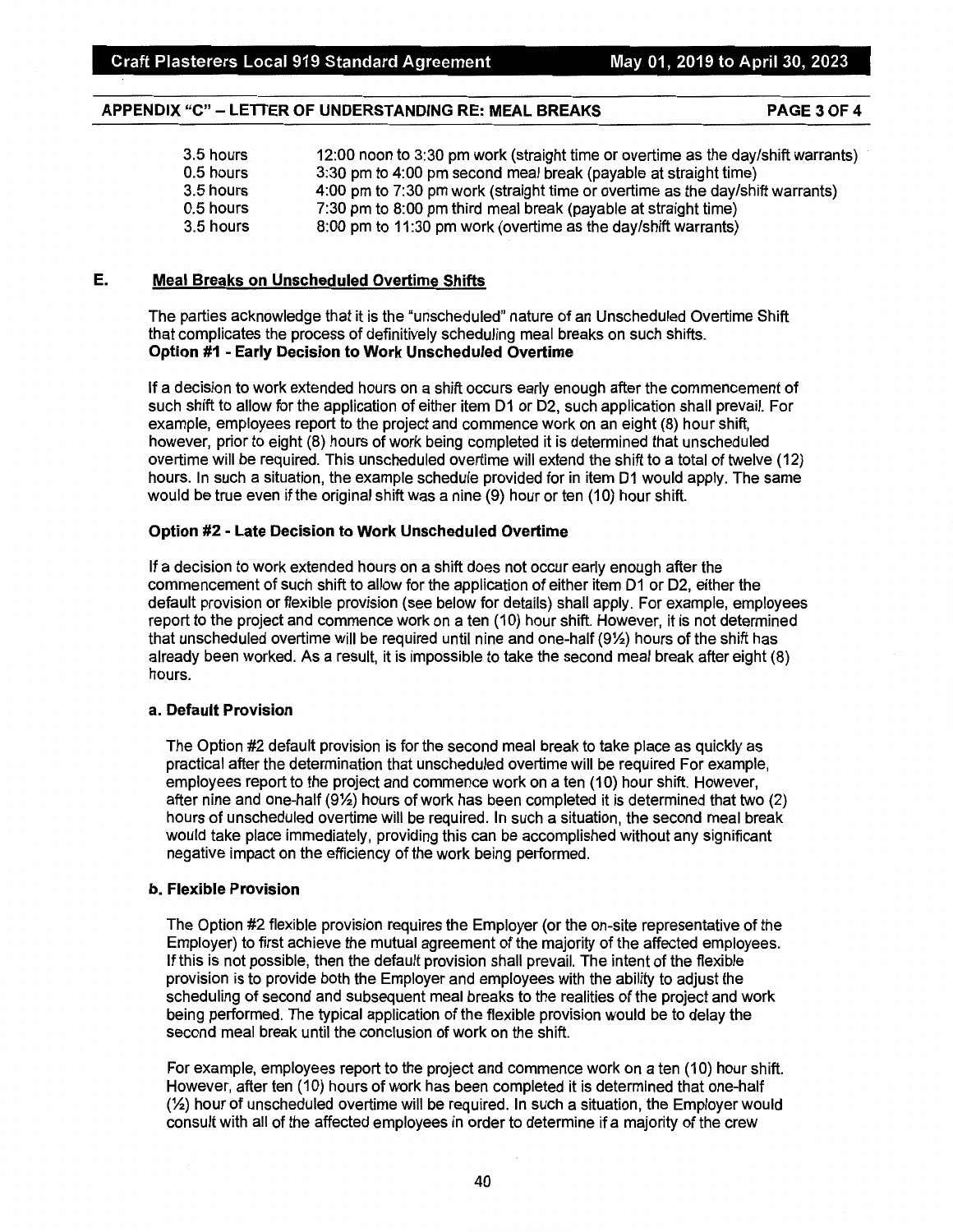## APPENDIX "C" – LETTER OF UNDERSTANDING RE: MEAL BREAKS

| | |
|---|---|
| 3.5 hours | 12:00 noon to 3:30 pm work (straight time or overtime as the day/shift warrants) |
| 0.5 hours | 3:30 pm to 4:00 pm second meal break (payable at straight time) |
| 3.5 hours | 4:00 pm to 7:30 pm work (straight time or overtime as the day/shift warrants) |
| 0.5 hours | 7:30 pm to 8:00 pm third meal break (payable at straight time) |
| 3.5 hours | 8:00 pm to 11:30 pm work (overtime as the day/shift warrants) |

### E. Meal Breaks on Unscheduled Overtime Shifts

The parties acknowledge that it is the "unscheduled" nature of an Unscheduled Overtime Shift that complicates the process of definitively scheduling meal breaks on such shifts.

**Option #1 - Early Decision to Work Unscheduled Overtime**

If a decision to work extended hours on a shift occurs early enough after the commencement of such shift to allow for the application of either item D1 or D2, such application shall prevail. For example, employees report to the project and commence work on an eight (8) hour shift, however, prior to eight (8) hours of work being completed it is determined that unscheduled overtime will be required. This unscheduled overtime will extend the shift to a total of twelve (12) hours. In such a situation, the example schedule provided for in item D1 would apply. The same would be true even if the original shift was a nine (9) hour or ten (10) hour shift.

**Option #2 - Late Decision to Work Unscheduled Overtime**

If a decision to work extended hours on a shift does not occur early enough after the commencement of such shift to allow for the application of either item D1 or D2, either the default provision or flexible provision (see below for details) shall apply. For example, employees report to the project and commence work on a ten (10) hour shift. However, it is not determined that unscheduled overtime will be required until nine and one-half (9½) hours of the shift has already been worked. As a result, it is impossible to take the second meal break after eight (8) hours.

**a. Default Provision**

The Option #2 default provision is for the second meal break to take place as quickly as practical after the determination that unscheduled overtime will be required For example, employees report to the project and commence work on a ten (10) hour shift. However, after nine and one-half (9½) hours of work has been completed it is determined that two (2) hours of unscheduled overtime will be required. In such a situation, the second meal break would take place immediately, providing this can be accomplished without any significant negative impact on the efficiency of the work being performed.

**b. Flexible Provision**

The Option #2 flexible provision requires the Employer (or the on-site representative of the Employer) to first achieve the mutual agreement of the majority of the affected employees. If this is not possible, then the default provision shall prevail. The intent of the flexible provision is to provide both the Employer and employees with the ability to adjust the scheduling of second and subsequent meal breaks to the realities of the project and work being performed. The typical application of the flexible provision would be to delay the second meal break until the conclusion of work on the shift.

For example, employees report to the project and commence work on a ten (10) hour shift. However, after ten (10) hours of work has been completed it is determined that one-half (½) hour of unscheduled overtime will be required. In such a situation, the Employer would consult with all of the affected employees in order to determine if a majority of the crew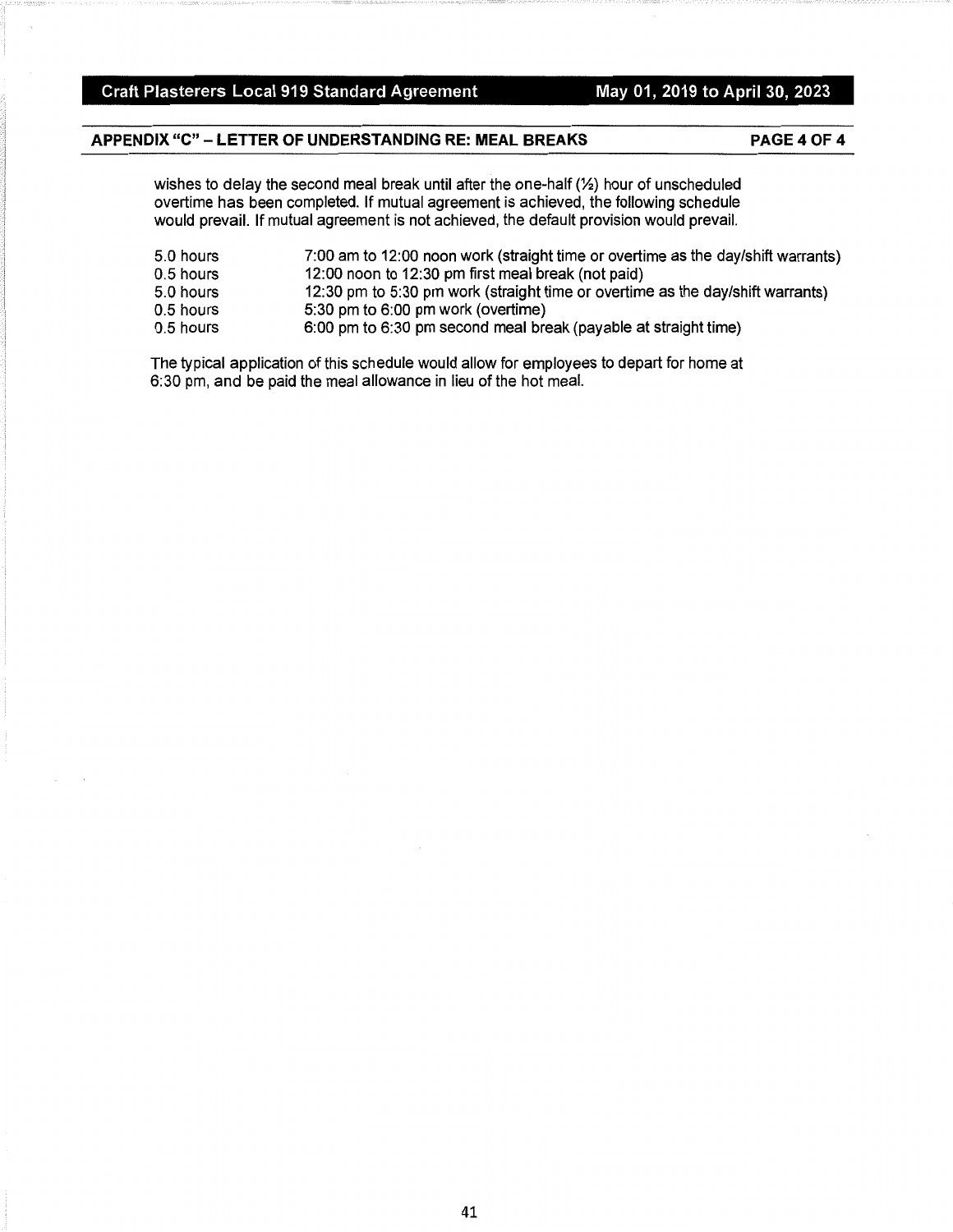## APPENDIX "C" – LETTER OF UNDERSTANDING RE: MEAL BREAKS

wishes to delay the second meal break until after the one-half (½) hour of unscheduled overtime has been completed. If mutual agreement is achieved, the following schedule would prevail. If mutual agreement is not achieved, the default provision would prevail.

| | |
|---|---|
| 5.0 hours | 7:00 am to 12:00 noon work (straight time or overtime as the day/shift warrants) |
| 0.5 hours | 12:00 noon to 12:30 pm first meal break (not paid) |
| 5.0 hours | 12:30 pm to 5:30 pm work (straight time or overtime as the day/shift warrants) |
| 0.5 hours | 5:30 pm to 6:00 pm work (overtime) |
| 0.5 hours | 6:00 pm to 6:30 pm second meal break (payable at straight time) |

The typical application of this schedule would allow for employees to depart for home at 6:30 pm, and be paid the meal allowance in lieu of the hot meal.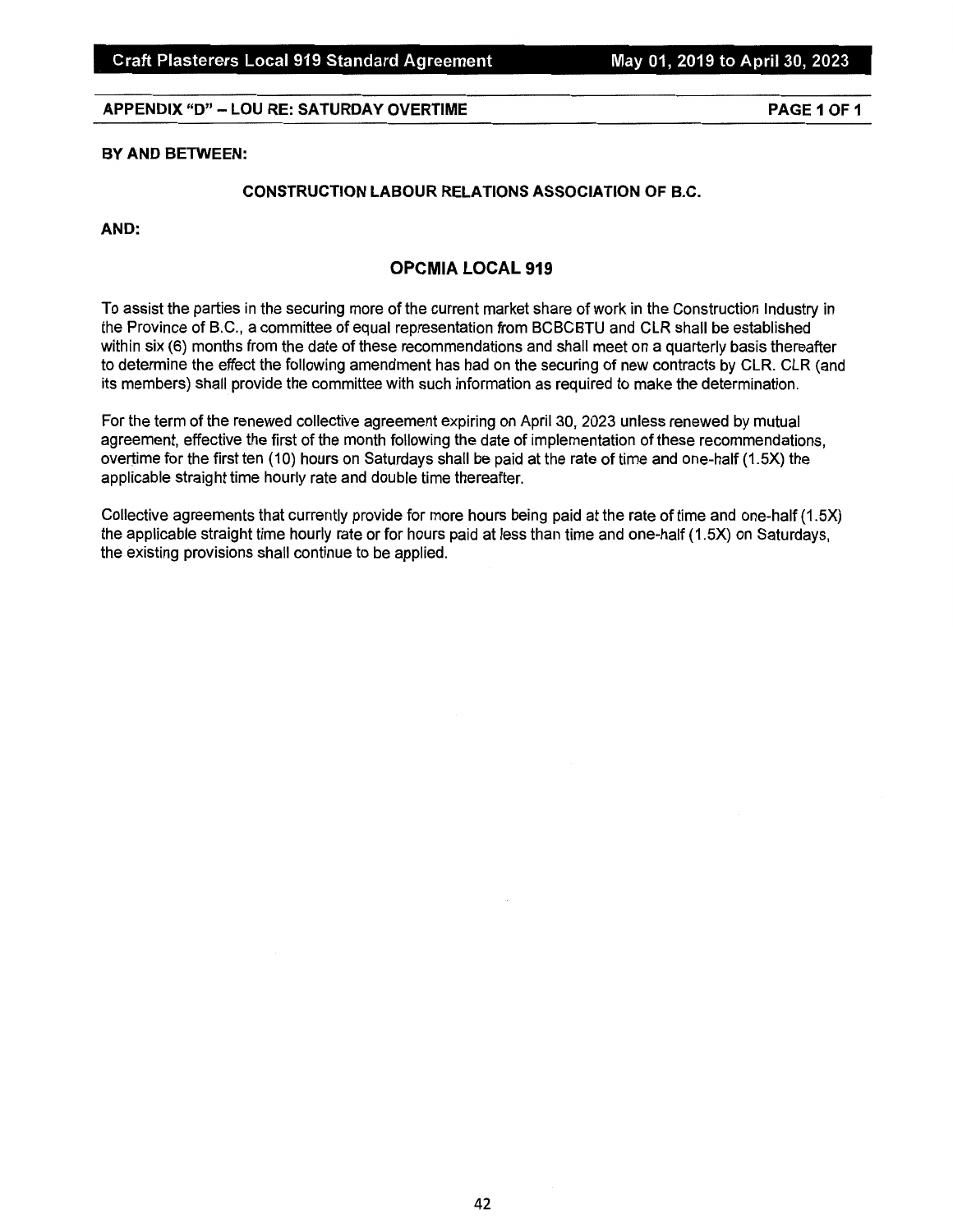## APPENDIX "D" – LOU RE: SATURDAY OVERTIME

**BY AND BETWEEN:**

**CONSTRUCTION LABOUR RELATIONS ASSOCIATION OF B.C.**

**AND:**

### OPCMIA LOCAL 919

To assist the parties in the securing more of the current market share of work in the Construction Industry in the Province of B.C., a committee of equal representation from BCBCBTU and CLR shall be established within six (6) months from the date of these recommendations and shall meet on a quarterly basis thereafter to determine the effect the following amendment has had on the securing of new contracts by CLR. CLR (and its members) shall provide the committee with such information as required to make the determination.

For the term of the renewed collective agreement expiring on April 30, 2023 unless renewed by mutual agreement, effective the first of the month following the date of implementation of these recommendations, overtime for the first ten (10) hours on Saturdays shall be paid at the rate of time and one-half (1.5X) the applicable straight time hourly rate and double time thereafter.

Collective agreements that currently provide for more hours being paid at the rate of time and one-half (1.5X) the applicable straight time hourly rate or for hours paid at less than time and one-half (1.5X) on Saturdays, the existing provisions shall continue to be applied.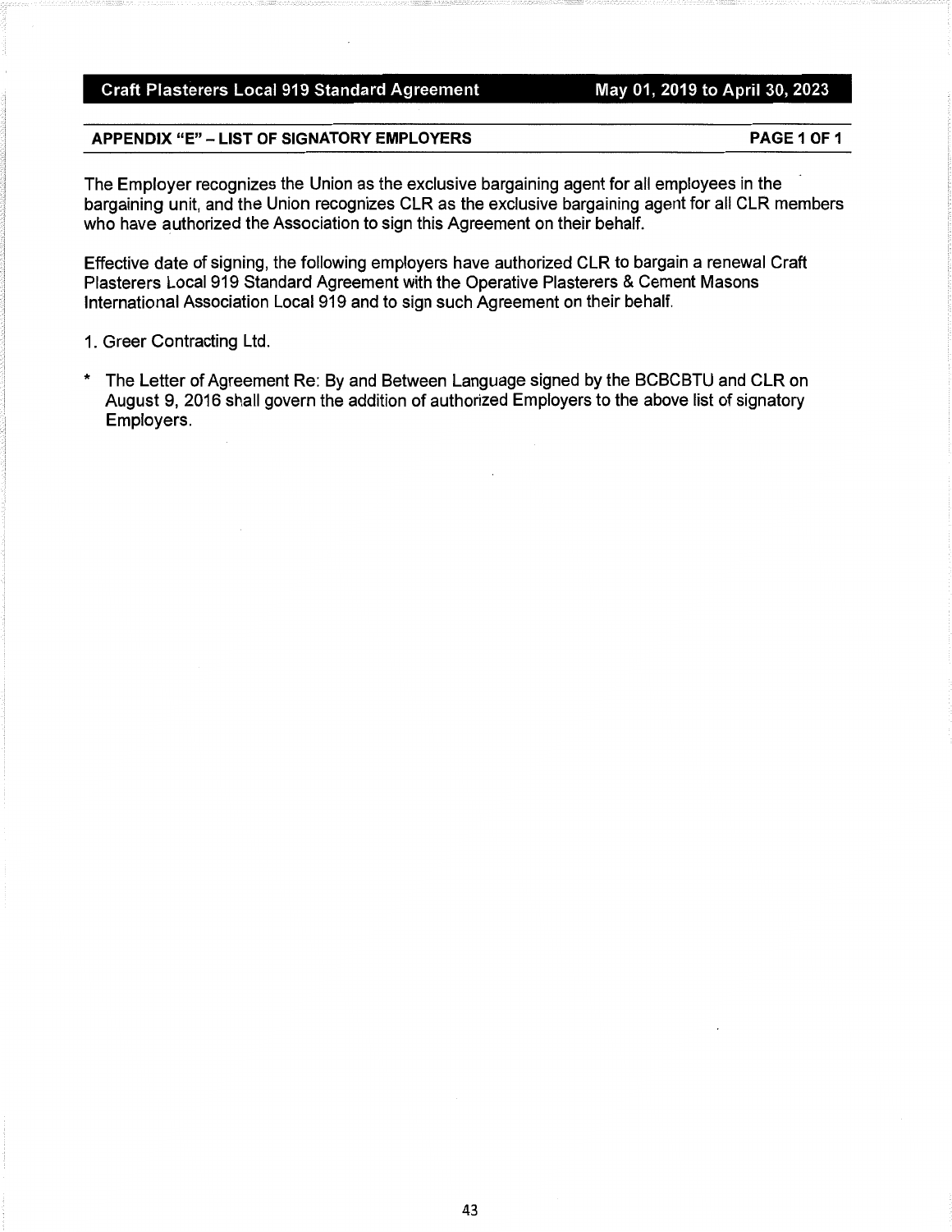## APPENDIX "E" – LIST OF SIGNATORY EMPLOYERS

The Employer recognizes the Union as the exclusive bargaining agent for all employees in the bargaining unit, and the Union recognizes CLR as the exclusive bargaining agent for all CLR members who have authorized the Association to sign this Agreement on their behalf.

Effective date of signing, the following employers have authorized CLR to bargain a renewal Craft Plasterers Local 919 Standard Agreement with the Operative Plasterers & Cement Masons International Association Local 919 and to sign such Agreement on their behalf.

1. Greer Contracting Ltd.

\* The Letter of Agreement Re: By and Between Language signed by the BCBCBTU and CLR on August 9, 2016 shall govern the addition of authorized Employers to the above list of signatory Employers.